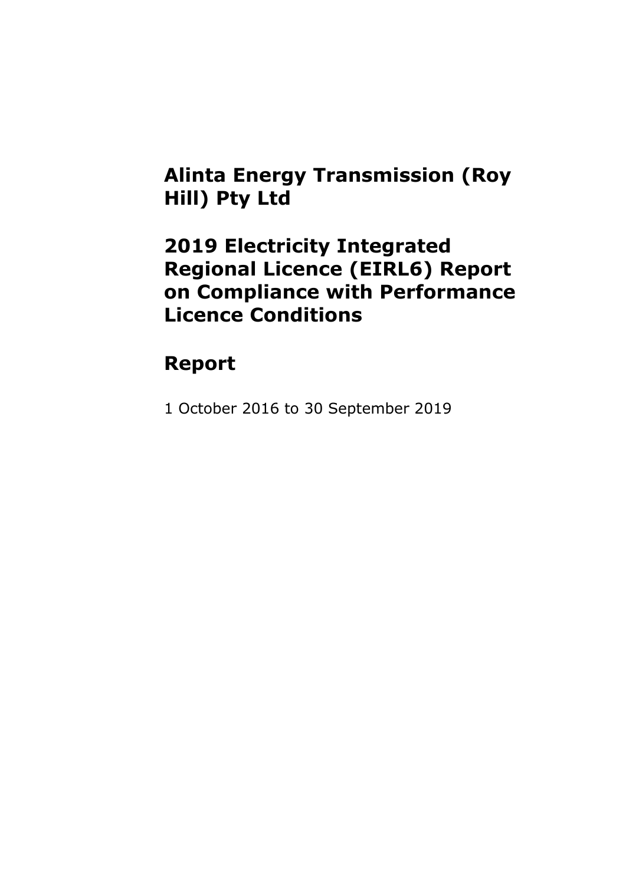# Alinta Energy Transmission (Roy Hill) Pty Ltd

# 2019 Electricity Integrated Regional Licence (EIRL6) Report on Compliance with Performance Licence Conditions

## Report

1 October 2016 to 30 September 2019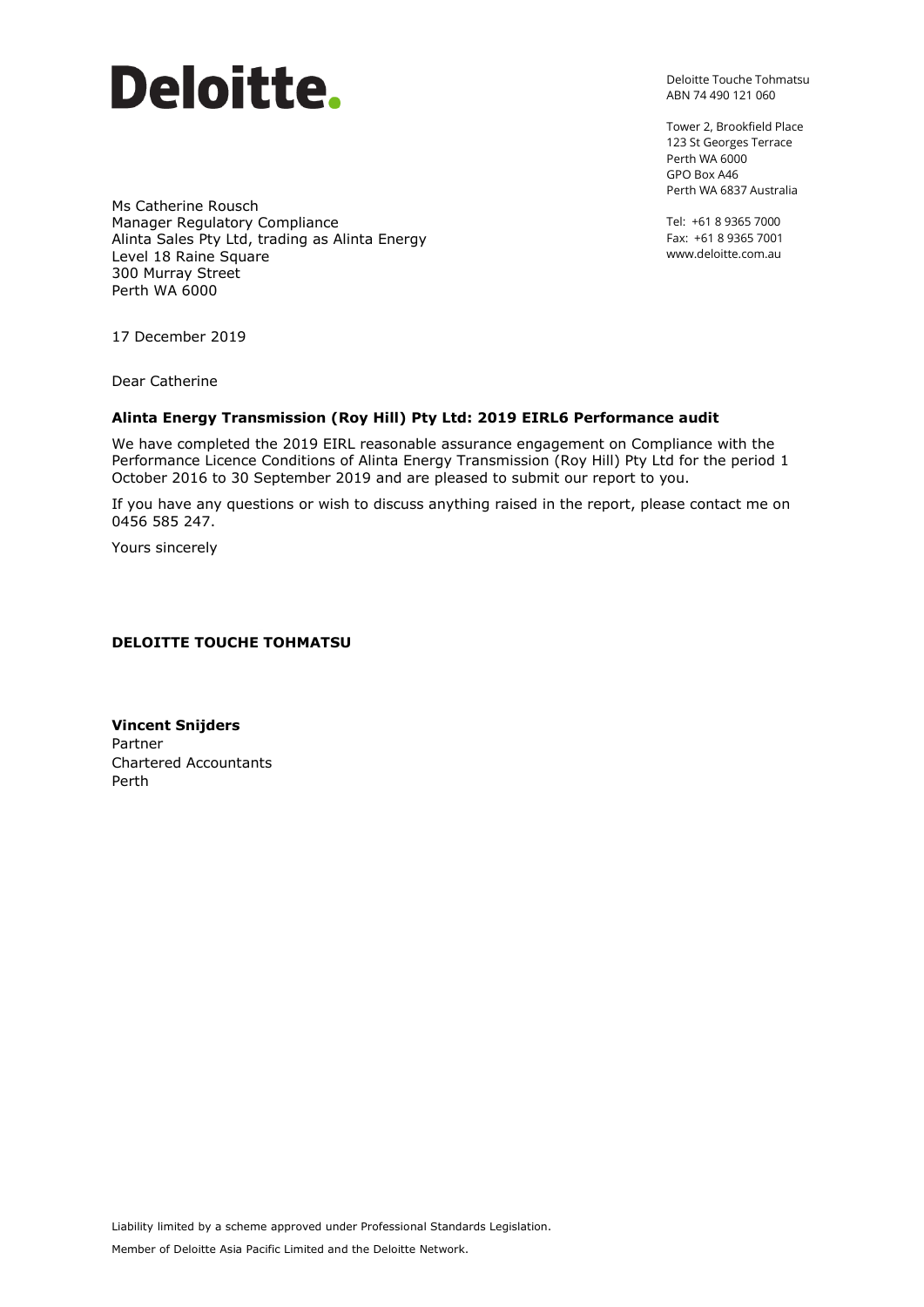**Deloitte.**

Deloitte Touche Tohmatsu
ABN 74 490 121 060

Tower 2, Brookfield Place
123 St Georges Terrace
Perth WA 6000
GPO Box A46
Perth WA 6837 Australia

Tel: +61 8 9365 7000
Fax: +61 8 9365 7001
www.deloitte.com.au

Ms Catherine Rousch
Manager Regulatory Compliance
Alinta Sales Pty Ltd, trading as Alinta Energy
Level 18 Raine Square
300 Murray Street
Perth WA 6000

17 December 2019

Dear Catherine

**Alinta Energy Transmission (Roy Hill) Pty Ltd: 2019 EIRL6 Performance audit**

We have completed the 2019 EIRL reasonable assurance engagement on Compliance with the Performance Licence Conditions of Alinta Energy Transmission (Roy Hill) Pty Ltd for the period 1 October 2016 to 30 September 2019 and are pleased to submit our report to you.

If you have any questions or wish to discuss anything raised in the report, please contact me on 0456 585 247.

Yours sincerely

**DELOITTE TOUCHE TOHMATSU**

**Vincent Snijders**
Partner
Chartered Accountants
Perth

Liability limited by a scheme approved under Professional Standards Legislation.

Member of Deloitte Asia Pacific Limited and the Deloitte Network.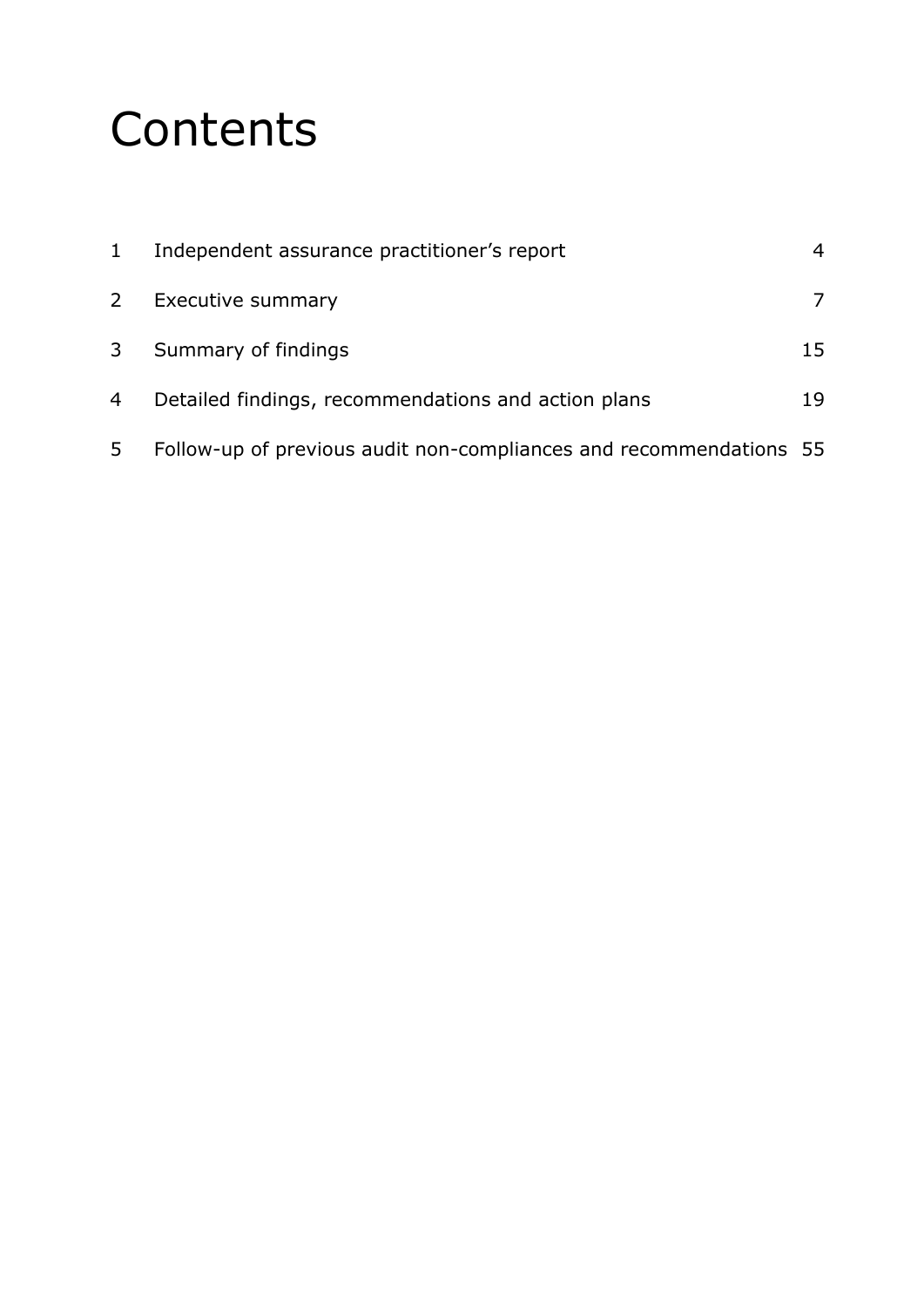# Contents

| | | |
|---|---|---|
| 1 | Independent assurance practitioner's report | 4 |
| 2 | Executive summary | 7 |
| 3 | Summary of findings | 15 |
| 4 | Detailed findings, recommendations and action plans | 19 |
| 5 | Follow-up of previous audit non-compliances and recommendations | 55 |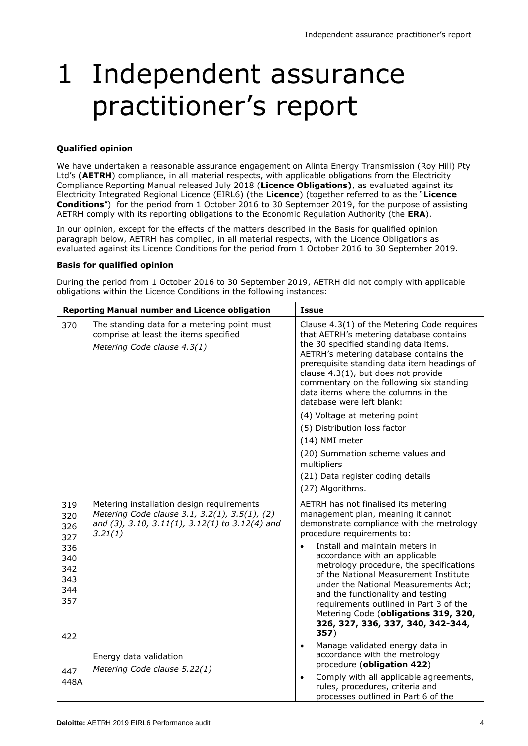# 1 Independent assurance practitioner's report

**Qualified opinion**

We have undertaken a reasonable assurance engagement on Alinta Energy Transmission (Roy Hill) Pty Ltd's (**AETRH**) compliance, in all material respects, with applicable obligations from the Electricity Compliance Reporting Manual released July 2018 (**Licence Obligations)**, as evaluated against its Electricity Integrated Regional Licence (EIRL6) (the **Licence**) (together referred to as the "**Licence Conditions**") for the period from 1 October 2016 to 30 September 2019, for the purpose of assisting AETRH comply with its reporting obligations to the Economic Regulation Authority (the **ERA**).

In our opinion, except for the effects of the matters described in the Basis for qualified opinion paragraph below, AETRH has complied, in all material respects, with the Licence Obligations as evaluated against its Licence Conditions for the period from 1 October 2016 to 30 September 2019.

**Basis for qualified opinion**

During the period from 1 October 2016 to 30 September 2019, AETRH did not comply with applicable obligations within the Licence Conditions in the following instances:

| Reporting Manual number and Licence obligation | | Issue |
|---|---|---|
| 370 | The standing data for a metering point must comprise at least the items specified<br>*Metering Code clause 4.3(1)* | Clause 4.3(1) of the Metering Code requires that AETRH's metering database contains the 30 specified standing data items. AETRH's metering database contains the prerequisite standing data item headings of clause 4.3(1), but does not provide commentary on the following six standing data items where the columns in the database were left blank:<br>(4) Voltage at metering point<br>(5) Distribution loss factor<br>(14) NMI meter<br>(20) Summation scheme values and multipliers<br>(21) Data register coding details<br>(27) Algorithms. |
| 319<br>320<br>326<br>327<br>336<br>340<br>342<br>343<br>344<br>357<br><br>422<br><br>447<br>448A | Metering installation design requirements<br>*Metering Code clause 3.1, 3.2(1), 3.5(1), (2) and (3), 3.10, 3.11(1), 3.12(1) to 3.12(4) and 3.21(1)*<br><br>Energy data validation<br>*Metering Code clause 5.22(1)* | AETRH has not finalised its metering management plan, meaning it cannot demonstrate compliance with the metrology procedure requirements to:<br>• Install and maintain meters in accordance with an applicable metrology procedure, the specifications of the National Measurement Institute under the National Measurements Act; and the functionality and testing requirements outlined in Part 3 of the Metering Code (**obligations 319, 320, 326, 327, 336, 337, 340, 342-344, 357**)<br>• Manage validated energy data in accordance with the metrology procedure (**obligation 422**)<br>• Comply with all applicable agreements, rules, procedures, criteria and processes outlined in Part 6 of the |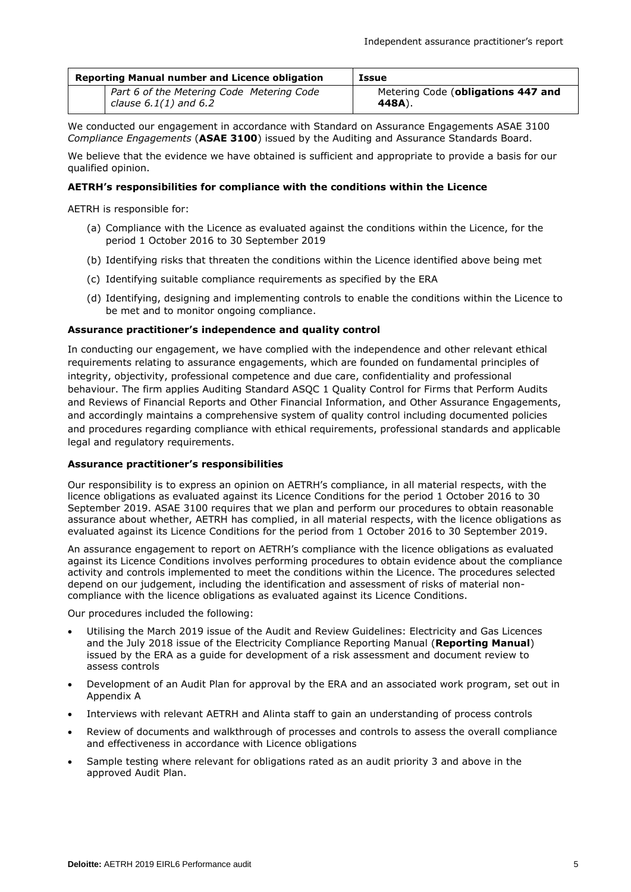| Reporting Manual number and Licence obligation | | Issue |
|---|---|---|
| | *Part 6 of the Metering Code Metering Code clause 6.1(1) and 6.2* | Metering Code (**obligations 447 and 448A**). |

We conducted our engagement in accordance with Standard on Assurance Engagements ASAE 3100 *Compliance Engagements* (**ASAE 3100**) issued by the Auditing and Assurance Standards Board.

We believe that the evidence we have obtained is sufficient and appropriate to provide a basis for our qualified opinion.

**AETRH's responsibilities for compliance with the conditions within the Licence**

AETRH is responsible for:

(a) Compliance with the Licence as evaluated against the conditions within the Licence, for the period 1 October 2016 to 30 September 2019

(b) Identifying risks that threaten the conditions within the Licence identified above being met

(c) Identifying suitable compliance requirements as specified by the ERA

(d) Identifying, designing and implementing controls to enable the conditions within the Licence to be met and to monitor ongoing compliance.

**Assurance practitioner's independence and quality control**

In conducting our engagement, we have complied with the independence and other relevant ethical requirements relating to assurance engagements, which are founded on fundamental principles of integrity, objectivity, professional competence and due care, confidentiality and professional behaviour. The firm applies Auditing Standard ASQC 1 Quality Control for Firms that Perform Audits and Reviews of Financial Reports and Other Financial Information, and Other Assurance Engagements, and accordingly maintains a comprehensive system of quality control including documented policies and procedures regarding compliance with ethical requirements, professional standards and applicable legal and regulatory requirements.

**Assurance practitioner's responsibilities**

Our responsibility is to express an opinion on AETRH's compliance, in all material respects, with the licence obligations as evaluated against its Licence Conditions for the period 1 October 2016 to 30 September 2019. ASAE 3100 requires that we plan and perform our procedures to obtain reasonable assurance about whether, AETRH has complied, in all material respects, with the licence obligations as evaluated against its Licence Conditions for the period from 1 October 2016 to 30 September 2019.

An assurance engagement to report on AETRH's compliance with the licence obligations as evaluated against its Licence Conditions involves performing procedures to obtain evidence about the compliance activity and controls implemented to meet the conditions within the Licence. The procedures selected depend on our judgement, including the identification and assessment of risks of material non-compliance with the licence obligations as evaluated against its Licence Conditions.

Our procedures included the following:

- Utilising the March 2019 issue of the Audit and Review Guidelines: Electricity and Gas Licences and the July 2018 issue of the Electricity Compliance Reporting Manual (**Reporting Manual**) issued by the ERA as a guide for development of a risk assessment and document review to assess controls
- Development of an Audit Plan for approval by the ERA and an associated work program, set out in Appendix A
- Interviews with relevant AETRH and Alinta staff to gain an understanding of process controls
- Review of documents and walkthrough of processes and controls to assess the overall compliance and effectiveness in accordance with Licence obligations
- Sample testing where relevant for obligations rated as an audit priority 3 and above in the approved Audit Plan.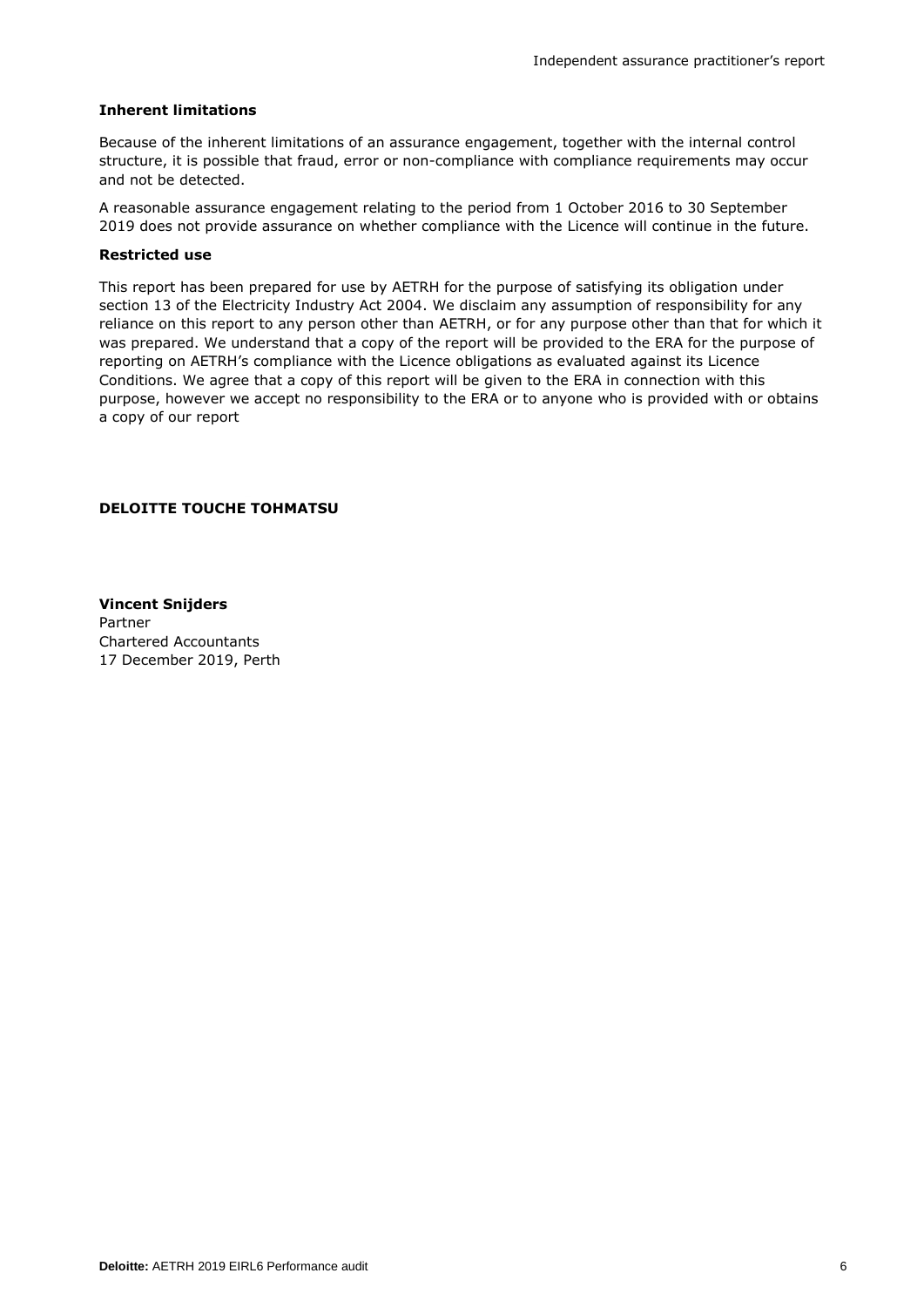**Inherent limitations**

Because of the inherent limitations of an assurance engagement, together with the internal control structure, it is possible that fraud, error or non-compliance with compliance requirements may occur and not be detected.

A reasonable assurance engagement relating to the period from 1 October 2016 to 30 September 2019 does not provide assurance on whether compliance with the Licence will continue in the future.

**Restricted use**

This report has been prepared for use by AETRH for the purpose of satisfying its obligation under section 13 of the Electricity Industry Act 2004. We disclaim any assumption of responsibility for any reliance on this report to any person other than AETRH, or for any purpose other than that for which it was prepared. We understand that a copy of the report will be provided to the ERA for the purpose of reporting on AETRH's compliance with the Licence obligations as evaluated against its Licence Conditions. We agree that a copy of this report will be given to the ERA in connection with this purpose, however we accept no responsibility to the ERA or to anyone who is provided with or obtains a copy of our report

**DELOITTE TOUCHE TOHMATSU**

**Vincent Snijders**
Partner
Chartered Accountants
17 December 2019, Perth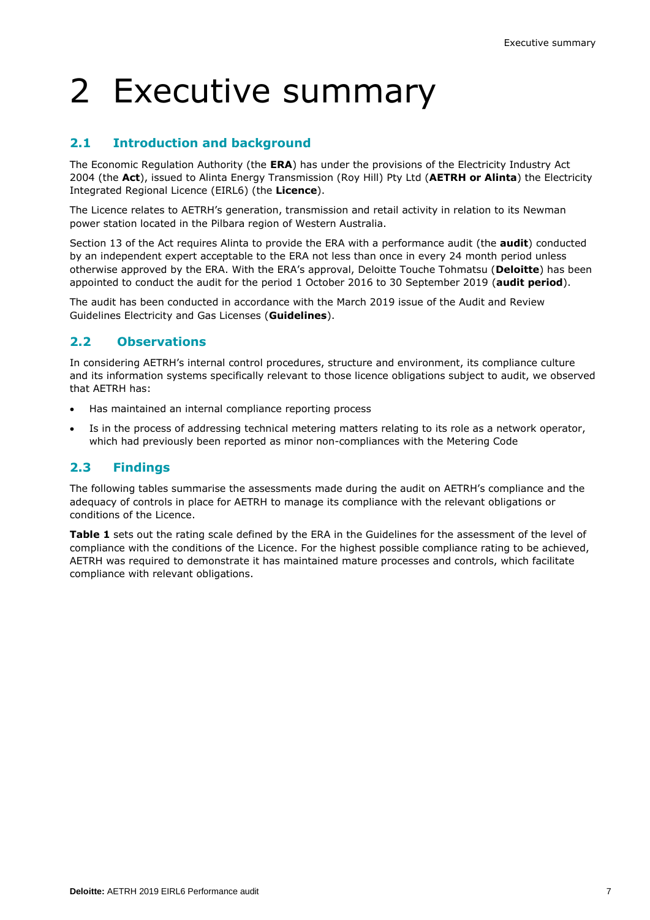# 2 Executive summary

## 2.1 Introduction and background

The Economic Regulation Authority (the **ERA**) has under the provisions of the Electricity Industry Act 2004 (the **Act**), issued to Alinta Energy Transmission (Roy Hill) Pty Ltd (**AETRH or Alinta**) the Electricity Integrated Regional Licence (EIRL6) (the **Licence**).

The Licence relates to AETRH's generation, transmission and retail activity in relation to its Newman power station located in the Pilbara region of Western Australia.

Section 13 of the Act requires Alinta to provide the ERA with a performance audit (the **audit**) conducted by an independent expert acceptable to the ERA not less than once in every 24 month period unless otherwise approved by the ERA. With the ERA's approval, Deloitte Touche Tohmatsu (**Deloitte**) has been appointed to conduct the audit for the period 1 October 2016 to 30 September 2019 (**audit period**).

The audit has been conducted in accordance with the March 2019 issue of the Audit and Review Guidelines Electricity and Gas Licenses (**Guidelines**).

## 2.2 Observations

In considering AETRH's internal control procedures, structure and environment, its compliance culture and its information systems specifically relevant to those licence obligations subject to audit, we observed that AETRH has:

- Has maintained an internal compliance reporting process
- Is in the process of addressing technical metering matters relating to its role as a network operator, which had previously been reported as minor non-compliances with the Metering Code

## 2.3 Findings

The following tables summarise the assessments made during the audit on AETRH's compliance and the adequacy of controls in place for AETRH to manage its compliance with the relevant obligations or conditions of the Licence.

**Table 1** sets out the rating scale defined by the ERA in the Guidelines for the assessment of the level of compliance with the conditions of the Licence. For the highest possible compliance rating to be achieved, AETRH was required to demonstrate it has maintained mature processes and controls, which facilitate compliance with relevant obligations.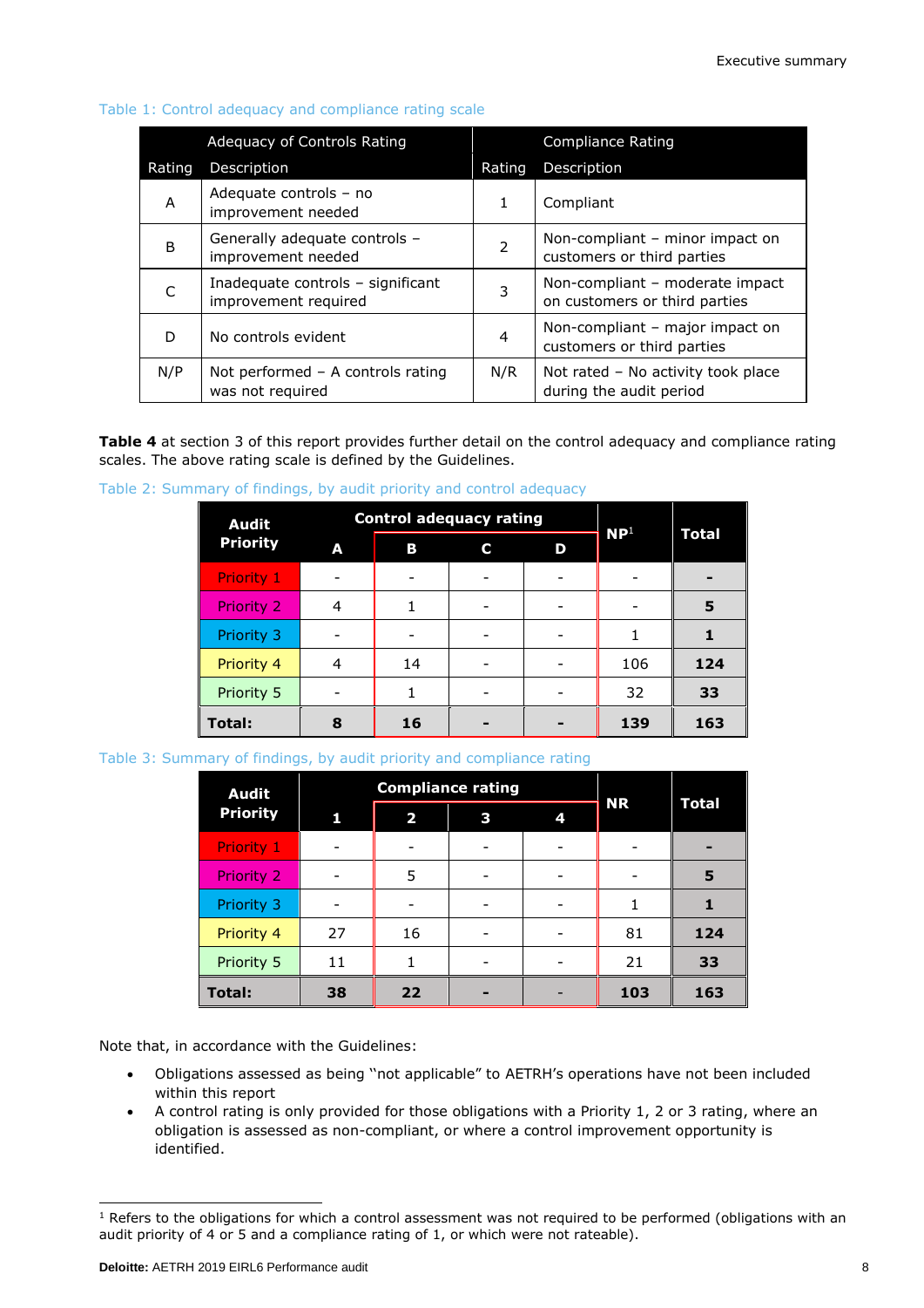Table 1: Control adequacy and compliance rating scale

| Adequacy of Controls Rating | | Compliance Rating | |
|---|---|---|---|
| Rating | Description | Rating | Description |
| A | Adequate controls – no improvement needed | 1 | Compliant |
| B | Generally adequate controls – improvement needed | 2 | Non-compliant – minor impact on customers or third parties |
| C | Inadequate controls – significant improvement required | 3 | Non-compliant – moderate impact on customers or third parties |
| D | No controls evident | 4 | Non-compliant – major impact on customers or third parties |
| N/P | Not performed – A controls rating was not required | N/R | Not rated – No activity took place during the audit period |

**Table 4** at section 3 of this report provides further detail on the control adequacy and compliance rating scales. The above rating scale is defined by the Guidelines.

Table 2: Summary of findings, by audit priority and control adequacy

| Audit Priority | Control adequacy rating | | | | NP[1] | Total |
|---|---|---|---|---|---|---|
| | A | B | C | D | | |
| Priority 1 | - | - | - | - | - | **-** |
| Priority 2 | 4 | 1 | - | - | - | **5** |
| Priority 3 | - | - | - | - | 1 | **1** |
| Priority 4 | 4 | 14 | - | - | 106 | **124** |
| Priority 5 | - | 1 | - | - | 32 | **33** |
| **Total:** | **8** | **16** | **-** | **-** | **139** | **163** |

Table 3: Summary of findings, by audit priority and compliance rating

| Audit Priority | Compliance rating | | | | NR | Total |
|---|---|---|---|---|---|---|
| | 1 | 2 | 3 | 4 | | |
| Priority 1 | - | - | - | - | - | **-** |
| Priority 2 | - | 5 | - | - | - | **5** |
| Priority 3 | - | - | - | - | 1 | **1** |
| Priority 4 | 27 | 16 | - | - | 81 | **124** |
| Priority 5 | 11 | 1 | - | - | 21 | **33** |
| **Total:** | **38** | **22** | **-** | **-** | **103** | **163** |

Note that, in accordance with the Guidelines:

- Obligations assessed as being "not applicable" to AETRH's operations have not been included within this report
- A control rating is only provided for those obligations with a Priority 1, 2 or 3 rating, where an obligation is assessed as non-compliant, or where a control improvement opportunity is identified.

[1] Refers to the obligations for which a control assessment was not required to be performed (obligations with an audit priority of 4 or 5 and a compliance rating of 1, or which were not rateable).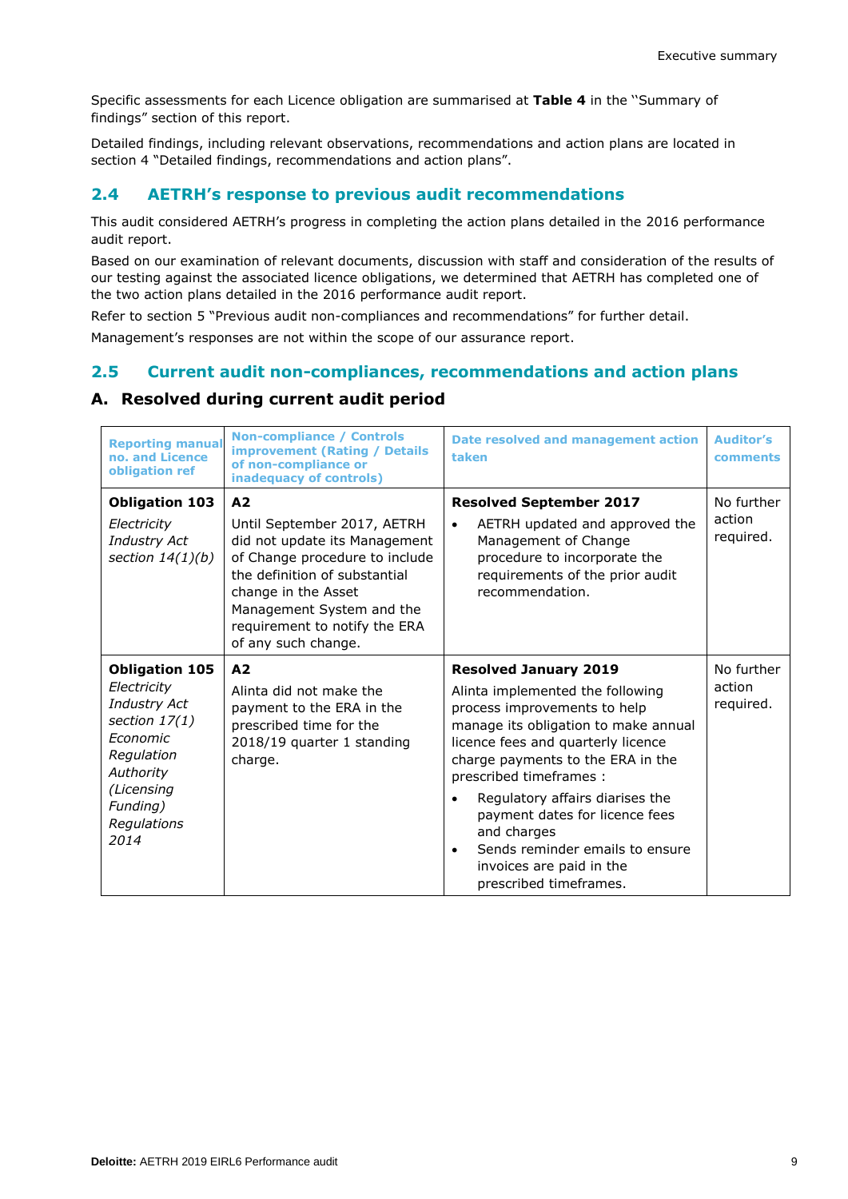Specific assessments for each Licence obligation are summarised at **Table 4** in the "Summary of findings" section of this report.

Detailed findings, including relevant observations, recommendations and action plans are located in section 4 "Detailed findings, recommendations and action plans".

## 2.4 AETRH's response to previous audit recommendations

This audit considered AETRH's progress in completing the action plans detailed in the 2016 performance audit report.

Based on our examination of relevant documents, discussion with staff and consideration of the results of our testing against the associated licence obligations, we determined that AETRH has completed one of the two action plans detailed in the 2016 performance audit report.

Refer to section 5 "Previous audit non-compliances and recommendations" for further detail.

Management's responses are not within the scope of our assurance report.

## 2.5 Current audit non-compliances, recommendations and action plans

### A. Resolved during current audit period

| Reporting manual no. and Licence obligation ref | Non-compliance / Controls improvement (Rating / Details of non-compliance or inadequacy of controls) | Date resolved and management action taken | Auditor's comments |
|---|---|---|---|
| **Obligation 103**<br>*Electricity Industry Act section 14(1)(b)* | **A2**<br>Until September 2017, AETRH did not update its Management of Change procedure to include the definition of substantial change in the Asset Management System and the requirement to notify the ERA of any such change. | **Resolved September 2017**<br>• AETRH updated and approved the Management of Change procedure to incorporate the requirements of the prior audit recommendation. | No further action required. |
| **Obligation 105**<br>*Electricity Industry Act section 17(1) Economic Regulation Authority (Licensing Funding) Regulations 2014* | **A2**<br>Alinta did not make the payment to the ERA in the prescribed time for the 2018/19 quarter 1 standing charge. | **Resolved January 2019**<br>Alinta implemented the following process improvements to help manage its obligation to make annual licence fees and quarterly licence charge payments to the ERA in the prescribed timeframes :<br>• Regulatory affairs diarises the payment dates for licence fees and charges<br>• Sends reminder emails to ensure invoices are paid in the prescribed timeframes. | No further action required. |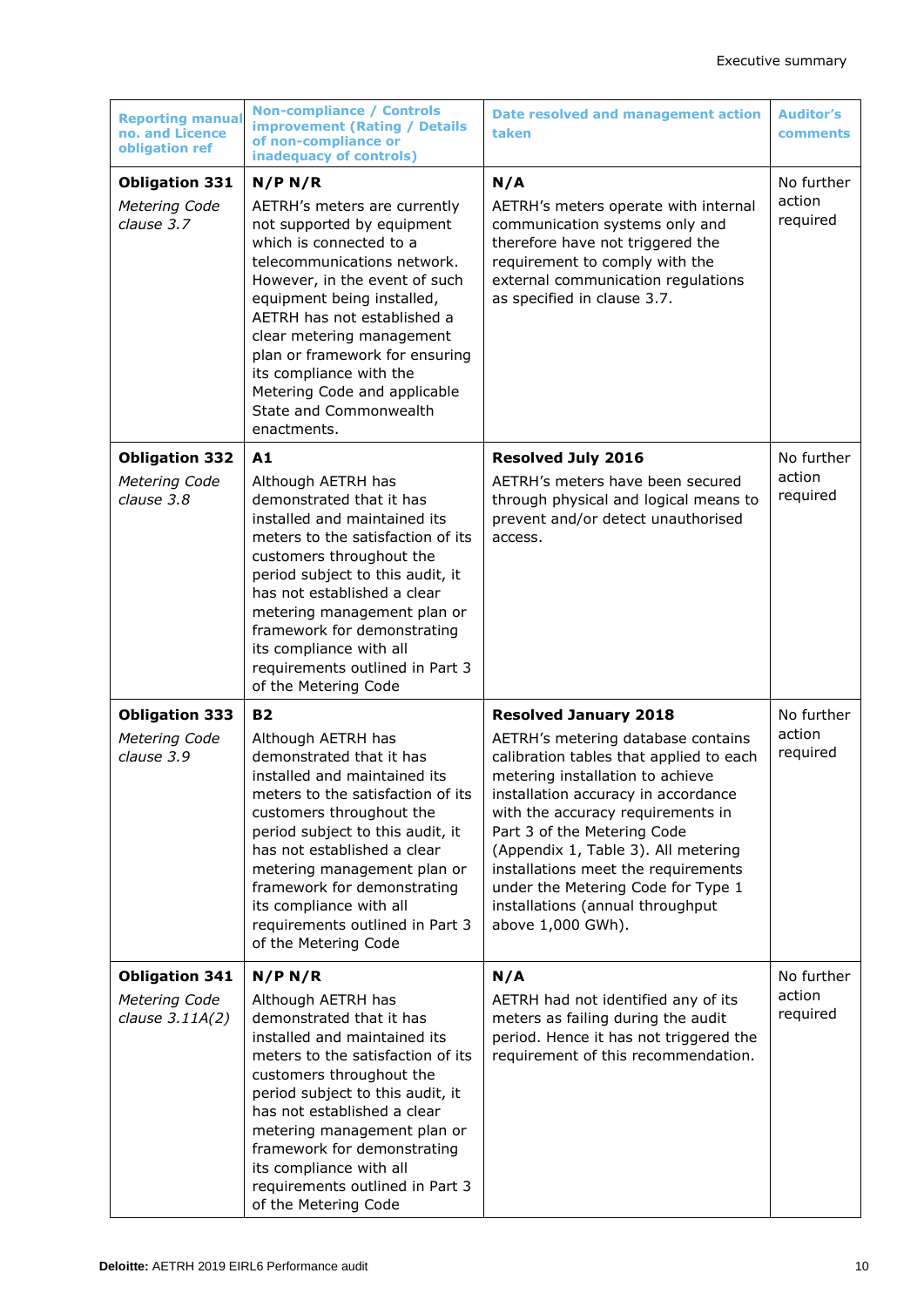| Reporting manual no. and Licence obligation ref | Non-compliance / Controls improvement (Rating / Details of non-compliance or inadequacy of controls) | Date resolved and management action taken | Auditor's comments |
|---|---|---|---|
| **Obligation 331** *Metering Code clause 3.7* | **N/P N/R** AETRH's meters are currently not supported by equipment which is connected to a telecommunications network. However, in the event of such equipment being installed, AETRH has not established a clear metering management plan or framework for ensuring its compliance with the Metering Code and applicable State and Commonwealth enactments. | **N/A** AETRH's meters operate with internal communication systems only and therefore have not triggered the requirement to comply with the external communication regulations as specified in clause 3.7. | No further action required |
| **Obligation 332** *Metering Code clause 3.8* | **A1** Although AETRH has demonstrated that it has installed and maintained its meters to the satisfaction of its customers throughout the period subject to this audit, it has not established a clear metering management plan or framework for demonstrating its compliance with all requirements outlined in Part 3 of the Metering Code | **Resolved July 2016** AETRH's meters have been secured through physical and logical means to prevent and/or detect unauthorised access. | No further action required |
| **Obligation 333** *Metering Code clause 3.9* | **B2** Although AETRH has demonstrated that it has installed and maintained its meters to the satisfaction of its customers throughout the period subject to this audit, it has not established a clear metering management plan or framework for demonstrating its compliance with all requirements outlined in Part 3 of the Metering Code | **Resolved January 2018** AETRH's metering database contains calibration tables that applied to each metering installation to achieve installation accuracy in accordance with the accuracy requirements in Part 3 of the Metering Code (Appendix 1, Table 3). All metering installations meet the requirements under the Metering Code for Type 1 installations (annual throughput above 1,000 GWh). | No further action required |
| **Obligation 341** *Metering Code clause 3.11A(2)* | **N/P N/R** Although AETRH has demonstrated that it has installed and maintained its meters to the satisfaction of its customers throughout the period subject to this audit, it has not established a clear metering management plan or framework for demonstrating its compliance with all requirements outlined in Part 3 of the Metering Code | **N/A** AETRH had not identified any of its meters as failing during the audit period. Hence it has not triggered the requirement of this recommendation. | No further action required |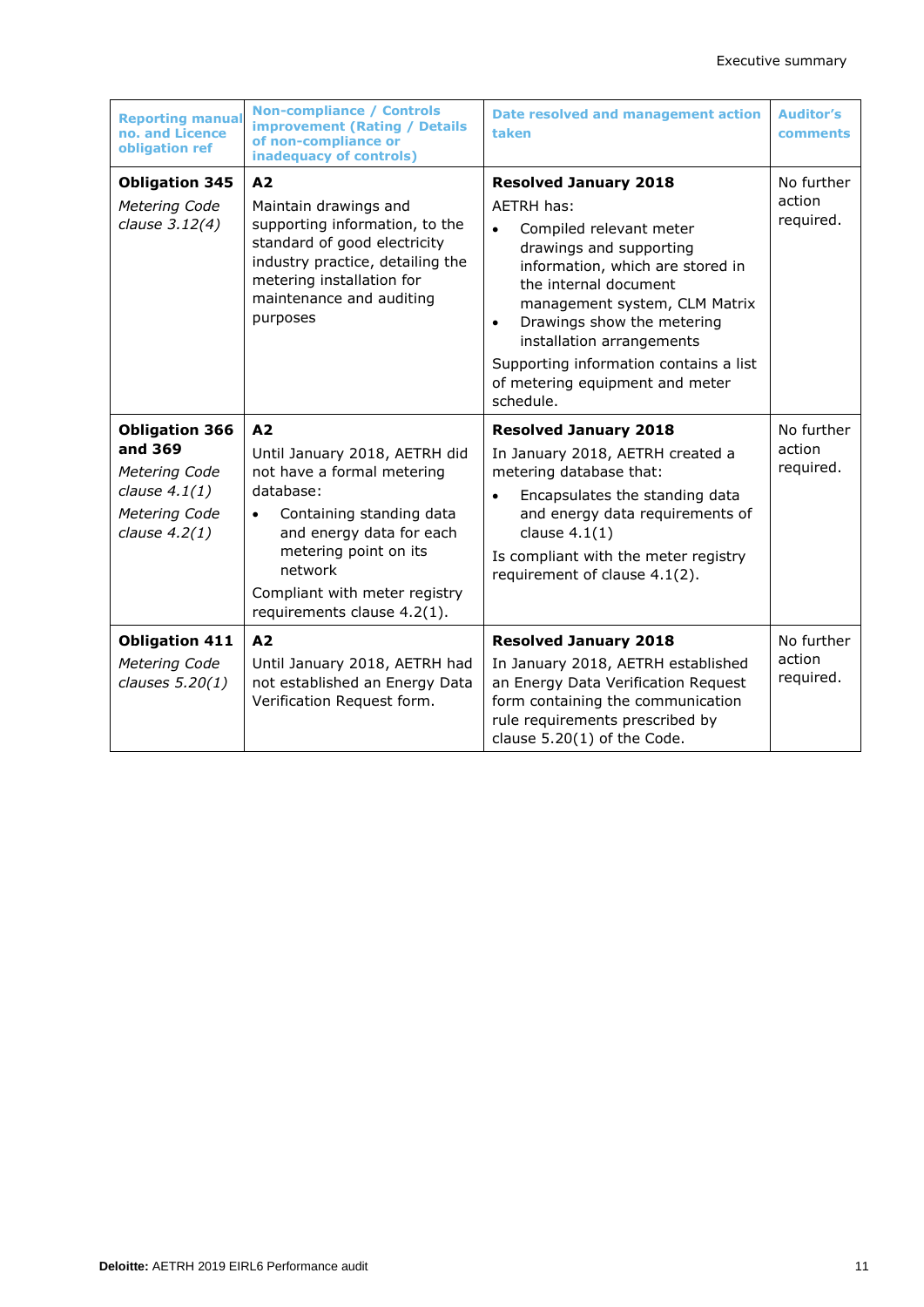| Reporting manual no. and Licence obligation ref | Non-compliance / Controls improvement (Rating / Details of non-compliance or inadequacy of controls) | Date resolved and management action taken | Auditor's comments |
|---|---|---|---|
| **Obligation 345**<br>*Metering Code clause 3.12(4)* | **A2**<br>Maintain drawings and supporting information, to the standard of good electricity industry practice, detailing the metering installation for maintenance and auditing purposes | **Resolved January 2018**<br>AETRH has:<br>• Compiled relevant meter drawings and supporting information, which are stored in the internal document management system, CLM Matrix<br>• Drawings show the metering installation arrangements<br>Supporting information contains a list of metering equipment and meter schedule. | No further action required. |
| **Obligation 366 and 369**<br>*Metering Code clause 4.1(1)*<br>*Metering Code clause 4.2(1)* | **A2**<br>Until January 2018, AETRH did not have a formal metering database:<br>• Containing standing data and energy data for each metering point on its network<br>Compliant with meter registry requirements clause 4.2(1). | **Resolved January 2018**<br>In January 2018, AETRH created a metering database that:<br>• Encapsulates the standing data and energy data requirements of clause 4.1(1)<br>Is compliant with the meter registry requirement of clause 4.1(2). | No further action required. |
| **Obligation 411**<br>*Metering Code clauses 5.20(1)* | **A2**<br>Until January 2018, AETRH had not established an Energy Data Verification Request form. | **Resolved January 2018**<br>In January 2018, AETRH established an Energy Data Verification Request form containing the communication rule requirements prescribed by clause 5.20(1) of the Code. | No further action required. |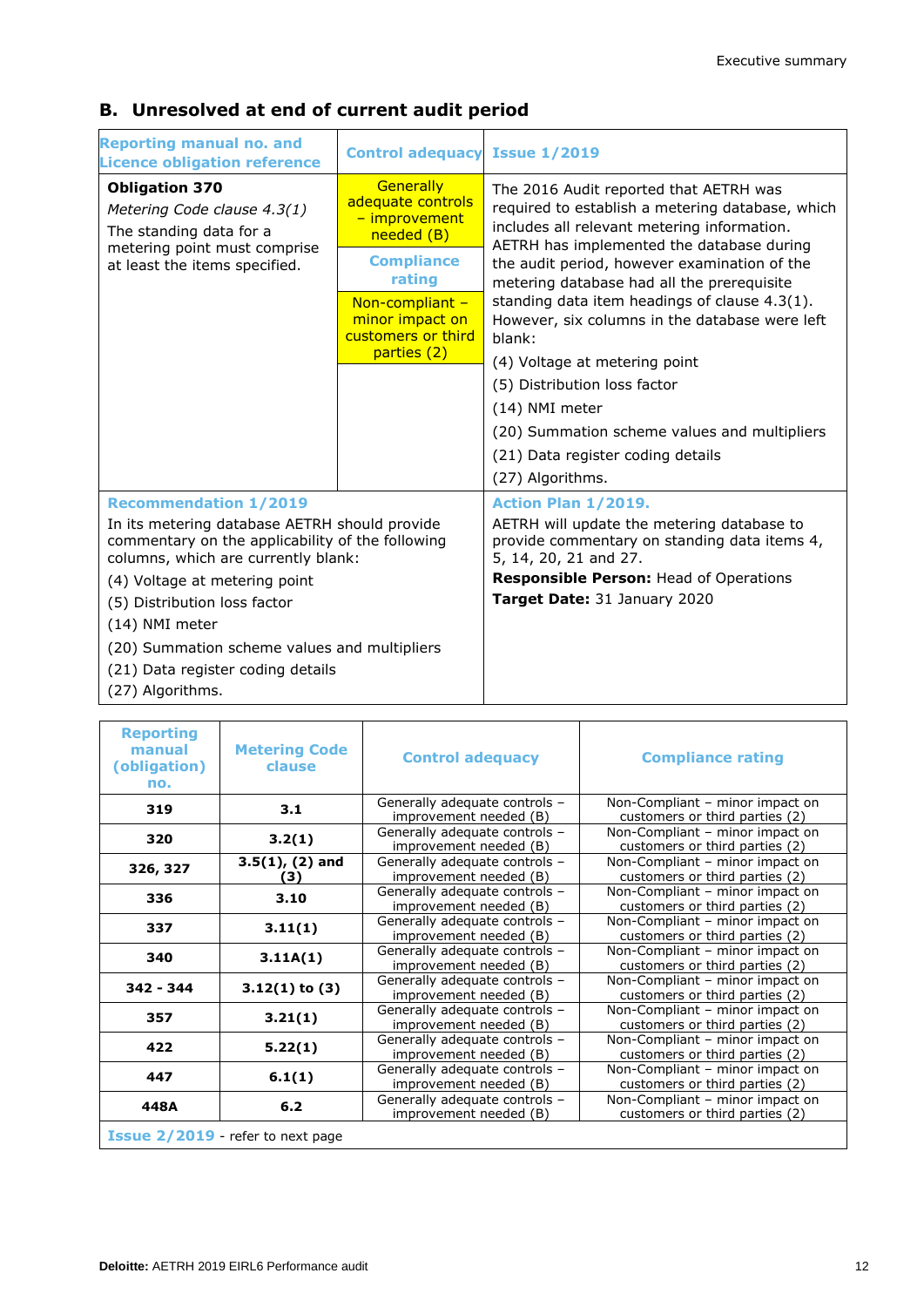## B. Unresolved at end of current audit period

| Reporting manual no. and Licence obligation reference | Control adequacy | Issue 1/2019 |
|---|---|---|
| **Obligation 370**<br>*Metering Code clause 4.3(1)*<br>The standing data for a metering point must comprise at least the items specified. | Generally adequate controls – improvement needed (B)<br>**Compliance rating**<br>Non-compliant – minor impact on customers or third parties (2) | The 2016 Audit reported that AETRH was required to establish a metering database, which includes all relevant metering information. AETRH has implemented the database during the audit period, however examination of the metering database had all the prerequisite standing data item headings of clause 4.3(1). However, six columns in the database were left blank:<br>(4) Voltage at metering point<br>(5) Distribution loss factor<br>(14) NMI meter<br>(20) Summation scheme values and multipliers<br>(21) Data register coding details<br>(27) Algorithms. |
| **Recommendation 1/2019**<br>In its metering database AETRH should provide commentary on the applicability of the following columns, which are currently blank:<br>(4) Voltage at metering point<br>(5) Distribution loss factor<br>(14) NMI meter<br>(20) Summation scheme values and multipliers<br>(21) Data register coding details<br>(27) Algorithms. | | **Action Plan 1/2019.**<br>AETRH will update the metering database to provide commentary on standing data items 4, 5, 14, 20, 21 and 27.<br>**Responsible Person:** Head of Operations<br>**Target Date:** 31 January 2020 |

| Reporting manual (obligation) no. | Metering Code clause | Control adequacy | Compliance rating |
|---|---|---|---|
| **319** | **3.1** | Generally adequate controls – improvement needed (B) | Non-Compliant – minor impact on customers or third parties (2) |
| **320** | **3.2(1)** | Generally adequate controls – improvement needed (B) | Non-Compliant – minor impact on customers or third parties (2) |
| **326, 327** | **3.5(1), (2) and (3)** | Generally adequate controls – improvement needed (B) | Non-Compliant – minor impact on customers or third parties (2) |
| **336** | **3.10** | Generally adequate controls – improvement needed (B) | Non-Compliant – minor impact on customers or third parties (2) |
| **337** | **3.11(1)** | Generally adequate controls – improvement needed (B) | Non-Compliant – minor impact on customers or third parties (2) |
| **340** | **3.11A(1)** | Generally adequate controls – improvement needed (B) | Non-Compliant – minor impact on customers or third parties (2) |
| **342 - 344** | **3.12(1) to (3)** | Generally adequate controls – improvement needed (B) | Non-Compliant – minor impact on customers or third parties (2) |
| **357** | **3.21(1)** | Generally adequate controls – improvement needed (B) | Non-Compliant – minor impact on customers or third parties (2) |
| **422** | **5.22(1)** | Generally adequate controls – improvement needed (B) | Non-Compliant – minor impact on customers or third parties (2) |
| **447** | **6.1(1)** | Generally adequate controls – improvement needed (B) | Non-Compliant – minor impact on customers or third parties (2) |
| **448A** | **6.2** | Generally adequate controls – improvement needed (B) | Non-Compliant – minor impact on customers or third parties (2) |
| **Issue 2/2019** - refer to next page | | | |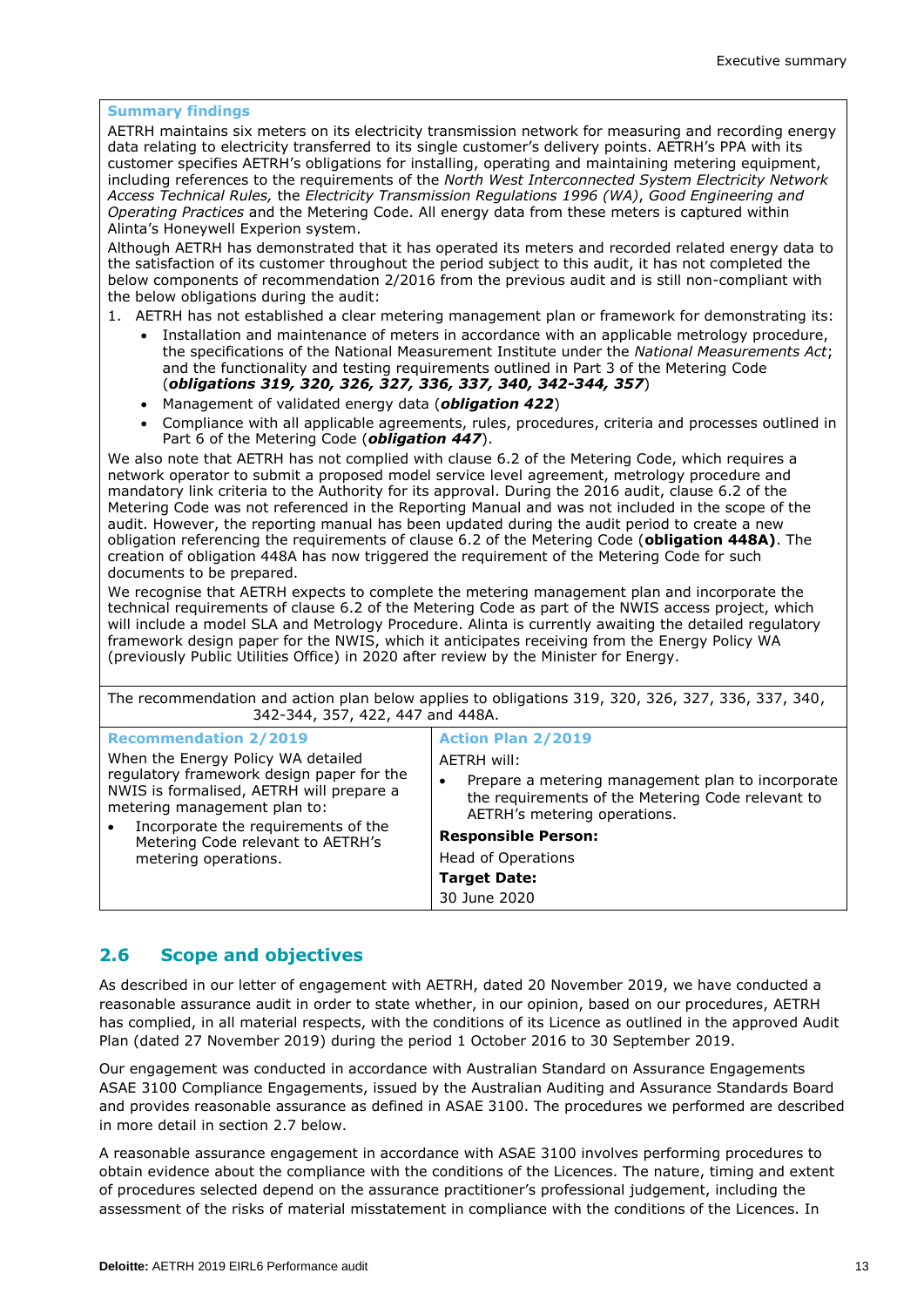**Summary findings**

AETRH maintains six meters on its electricity transmission network for measuring and recording energy data relating to electricity transferred to its single customer's delivery points. AETRH's PPA with its customer specifies AETRH's obligations for installing, operating and maintaining metering equipment, including references to the requirements of the *North West Interconnected System Electricity Network Access Technical Rules,* the *Electricity Transmission Regulations 1996 (WA)*, *Good Engineering and Operating Practices* and the Metering Code. All energy data from these meters is captured within Alinta's Honeywell Experion system.

Although AETRH has demonstrated that it has operated its meters and recorded related energy data to the satisfaction of its customer throughout the period subject to this audit, it has not completed the below components of recommendation 2/2016 from the previous audit and is still non-compliant with the below obligations during the audit:

1. AETRH has not established a clear metering management plan or framework for demonstrating its:
    - Installation and maintenance of meters in accordance with an applicable metrology procedure, the specifications of the National Measurement Institute under the *National Measurements Act*; and the functionality and testing requirements outlined in Part 3 of the Metering Code (***obligations 319, 320, 326, 327, 336, 337, 340, 342-344, 357***)
    - Management of validated energy data (***obligation 422***)
    - Compliance with all applicable agreements, rules, procedures, criteria and processes outlined in Part 6 of the Metering Code (***obligation 447***).

We also note that AETRH has not complied with clause 6.2 of the Metering Code, which requires a network operator to submit a proposed model service level agreement, metrology procedure and mandatory link criteria to the Authority for its approval. During the 2016 audit, clause 6.2 of the Metering Code was not referenced in the Reporting Manual and was not included in the scope of the audit. However, the reporting manual has been updated during the audit period to create a new obligation referencing the requirements of clause 6.2 of the Metering Code (**obligation 448A)**. The creation of obligation 448A has now triggered the requirement of the Metering Code for such documents to be prepared.

We recognise that AETRH expects to complete the metering management plan and incorporate the technical requirements of clause 6.2 of the Metering Code as part of the NWIS access project, which will include a model SLA and Metrology Procedure. Alinta is currently awaiting the detailed regulatory framework design paper for the NWIS, which it anticipates receiving from the Energy Policy WA (previously Public Utilities Office) in 2020 after review by the Minister for Energy.

The recommendation and action plan below applies to obligations 319, 320, 326, 327, 336, 337, 340, 342-344, 357, 422, 447 and 448A.

| Recommendation 2/2019 | Action Plan 2/2019 |
|---|---|
| When the Energy Policy WA detailed regulatory framework design paper for the NWIS is formalised, AETRH will prepare a metering management plan to:<br>• Incorporate the requirements of the Metering Code relevant to AETRH's metering operations. | AETRH will:<br>• Prepare a metering management plan to incorporate the requirements of the Metering Code relevant to AETRH's metering operations.<br>**Responsible Person:**<br>Head of Operations<br>**Target Date:**<br>30 June 2020 |

## 2.6 Scope and objectives

As described in our letter of engagement with AETRH, dated 20 November 2019, we have conducted a reasonable assurance audit in order to state whether, in our opinion, based on our procedures, AETRH has complied, in all material respects, with the conditions of its Licence as outlined in the approved Audit Plan (dated 27 November 2019) during the period 1 October 2016 to 30 September 2019.

Our engagement was conducted in accordance with Australian Standard on Assurance Engagements ASAE 3100 Compliance Engagements, issued by the Australian Auditing and Assurance Standards Board and provides reasonable assurance as defined in ASAE 3100. The procedures we performed are described in more detail in section 2.7 below.

A reasonable assurance engagement in accordance with ASAE 3100 involves performing procedures to obtain evidence about the compliance with the conditions of the Licences. The nature, timing and extent of procedures selected depend on the assurance practitioner's professional judgement, including the assessment of the risks of material misstatement in compliance with the conditions of the Licences. In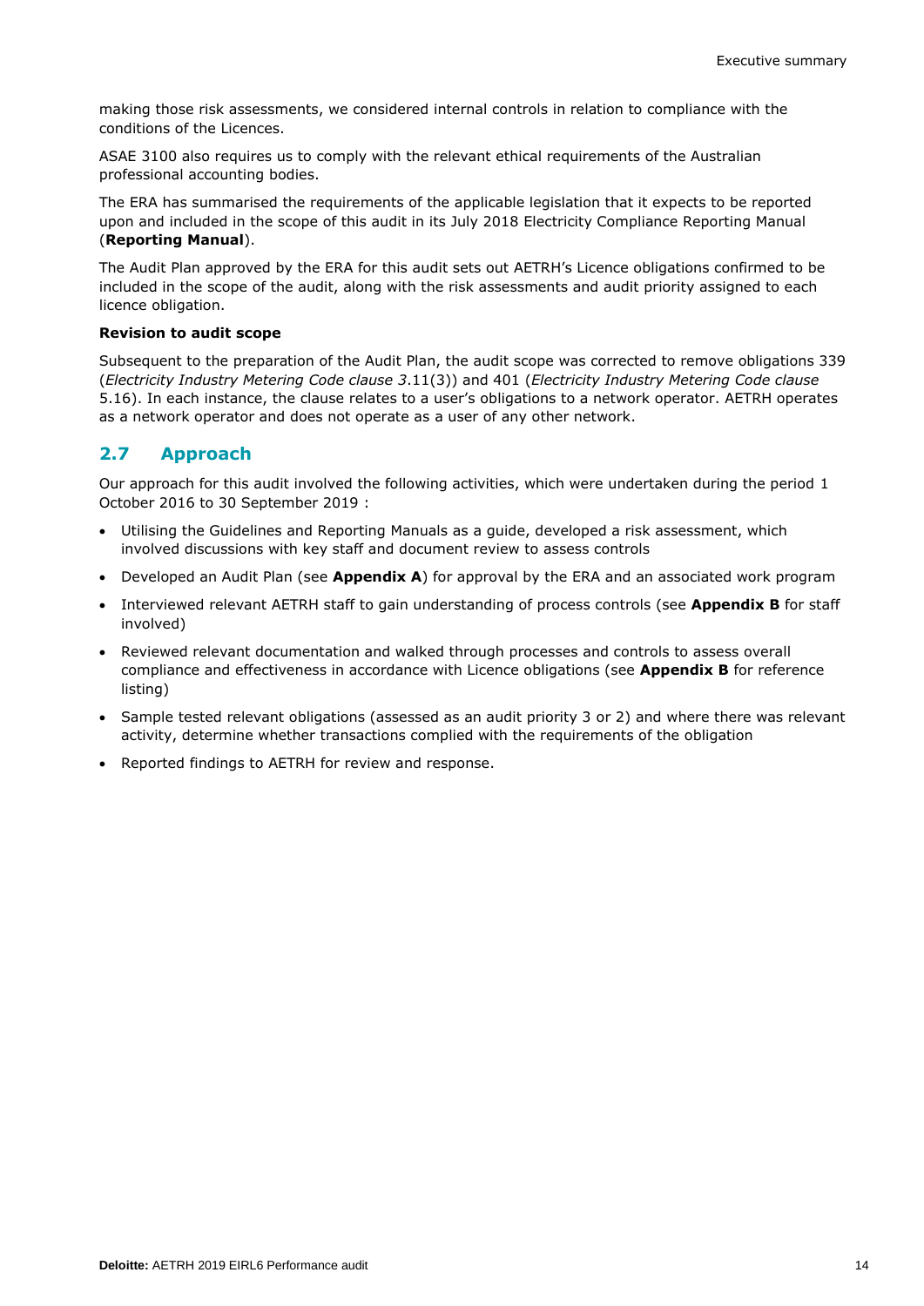making those risk assessments, we considered internal controls in relation to compliance with the conditions of the Licences.

ASAE 3100 also requires us to comply with the relevant ethical requirements of the Australian professional accounting bodies.

The ERA has summarised the requirements of the applicable legislation that it expects to be reported upon and included in the scope of this audit in its July 2018 Electricity Compliance Reporting Manual (**Reporting Manual**).

The Audit Plan approved by the ERA for this audit sets out AETRH's Licence obligations confirmed to be included in the scope of the audit, along with the risk assessments and audit priority assigned to each licence obligation.

**Revision to audit scope**

Subsequent to the preparation of the Audit Plan, the audit scope was corrected to remove obligations 339 (*Electricity Industry Metering Code clause 3*.11(3)) and 401 (*Electricity Industry Metering Code clause* 5.16). In each instance, the clause relates to a user's obligations to a network operator. AETRH operates as a network operator and does not operate as a user of any other network.

## 2.7 Approach

Our approach for this audit involved the following activities, which were undertaken during the period 1 October 2016 to 30 September 2019 :

- Utilising the Guidelines and Reporting Manuals as a guide, developed a risk assessment, which involved discussions with key staff and document review to assess controls
- Developed an Audit Plan (see **Appendix A**) for approval by the ERA and an associated work program
- Interviewed relevant AETRH staff to gain understanding of process controls (see **Appendix B** for staff involved)
- Reviewed relevant documentation and walked through processes and controls to assess overall compliance and effectiveness in accordance with Licence obligations (see **Appendix B** for reference listing)
- Sample tested relevant obligations (assessed as an audit priority 3 or 2) and where there was relevant activity, determine whether transactions complied with the requirements of the obligation
- Reported findings to AETRH for review and response.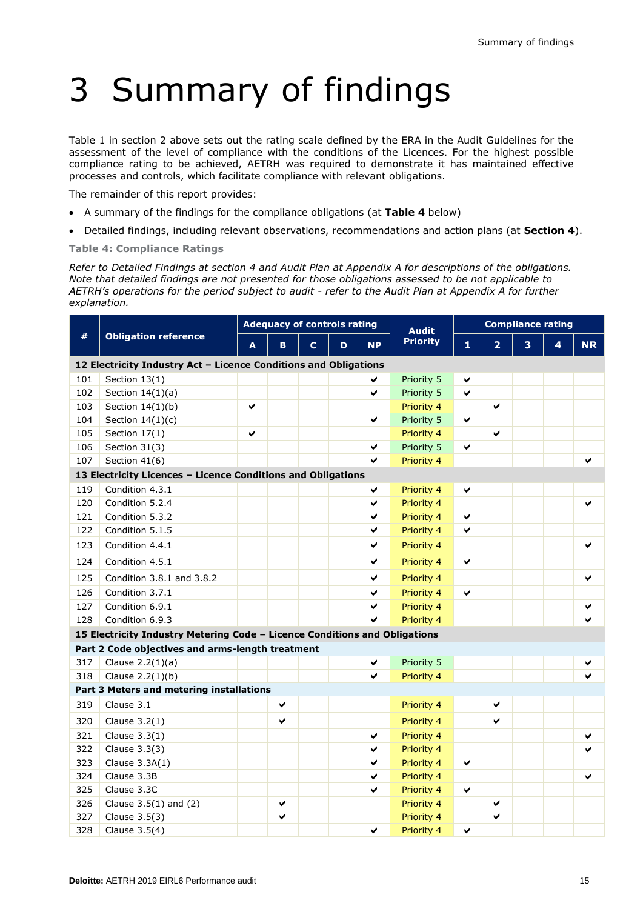# 3 Summary of findings

Table 1 in section 2 above sets out the rating scale defined by the ERA in the Audit Guidelines for the assessment of the level of compliance with the conditions of the Licences. For the highest possible compliance rating to be achieved, AETRH was required to demonstrate it has maintained effective processes and controls, which facilitate compliance with relevant obligations.

The remainder of this report provides:

- A summary of the findings for the compliance obligations (at **Table 4** below)
- Detailed findings, including relevant observations, recommendations and action plans (at **Section 4**).

**Table 4: Compliance Ratings**

*Refer to Detailed Findings at section 4 and Audit Plan at Appendix A for descriptions of the obligations. Note that detailed findings are not presented for those obligations assessed to be not applicable to AETRH's operations for the period subject to audit - refer to the Audit Plan at Appendix A for further explanation.*

| # | Obligation reference | Adequacy of controls rating | | | | | Audit Priority | Compliance rating | | | | |
|---|---|---|---|---|---|---|---|---|---|---|---|---|
| | | A | B | C | D | NP | | 1 | 2 | 3 | 4 | NR |
| **12 Electricity Industry Act – Licence Conditions and Obligations** | | | | | | | | | | | | |
| 101 | Section 13(1) | | | | | ✔ | Priority 5 | ✔ | | | | |
| 102 | Section 14(1)(a) | | | | | ✔ | Priority 5 | ✔ | | | | |
| 103 | Section 14(1)(b) | ✔ | | | | | Priority 4 | | ✔ | | | |
| 104 | Section 14(1)(c) | | | | | ✔ | Priority 5 | ✔ | | | | |
| 105 | Section 17(1) | ✔ | | | | | Priority 4 | | ✔ | | | |
| 106 | Section 31(3) | | | | | ✔ | Priority 5 | ✔ | | | | |
| 107 | Section 41(6) | | | | | ✔ | Priority 4 | | | | | ✔ |
| **13 Electricity Licences – Licence Conditions and Obligations** | | | | | | | | | | | | |
| 119 | Condition 4.3.1 | | | | | ✔ | Priority 4 | ✔ | | | | |
| 120 | Condition 5.2.4 | | | | | ✔ | Priority 4 | | | | | ✔ |
| 121 | Condition 5.3.2 | | | | | ✔ | Priority 4 | ✔ | | | | |
| 122 | Condition 5.1.5 | | | | | ✔ | Priority 4 | ✔ | | | | |
| 123 | Condition 4.4.1 | | | | | ✔ | Priority 4 | | | | | ✔ |
| 124 | Condition 4.5.1 | | | | | ✔ | Priority 4 | ✔ | | | | |
| 125 | Condition 3.8.1 and 3.8.2 | | | | | ✔ | Priority 4 | | | | | ✔ |
| 126 | Condition 3.7.1 | | | | | ✔ | Priority 4 | ✔ | | | | |
| 127 | Condition 6.9.1 | | | | | ✔ | Priority 4 | | | | | ✔ |
| 128 | Condition 6.9.3 | | | | | ✔ | Priority 4 | | | | | ✔ |
| **15 Electricity Industry Metering Code – Licence Conditions and Obligations** | | | | | | | | | | | | |
| **Part 2 Code objectives and arms-length treatment** | | | | | | | | | | | | |
| 317 | Clause 2.2(1)(a) | | | | | ✔ | Priority 5 | | | | | ✔ |
| 318 | Clause 2.2(1)(b) | | | | | ✔ | Priority 4 | | | | | ✔ |
| **Part 3 Meters and metering installations** | | | | | | | | | | | | |
| 319 | Clause 3.1 | | ✔ | | | | Priority 4 | | ✔ | | | |
| 320 | Clause 3.2(1) | | ✔ | | | | Priority 4 | | ✔ | | | |
| 321 | Clause 3.3(1) | | | | | ✔ | Priority 4 | | | | | ✔ |
| 322 | Clause 3.3(3) | | | | | ✔ | Priority 4 | | | | | ✔ |
| 323 | Clause 3.3A(1) | | | | | ✔ | Priority 4 | ✔ | | | | |
| 324 | Clause 3.3B | | | | | ✔ | Priority 4 | | | | | ✔ |
| 325 | Clause 3.3C | | | | | ✔ | Priority 4 | ✔ | | | | |
| 326 | Clause 3.5(1) and (2) | | ✔ | | | | Priority 4 | | ✔ | | | |
| 327 | Clause 3.5(3) | | ✔ | | | | Priority 4 | | ✔ | | | |
| 328 | Clause 3.5(4) | | | | | ✔ | Priority 4 | ✔ | | | | |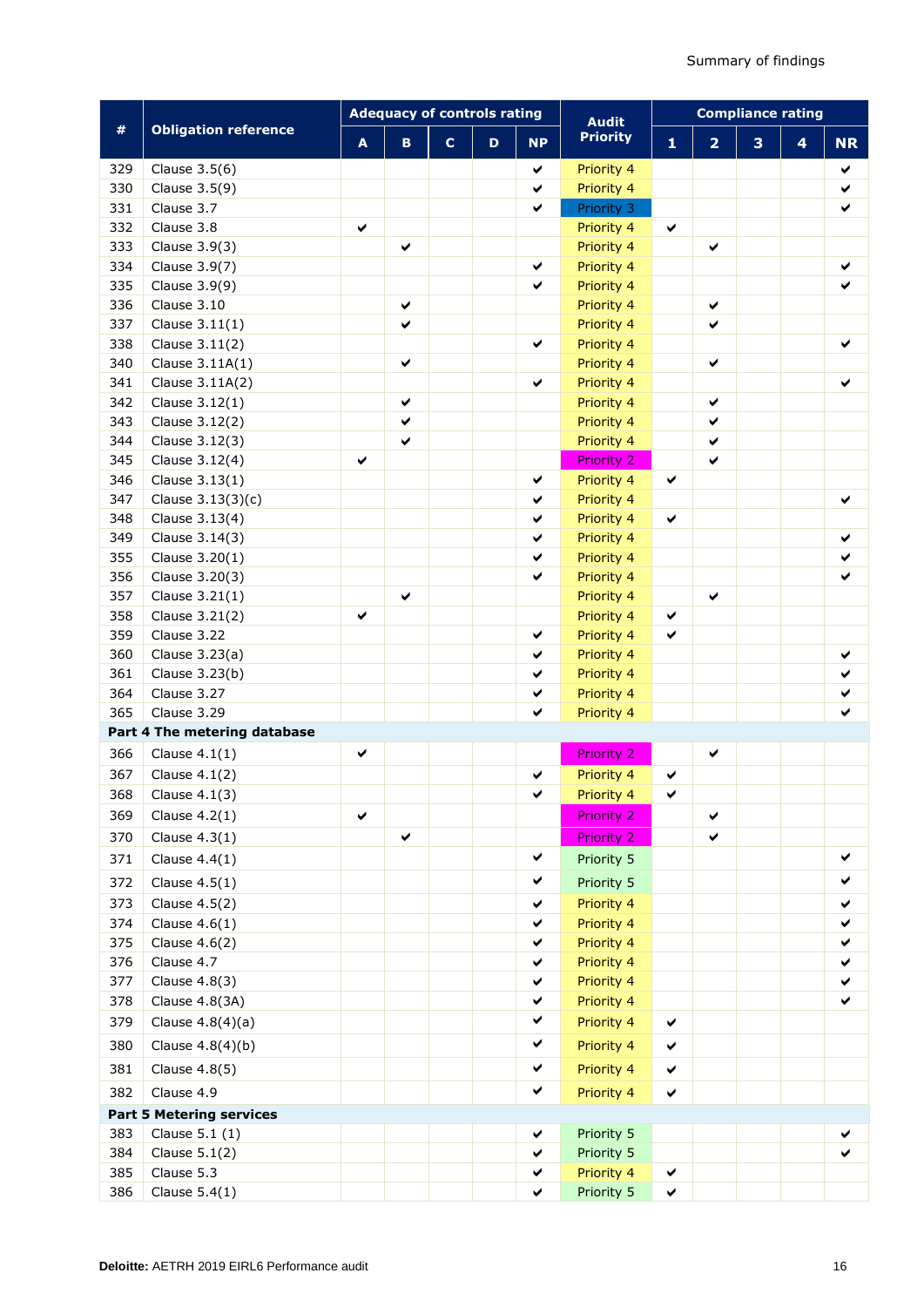| # | Obligation reference | Adequacy of controls rating | | | | | Audit Priority | Compliance rating | | | | |
|---|---|---|---|---|---|---|---|---|---|---|---|---|
| | | A | B | C | D | NP | | 1 | 2 | 3 | 4 | NR |
| 329 | Clause 3.5(6) | | | | | ✔ | Priority 4 | | | | | ✔ |
| 330 | Clause 3.5(9) | | | | | ✔ | Priority 4 | | | | | ✔ |
| 331 | Clause 3.7 | | | | | ✔ | Priority 3 | | | | | ✔ |
| 332 | Clause 3.8 | ✔ | | | | | Priority 4 | ✔ | | | | |
| 333 | Clause 3.9(3) | | ✔ | | | | Priority 4 | | ✔ | | | |
| 334 | Clause 3.9(7) | | | | | ✔ | Priority 4 | | | | | ✔ |
| 335 | Clause 3.9(9) | | | | | ✔ | Priority 4 | | | | | ✔ |
| 336 | Clause 3.10 | | ✔ | | | | Priority 4 | | ✔ | | | |
| 337 | Clause 3.11(1) | | ✔ | | | | Priority 4 | | ✔ | | | |
| 338 | Clause 3.11(2) | | | | | ✔ | Priority 4 | | | | | ✔ |
| 340 | Clause 3.11A(1) | | ✔ | | | | Priority 4 | | ✔ | | | |
| 341 | Clause 3.11A(2) | | | | | ✔ | Priority 4 | | | | | ✔ |
| 342 | Clause 3.12(1) | | ✔ | | | | Priority 4 | | ✔ | | | |
| 343 | Clause 3.12(2) | | ✔ | | | | Priority 4 | | ✔ | | | |
| 344 | Clause 3.12(3) | | ✔ | | | | Priority 4 | | ✔ | | | |
| 345 | Clause 3.12(4) | ✔ | | | | | Priority 2 | | ✔ | | | |
| 346 | Clause 3.13(1) | | | | | ✔ | Priority 4 | ✔ | | | | |
| 347 | Clause 3.13(3)(c) | | | | | ✔ | Priority 4 | | | | | ✔ |
| 348 | Clause 3.13(4) | | | | | ✔ | Priority 4 | ✔ | | | | |
| 349 | Clause 3.14(3) | | | | | ✔ | Priority 4 | | | | | ✔ |
| 355 | Clause 3.20(1) | | | | | ✔ | Priority 4 | | | | | ✔ |
| 356 | Clause 3.20(3) | | | | | ✔ | Priority 4 | | | | | ✔ |
| 357 | Clause 3.21(1) | | ✔ | | | | Priority 4 | | ✔ | | | |
| 358 | Clause 3.21(2) | ✔ | | | | | Priority 4 | ✔ | | | | |
| 359 | Clause 3.22 | | | | | ✔ | Priority 4 | ✔ | | | | |
| 360 | Clause 3.23(a) | | | | | ✔ | Priority 4 | | | | | ✔ |
| 361 | Clause 3.23(b) | | | | | ✔ | Priority 4 | | | | | ✔ |
| 364 | Clause 3.27 | | | | | ✔ | Priority 4 | | | | | ✔ |
| 365 | Clause 3.29 | | | | | ✔ | Priority 4 | | | | | ✔ |
| **Part 4 The metering database** | | | | | | | | | | | | |
| 366 | Clause 4.1(1) | ✔ | | | | | Priority 2 | | ✔ | | | |
| 367 | Clause 4.1(2) | | | | | ✔ | Priority 4 | ✔ | | | | |
| 368 | Clause 4.1(3) | | | | | ✔ | Priority 4 | ✔ | | | | |
| 369 | Clause 4.2(1) | ✔ | | | | | Priority 2 | | ✔ | | | |
| 370 | Clause 4.3(1) | | ✔ | | | | Priority 2 | | ✔ | | | |
| 371 | Clause 4.4(1) | | | | | ✔ | Priority 5 | | | | | ✔ |
| 372 | Clause 4.5(1) | | | | | ✔ | Priority 5 | | | | | ✔ |
| 373 | Clause 4.5(2) | | | | | ✔ | Priority 4 | | | | | ✔ |
| 374 | Clause 4.6(1) | | | | | ✔ | Priority 4 | | | | | ✔ |
| 375 | Clause 4.6(2) | | | | | ✔ | Priority 4 | | | | | ✔ |
| 376 | Clause 4.7 | | | | | ✔ | Priority 4 | | | | | ✔ |
| 377 | Clause 4.8(3) | | | | | ✔ | Priority 4 | | | | | ✔ |
| 378 | Clause 4.8(3A) | | | | | ✔ | Priority 4 | | | | | ✔ |
| 379 | Clause 4.8(4)(a) | | | | | ✔ | Priority 4 | ✔ | | | | |
| 380 | Clause 4.8(4)(b) | | | | | ✔ | Priority 4 | ✔ | | | | |
| 381 | Clause 4.8(5) | | | | | ✔ | Priority 4 | ✔ | | | | |
| 382 | Clause 4.9 | | | | | ✔ | Priority 4 | ✔ | | | | |
| **Part 5 Metering services** | | | | | | | | | | | | |
| 383 | Clause 5.1 (1) | | | | | ✔ | Priority 5 | | | | | ✔ |
| 384 | Clause 5.1(2) | | | | | ✔ | Priority 5 | | | | | ✔ |
| 385 | Clause 5.3 | | | | | ✔ | Priority 4 | ✔ | | | | |
| 386 | Clause 5.4(1) | | | | | ✔ | Priority 5 | ✔ | | | | |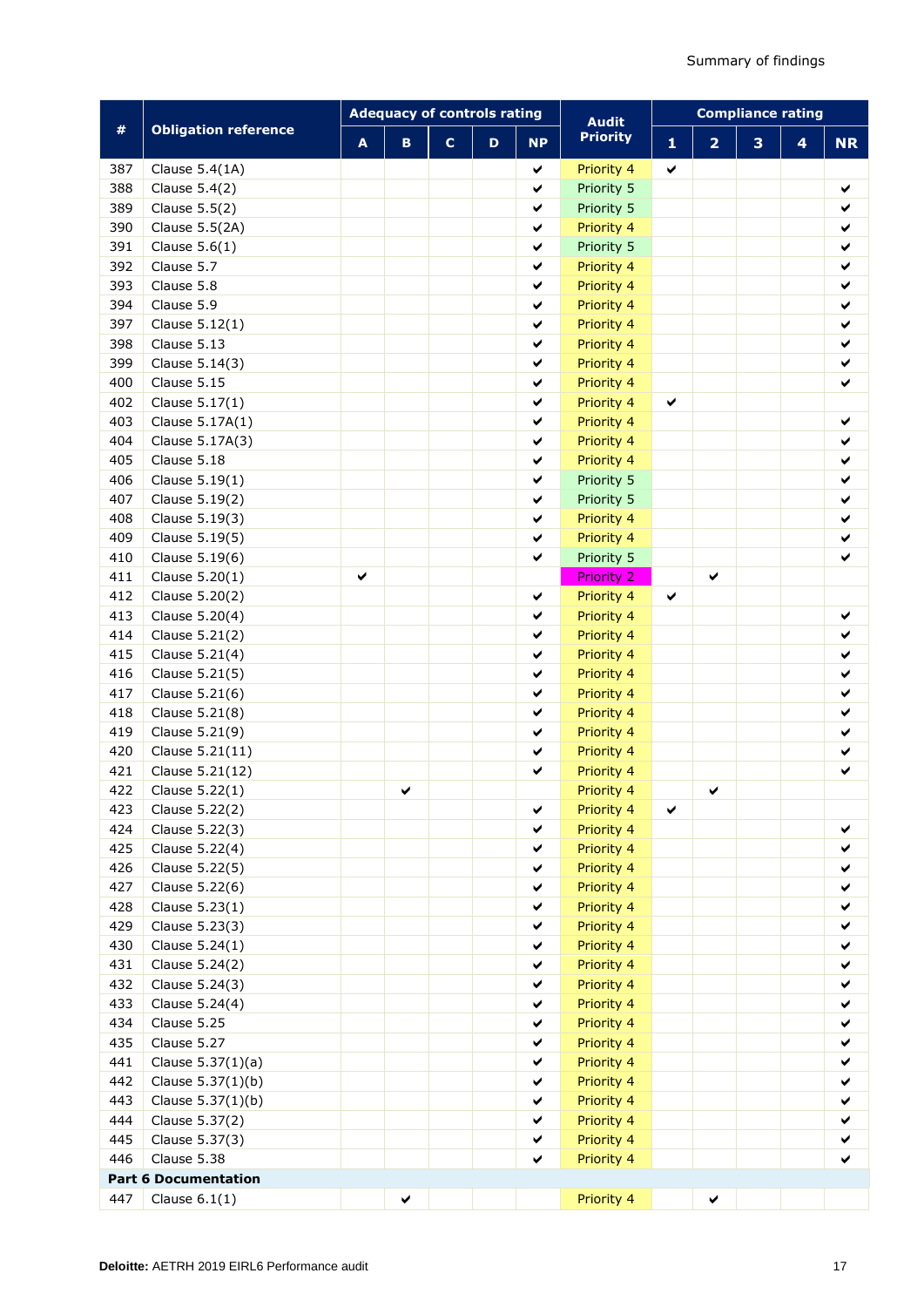| # | Obligation reference | Adequacy of controls rating | | | | | Audit Priority | Compliance rating | | | | |
|---|---|---|---|---|---|---|---|---|---|---|---|---|
| | | A | B | C | D | NP | | 1 | 2 | 3 | 4 | NR |
| 387 | Clause 5.4(1A) | | | | | ✔ | Priority 4 | ✔ | | | | |
| 388 | Clause 5.4(2) | | | | | ✔ | Priority 5 | | | | | ✔ |
| 389 | Clause 5.5(2) | | | | | ✔ | Priority 5 | | | | | ✔ |
| 390 | Clause 5.5(2A) | | | | | ✔ | Priority 4 | | | | | ✔ |
| 391 | Clause 5.6(1) | | | | | ✔ | Priority 5 | | | | | ✔ |
| 392 | Clause 5.7 | | | | | ✔ | Priority 4 | | | | | ✔ |
| 393 | Clause 5.8 | | | | | ✔ | Priority 4 | | | | | ✔ |
| 394 | Clause 5.9 | | | | | ✔ | Priority 4 | | | | | ✔ |
| 397 | Clause 5.12(1) | | | | | ✔ | Priority 4 | | | | | ✔ |
| 398 | Clause 5.13 | | | | | ✔ | Priority 4 | | | | | ✔ |
| 399 | Clause 5.14(3) | | | | | ✔ | Priority 4 | | | | | ✔ |
| 400 | Clause 5.15 | | | | | ✔ | Priority 4 | | | | | ✔ |
| 402 | Clause 5.17(1) | | | | | ✔ | Priority 4 | ✔ | | | | |
| 403 | Clause 5.17A(1) | | | | | ✔ | Priority 4 | | | | | ✔ |
| 404 | Clause 5.17A(3) | | | | | ✔ | Priority 4 | | | | | ✔ |
| 405 | Clause 5.18 | | | | | ✔ | Priority 4 | | | | | ✔ |
| 406 | Clause 5.19(1) | | | | | ✔ | Priority 5 | | | | | ✔ |
| 407 | Clause 5.19(2) | | | | | ✔ | Priority 5 | | | | | ✔ |
| 408 | Clause 5.19(3) | | | | | ✔ | Priority 4 | | | | | ✔ |
| 409 | Clause 5.19(5) | | | | | ✔ | Priority 4 | | | | | ✔ |
| 410 | Clause 5.19(6) | | | | | ✔ | Priority 5 | | | | | ✔ |
| 411 | Clause 5.20(1) | ✔ | | | | | Priority 2 | | ✔ | | | |
| 412 | Clause 5.20(2) | | | | | ✔ | Priority 4 | ✔ | | | | |
| 413 | Clause 5.20(4) | | | | | ✔ | Priority 4 | | | | | ✔ |
| 414 | Clause 5.21(2) | | | | | ✔ | Priority 4 | | | | | ✔ |
| 415 | Clause 5.21(4) | | | | | ✔ | Priority 4 | | | | | ✔ |
| 416 | Clause 5.21(5) | | | | | ✔ | Priority 4 | | | | | ✔ |
| 417 | Clause 5.21(6) | | | | | ✔ | Priority 4 | | | | | ✔ |
| 418 | Clause 5.21(8) | | | | | ✔ | Priority 4 | | | | | ✔ |
| 419 | Clause 5.21(9) | | | | | ✔ | Priority 4 | | | | | ✔ |
| 420 | Clause 5.21(11) | | | | | ✔ | Priority 4 | | | | | ✔ |
| 421 | Clause 5.21(12) | | | | | ✔ | Priority 4 | | | | | ✔ |
| 422 | Clause 5.22(1) | | ✔ | | | | Priority 4 | | ✔ | | | |
| 423 | Clause 5.22(2) | | | | | ✔ | Priority 4 | ✔ | | | | |
| 424 | Clause 5.22(3) | | | | | ✔ | Priority 4 | | | | | ✔ |
| 425 | Clause 5.22(4) | | | | | ✔ | Priority 4 | | | | | ✔ |
| 426 | Clause 5.22(5) | | | | | ✔ | Priority 4 | | | | | ✔ |
| 427 | Clause 5.22(6) | | | | | ✔ | Priority 4 | | | | | ✔ |
| 428 | Clause 5.23(1) | | | | | ✔ | Priority 4 | | | | | ✔ |
| 429 | Clause 5.23(3) | | | | | ✔ | Priority 4 | | | | | ✔ |
| 430 | Clause 5.24(1) | | | | | ✔ | Priority 4 | | | | | ✔ |
| 431 | Clause 5.24(2) | | | | | ✔ | Priority 4 | | | | | ✔ |
| 432 | Clause 5.24(3) | | | | | ✔ | Priority 4 | | | | | ✔ |
| 433 | Clause 5.24(4) | | | | | ✔ | Priority 4 | | | | | ✔ |
| 434 | Clause 5.25 | | | | | ✔ | Priority 4 | | | | | ✔ |
| 435 | Clause 5.27 | | | | | ✔ | Priority 4 | | | | | ✔ |
| 441 | Clause 5.37(1)(a) | | | | | ✔ | Priority 4 | | | | | ✔ |
| 442 | Clause 5.37(1)(b) | | | | | ✔ | Priority 4 | | | | | ✔ |
| 443 | Clause 5.37(1)(b) | | | | | ✔ | Priority 4 | | | | | ✔ |
| 444 | Clause 5.37(2) | | | | | ✔ | Priority 4 | | | | | ✔ |
| 445 | Clause 5.37(3) | | | | | ✔ | Priority 4 | | | | | ✔ |
| 446 | Clause 5.38 | | | | | ✔ | Priority 4 | | | | | ✔ |
| **Part 6 Documentation** | | | | | | | | | | | | |
| 447 | Clause 6.1(1) | | ✔ | | | | Priority 4 | | ✔ | | | |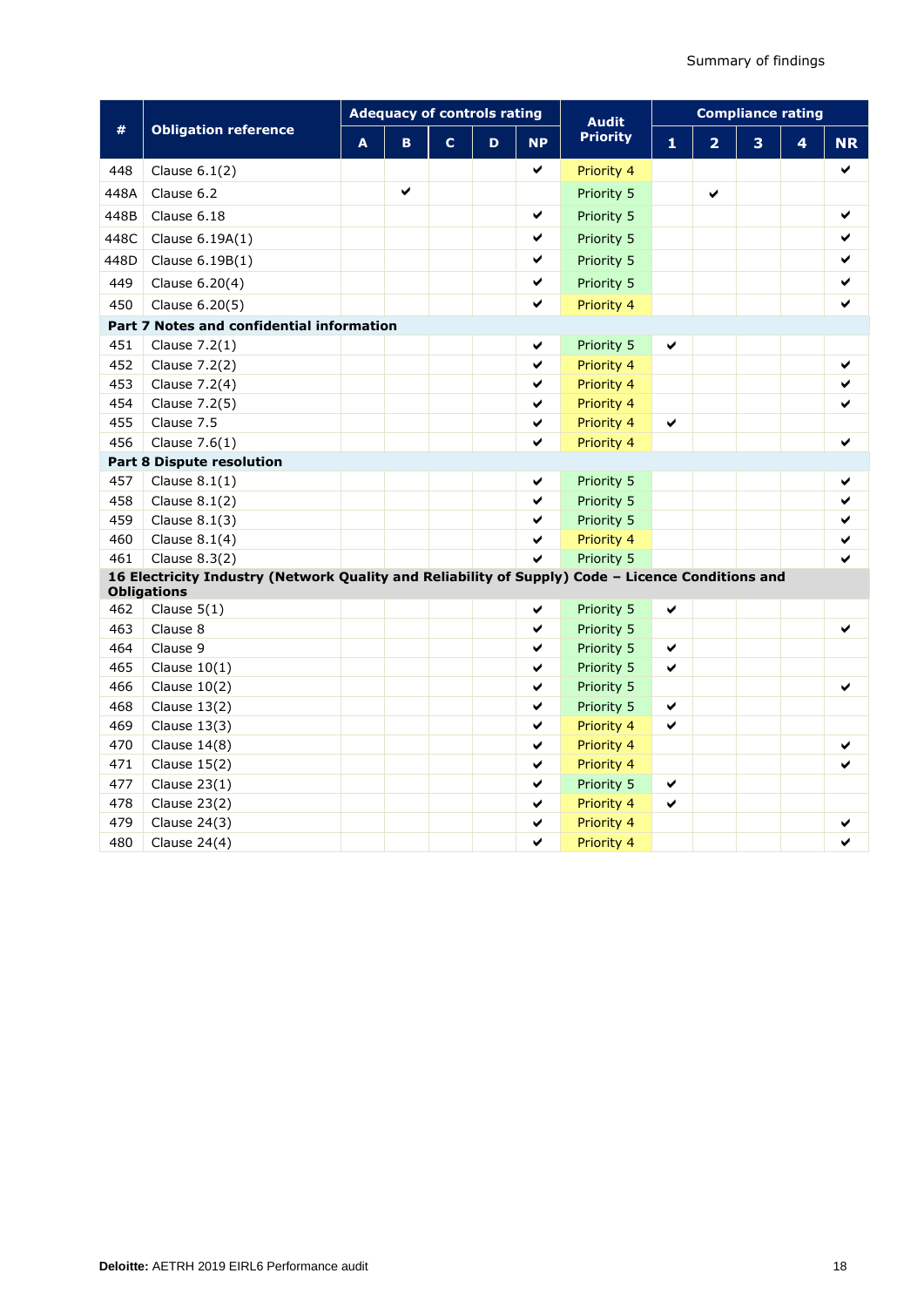| # | Obligation reference | Adequacy of controls rating | | | | | Audit Priority | Compliance rating | | | | |
|---|---|---|---|---|---|---|---|---|---|---|---|---|
| | | A | B | C | D | NP | | 1 | 2 | 3 | 4 | NR |
| 448 | Clause 6.1(2) | | | | | ✔ | Priority 4 | | | | | ✔ |
| 448A | Clause 6.2 | | ✔ | | | | Priority 5 | | ✔ | | | |
| 448B | Clause 6.18 | | | | | ✔ | Priority 5 | | | | | ✔ |
| 448C | Clause 6.19A(1) | | | | | ✔ | Priority 5 | | | | | ✔ |
| 448D | Clause 6.19B(1) | | | | | ✔ | Priority 5 | | | | | ✔ |
| 449 | Clause 6.20(4) | | | | | ✔ | Priority 5 | | | | | ✔ |
| 450 | Clause 6.20(5) | | | | | ✔ | Priority 4 | | | | | ✔ |
| **Part 7 Notes and confidential information** | | | | | | | | | | | | |
| 451 | Clause 7.2(1) | | | | | ✔ | Priority 5 | ✔ | | | | |
| 452 | Clause 7.2(2) | | | | | ✔ | Priority 4 | | | | | ✔ |
| 453 | Clause 7.2(4) | | | | | ✔ | Priority 4 | | | | | ✔ |
| 454 | Clause 7.2(5) | | | | | ✔ | Priority 4 | | | | | ✔ |
| 455 | Clause 7.5 | | | | | ✔ | Priority 4 | ✔ | | | | |
| 456 | Clause 7.6(1) | | | | | ✔ | Priority 4 | | | | | ✔ |
| **Part 8 Dispute resolution** | | | | | | | | | | | | |
| 457 | Clause 8.1(1) | | | | | ✔ | Priority 5 | | | | | ✔ |
| 458 | Clause 8.1(2) | | | | | ✔ | Priority 5 | | | | | ✔ |
| 459 | Clause 8.1(3) | | | | | ✔ | Priority 5 | | | | | ✔ |
| 460 | Clause 8.1(4) | | | | | ✔ | Priority 4 | | | | | ✔ |
| 461 | Clause 8.3(2) | | | | | ✔ | Priority 5 | | | | | ✔ |
| **16 Electricity Industry (Network Quality and Reliability of Supply) Code – Licence Conditions and Obligations** | | | | | | | | | | | | |
| 462 | Clause 5(1) | | | | | ✔ | Priority 5 | ✔ | | | | |
| 463 | Clause 8 | | | | | ✔ | Priority 5 | | | | | ✔ |
| 464 | Clause 9 | | | | | ✔ | Priority 5 | ✔ | | | | |
| 465 | Clause 10(1) | | | | | ✔ | Priority 5 | ✔ | | | | |
| 466 | Clause 10(2) | | | | | ✔ | Priority 5 | | | | | ✔ |
| 468 | Clause 13(2) | | | | | ✔ | Priority 5 | ✔ | | | | |
| 469 | Clause 13(3) | | | | | ✔ | Priority 4 | ✔ | | | | |
| 470 | Clause 14(8) | | | | | ✔ | Priority 4 | | | | | ✔ |
| 471 | Clause 15(2) | | | | | ✔ | Priority 4 | | | | | ✔ |
| 477 | Clause 23(1) | | | | | ✔ | Priority 5 | ✔ | | | | |
| 478 | Clause 23(2) | | | | | ✔ | Priority 4 | ✔ | | | | |
| 479 | Clause 24(3) | | | | | ✔ | Priority 4 | | | | | ✔ |
| 480 | Clause 24(4) | | | | | ✔ | Priority 4 | | | | | ✔ |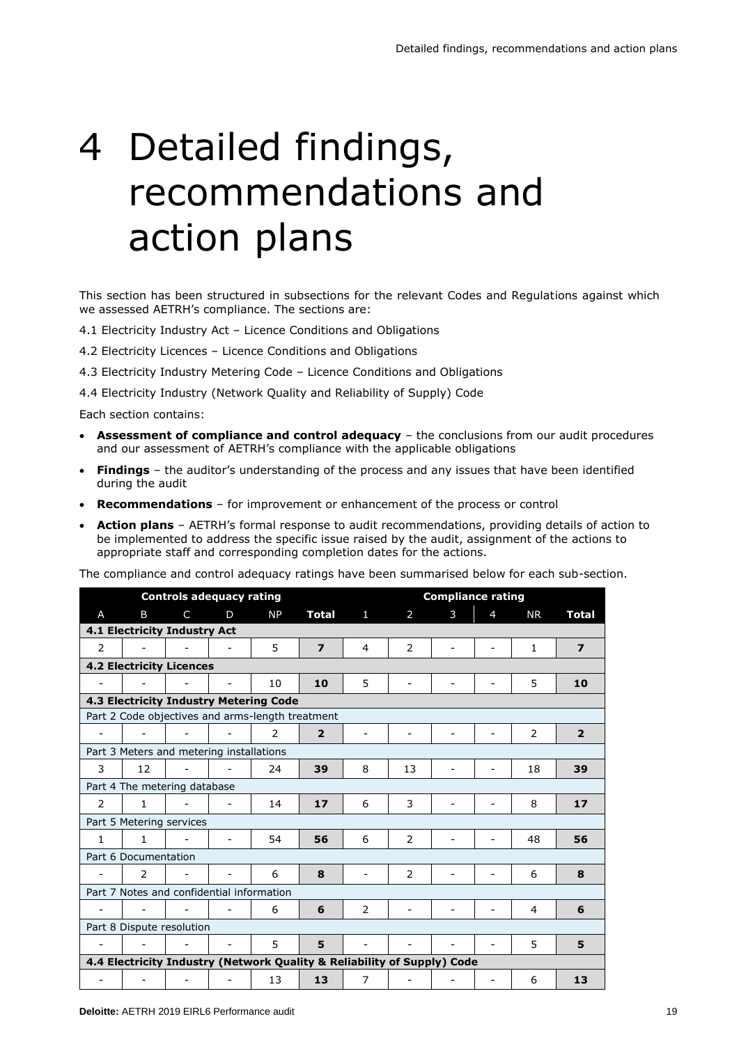# 4 Detailed findings, recommendations and action plans

This section has been structured in subsections for the relevant Codes and Regulations against which we assessed AETRH's compliance. The sections are:

4.1 Electricity Industry Act – Licence Conditions and Obligations

4.2 Electricity Licences – Licence Conditions and Obligations

4.3 Electricity Industry Metering Code – Licence Conditions and Obligations

4.4 Electricity Industry (Network Quality and Reliability of Supply) Code

Each section contains:

- **Assessment of compliance and control adequacy** – the conclusions from our audit procedures and our assessment of AETRH's compliance with the applicable obligations
- **Findings** – the auditor's understanding of the process and any issues that have been identified during the audit
- **Recommendations** – for improvement or enhancement of the process or control
- **Action plans** – AETRH's formal response to audit recommendations, providing details of action to be implemented to address the specific issue raised by the audit, assignment of the actions to appropriate staff and corresponding completion dates for the actions.

The compliance and control adequacy ratings have been summarised below for each sub-section.

| Controls adequacy rating | | | | | | Compliance rating | | | | | |
|---|---|---|---|---|---|---|---|---|---|---|---|
| A | B | C | D | NP | **Total** | 1 | 2 | 3 | 4 | NR | **Total** |
| **4.1 Electricity Industry Act** | | | | | | | | | | | |
| 2 | - | - | - | 5 | **7** | 4 | 2 | - | - | 1 | **7** |
| **4.2 Electricity Licences** | | | | | | | | | | | |
| - | - | - | - | 10 | **10** | 5 | - | - | - | 5 | **10** |
| **4.3 Electricity Industry Metering Code** | | | | | | | | | | | |
| Part 2 Code objectives and arms-length treatment | | | | | | | | | | | |
| - | - | - | - | 2 | **2** | - | - | - | - | 2 | **2** |
| Part 3 Meters and metering installations | | | | | | | | | | | |
| 3 | 12 | - | - | 24 | **39** | 8 | 13 | - | - | 18 | **39** |
| Part 4 The metering database | | | | | | | | | | | |
| 2 | 1 | - | - | 14 | **17** | 6 | 3 | - | - | 8 | **17** |
| Part 5 Metering services | | | | | | | | | | | |
| 1 | 1 | - | - | 54 | **56** | 6 | 2 | - | - | 48 | **56** |
| Part 6 Documentation | | | | | | | | | | | |
| - | 2 | - | - | 6 | **8** | - | 2 | - | - | 6 | **8** |
| Part 7 Notes and confidential information | | | | | | | | | | | |
| - | - | - | - | 6 | **6** | 2 | - | - | - | 4 | **6** |
| Part 8 Dispute resolution | | | | | | | | | | | |
| - | - | - | - | 5 | **5** | - | - | - | - | 5 | **5** |
| **4.4 Electricity Industry (Network Quality & Reliability of Supply) Code** | | | | | | | | | | | |
| - | - | - | - | 13 | **13** | 7 | - | - | - | 6 | **13** |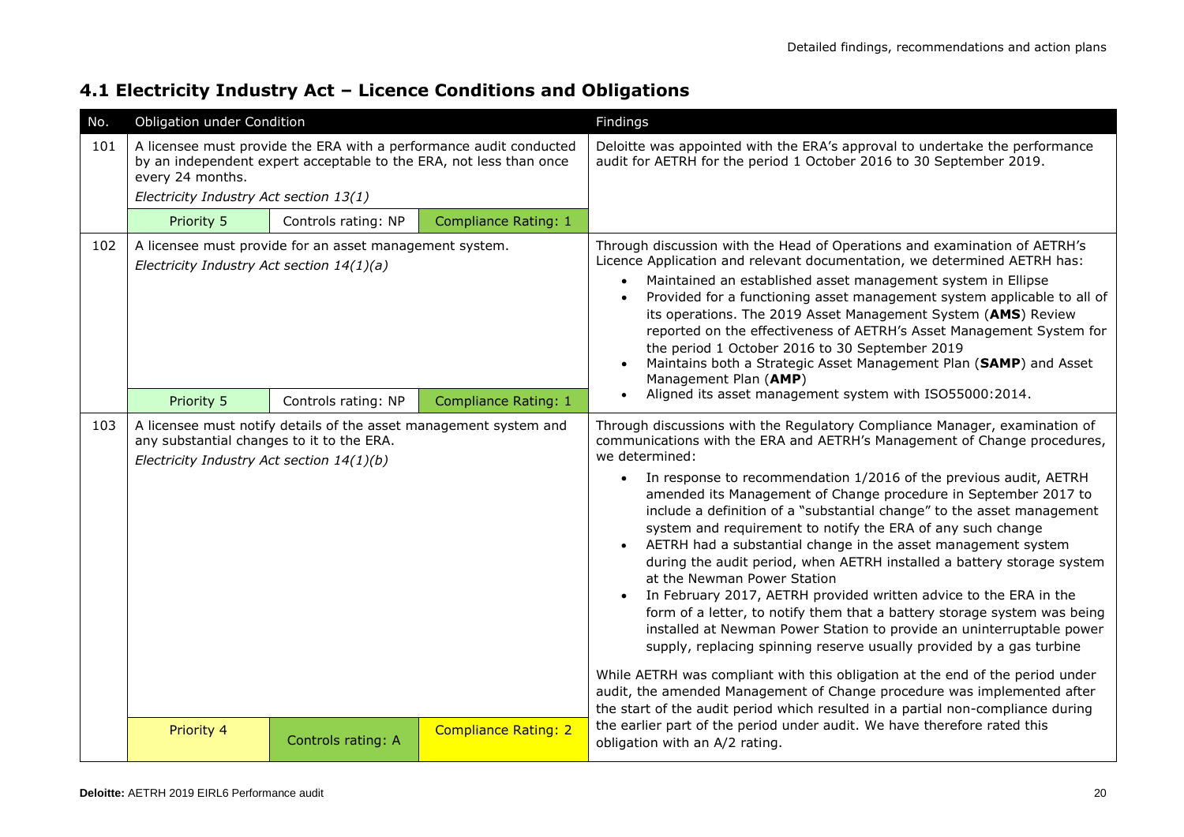## 4.1 Electricity Industry Act – Licence Conditions and Obligations

| No. | Obligation under Condition | | | Findings |
|---|---|---|---|---|
| 101 | A licensee must provide the ERA with a performance audit conducted by an independent expert acceptable to the ERA, not less than once every 24 months.<br>*Electricity Industry Act section 13(1)* | | | Deloitte was appointed with the ERA's approval to undertake the performance audit for AETRH for the period 1 October 2016 to 30 September 2019. |
| | Priority 5 | Controls rating: NP | Compliance Rating: 1 | |
| 102 | A licensee must provide for an asset management system.<br>*Electricity Industry Act section 14(1)(a)* | | | Through discussion with the Head of Operations and examination of AETRH's Licence Application and relevant documentation, we determined AETRH has:<br>• Maintained an established asset management system in Ellipse<br>• Provided for a functioning asset management system applicable to all of its operations. The 2019 Asset Management System (**AMS**) Review reported on the effectiveness of AETRH's Asset Management System for the period 1 October 2016 to 30 September 2019<br>• Maintains both a Strategic Asset Management Plan (**SAMP**) and Asset Management Plan (**AMP**)<br>• Aligned its asset management system with ISO55000:2014. |
| | Priority 5 | Controls rating: NP | Compliance Rating: 1 | |
| 103 | A licensee must notify details of the asset management system and any substantial changes to it to the ERA.<br>*Electricity Industry Act section 14(1)(b)* | | | Through discussions with the Regulatory Compliance Manager, examination of communications with the ERA and AETRH's Management of Change procedures, we determined:<br>• In response to recommendation 1/2016 of the previous audit, AETRH amended its Management of Change procedure in September 2017 to include a definition of a "substantial change" to the asset management system and requirement to notify the ERA of any such change<br>• AETRH had a substantial change in the asset management system during the audit period, when AETRH installed a battery storage system at the Newman Power Station<br>• In February 2017, AETRH provided written advice to the ERA in the form of a letter, to notify them that a battery storage system was being installed at Newman Power Station to provide an uninterruptable power supply, replacing spinning reserve usually provided by a gas turbine<br><br>While AETRH was compliant with this obligation at the end of the period under audit, the amended Management of Change procedure was implemented after the start of the audit period which resulted in a partial non-compliance during the earlier part of the period under audit. We have therefore rated this obligation with an A/2 rating. |
| | Priority 4 | Controls rating: A | Compliance Rating: 2 | |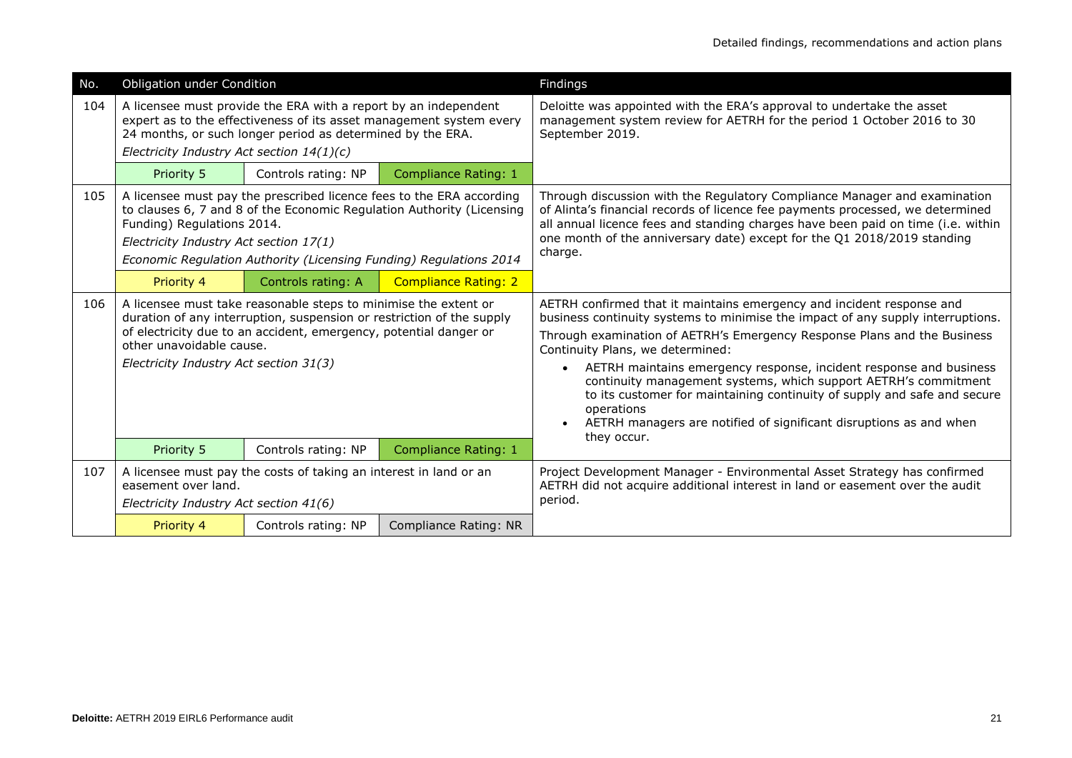| No. | Obligation under Condition | | | Findings |
|---|---|---|---|---|
| 104 | A licensee must provide the ERA with a report by an independent expert as to the effectiveness of its asset management system every 24 months, or such longer period as determined by the ERA.<br>*Electricity Industry Act section 14(1)(c)* | | | Deloitte was appointed with the ERA's approval to undertake the asset management system review for AETRH for the period 1 October 2016 to 30 September 2019. |
| | Priority 5 | Controls rating: NP | Compliance Rating: 1 | |
| 105 | A licensee must pay the prescribed licence fees to the ERA according to clauses 6, 7 and 8 of the Economic Regulation Authority (Licensing Funding) Regulations 2014.<br>*Electricity Industry Act section 17(1)*<br>*Economic Regulation Authority (Licensing Funding) Regulations 2014* | | | Through discussion with the Regulatory Compliance Manager and examination of Alinta's financial records of licence fee payments processed, we determined all annual licence fees and standing charges have been paid on time (i.e. within one month of the anniversary date) except for the Q1 2018/2019 standing charge. |
| | Priority 4 | Controls rating: A | Compliance Rating: 2 | |
| 106 | A licensee must take reasonable steps to minimise the extent or duration of any interruption, suspension or restriction of the supply of electricity due to an accident, emergency, potential danger or other unavoidable cause.<br>*Electricity Industry Act section 31(3)* | | | AETRH confirmed that it maintains emergency and incident response and business continuity systems to minimise the impact of any supply interruptions.<br>Through examination of AETRH's Emergency Response Plans and the Business Continuity Plans, we determined:<br>• AETRH maintains emergency response, incident response and business continuity management systems, which support AETRH's commitment to its customer for maintaining continuity of supply and safe and secure operations<br>• AETRH managers are notified of significant disruptions as and when they occur. |
| | Priority 5 | Controls rating: NP | Compliance Rating: 1 | |
| 107 | A licensee must pay the costs of taking an interest in land or an easement over land.<br>*Electricity Industry Act section 41(6)* | | | Project Development Manager - Environmental Asset Strategy has confirmed AETRH did not acquire additional interest in land or easement over the audit period. |
| | Priority 4 | Controls rating: NP | Compliance Rating: NR | |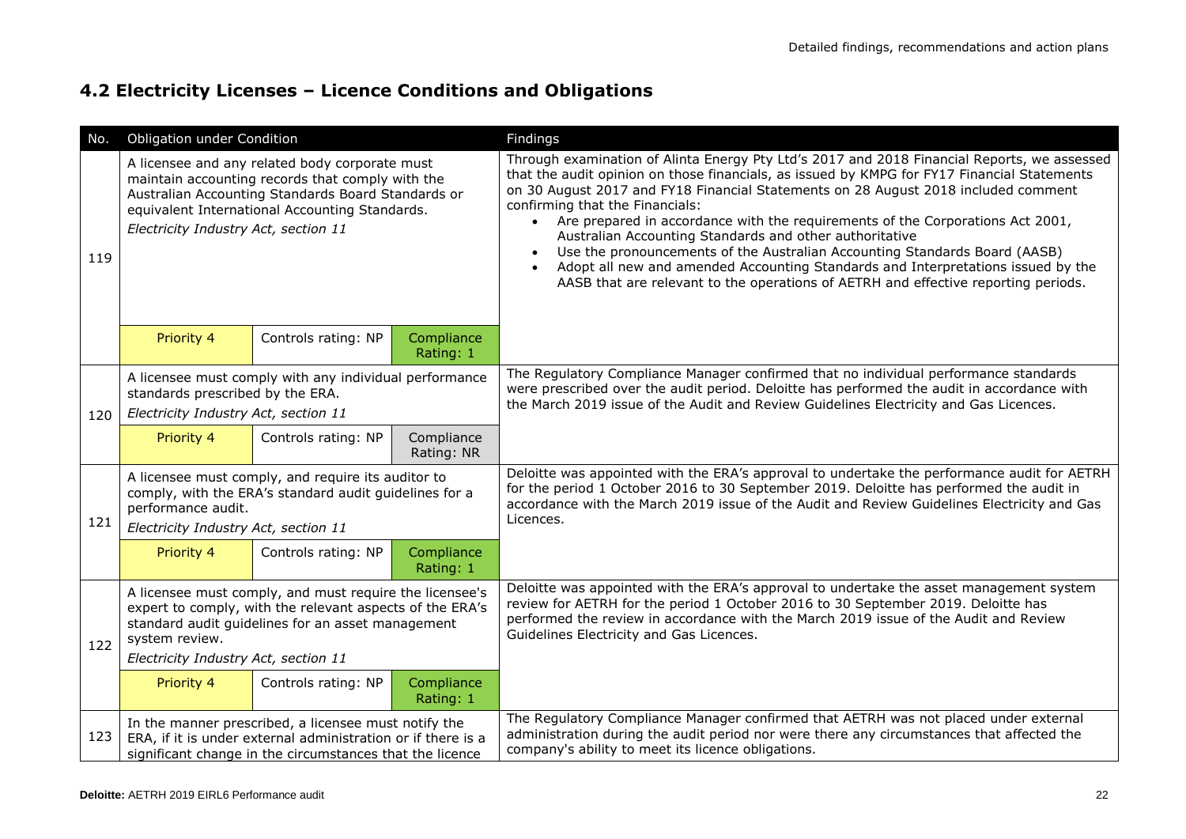## 4.2 Electricity Licenses – Licence Conditions and Obligations

| No. | Obligation under Condition | | | Findings |
|---|---|---|---|---|
| 119 | A licensee and any related body corporate must maintain accounting records that comply with the Australian Accounting Standards Board Standards or equivalent International Accounting Standards.<br>*Electricity Industry Act, section 11* | | | Through examination of Alinta Energy Pty Ltd's 2017 and 2018 Financial Reports, we assessed that the audit opinion on those financials, as issued by KMPG for FY17 Financial Statements on 30 August 2017 and FY18 Financial Statements on 28 August 2018 included comment confirming that the Financials:<br>• Are prepared in accordance with the requirements of the Corporations Act 2001, Australian Accounting Standards and other authoritative<br>• Use the pronouncements of the Australian Accounting Standards Board (AASB)<br>• Adopt all new and amended Accounting Standards and Interpretations issued by the AASB that are relevant to the operations of AETRH and effective reporting periods. |
| | Priority 4 | Controls rating: NP | Compliance Rating: 1 | |
| 120 | A licensee must comply with any individual performance standards prescribed by the ERA.<br>*Electricity Industry Act, section 11* | | | The Regulatory Compliance Manager confirmed that no individual performance standards were prescribed over the audit period. Deloitte has performed the audit in accordance with the March 2019 issue of the Audit and Review Guidelines Electricity and Gas Licences. |
| | Priority 4 | Controls rating: NP | Compliance Rating: NR | |
| 121 | A licensee must comply, and require its auditor to comply, with the ERA's standard audit guidelines for a performance audit.<br>*Electricity Industry Act, section 11* | | | Deloitte was appointed with the ERA's approval to undertake the performance audit for AETRH for the period 1 October 2016 to 30 September 2019. Deloitte has performed the audit in accordance with the March 2019 issue of the Audit and Review Guidelines Electricity and Gas Licences. |
| | Priority 4 | Controls rating: NP | Compliance Rating: 1 | |
| 122 | A licensee must comply, and must require the licensee's expert to comply, with the relevant aspects of the ERA's standard audit guidelines for an asset management system review.<br>*Electricity Industry Act, section 11* | | | Deloitte was appointed with the ERA's approval to undertake the asset management system review for AETRH for the period 1 October 2016 to 30 September 2019. Deloitte has performed the review in accordance with the March 2019 issue of the Audit and Review Guidelines Electricity and Gas Licences. |
| | Priority 4 | Controls rating: NP | Compliance Rating: 1 | |
| 123 | In the manner prescribed, a licensee must notify the ERA, if it is under external administration or if there is a significant change in the circumstances that the licence | | | The Regulatory Compliance Manager confirmed that AETRH was not placed under external administration during the audit period nor were there any circumstances that affected the company's ability to meet its licence obligations. |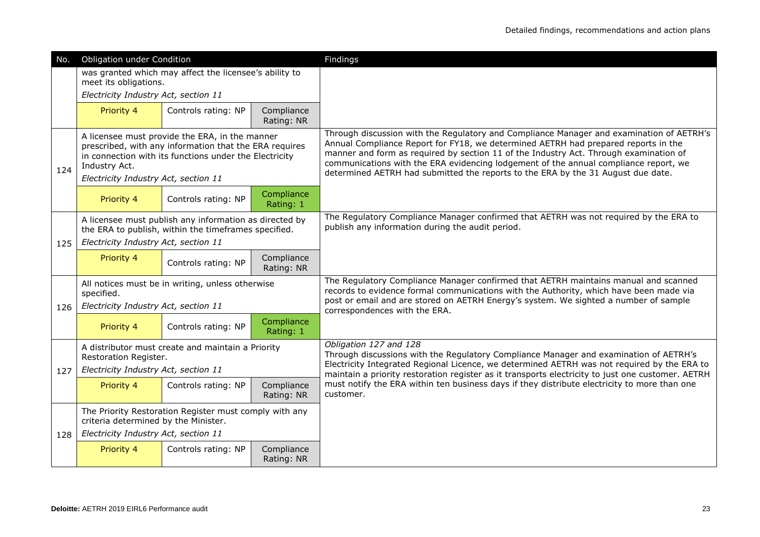| No. | Obligation under Condition | | | Findings |
|---|---|---|---|---|
| | was granted which may affect the licensee's ability to meet its obligations. *Electricity Industry Act, section 11* | | | |
| | Priority 4 | Controls rating: NP | Compliance Rating: NR | |
| 124 | A licensee must provide the ERA, in the manner prescribed, with any information that the ERA requires in connection with its functions under the Electricity Industry Act. *Electricity Industry Act, section 11* | | | Through discussion with the Regulatory and Compliance Manager and examination of AETRH's Annual Compliance Report for FY18, we determined AETRH had prepared reports in the manner and form as required by section 11 of the Industry Act. Through examination of communications with the ERA evidencing lodgement of the annual compliance report, we determined AETRH had submitted the reports to the ERA by the 31 August due date. |
| | Priority 4 | Controls rating: NP | Compliance Rating: 1 | |
| 125 | A licensee must publish any information as directed by the ERA to publish, within the timeframes specified. *Electricity Industry Act, section 11* | | | The Regulatory Compliance Manager confirmed that AETRH was not required by the ERA to publish any information during the audit period. |
| | Priority 4 | Controls rating: NP | Compliance Rating: NR | |
| 126 | All notices must be in writing, unless otherwise specified. *Electricity Industry Act, section 11* | | | The Regulatory Compliance Manager confirmed that AETRH maintains manual and scanned records to evidence formal communications with the Authority, which have been made via post or email and are stored on AETRH Energy's system. We sighted a number of sample correspondences with the ERA. |
| | Priority 4 | Controls rating: NP | Compliance Rating: 1 | |
| 127 | A distributor must create and maintain a Priority Restoration Register. *Electricity Industry Act, section 11* | | | *Obligation 127 and 128* Through discussions with the Regulatory Compliance Manager and examination of AETRH's Electricity Integrated Regional Licence, we determined AETRH was not required by the ERA to maintain a priority restoration register as it transports electricity to just one customer. AETRH must notify the ERA within ten business days if they distribute electricity to more than one customer. |
| | Priority 4 | Controls rating: NP | Compliance Rating: NR | |
| 128 | The Priority Restoration Register must comply with any criteria determined by the Minister. *Electricity Industry Act, section 11* | | | |
| | Priority 4 | Controls rating: NP | Compliance Rating: NR | |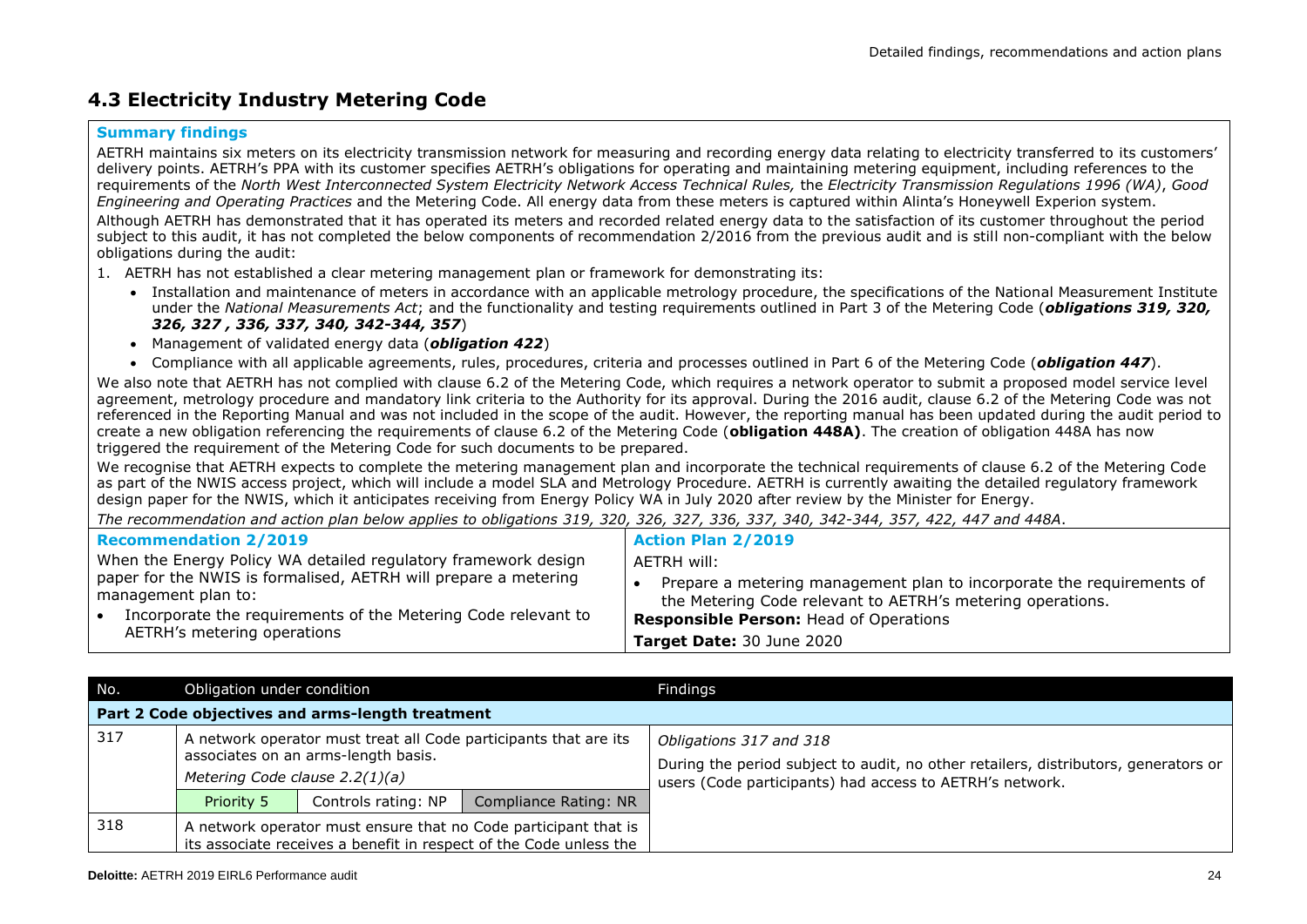## 4.3 Electricity Industry Metering Code

**Summary findings**

AETRH maintains six meters on its electricity transmission network for measuring and recording energy data relating to electricity transferred to its customers' delivery points. AETRH's PPA with its customer specifies AETRH's obligations for operating and maintaining metering equipment, including references to the requirements of the *North West Interconnected System Electricity Network Access Technical Rules,* the *Electricity Transmission Regulations 1996 (WA)*, *Good Engineering and Operating Practices* and the Metering Code. All energy data from these meters is captured within Alinta's Honeywell Experion system.

Although AETRH has demonstrated that it has operated its meters and recorded related energy data to the satisfaction of its customer throughout the period subject to this audit, it has not completed the below components of recommendation 2/2016 from the previous audit and is still non-compliant with the below obligations during the audit:

1. AETRH has not established a clear metering management plan or framework for demonstrating its:
   - Installation and maintenance of meters in accordance with an applicable metrology procedure, the specifications of the National Measurement Institute under the *National Measurements Act*; and the functionality and testing requirements outlined in Part 3 of the Metering Code (***obligations 319, 320, 326, 327 , 336, 337, 340, 342-344, 357***)
   - Management of validated energy data (***obligation 422***)
   - Compliance with all applicable agreements, rules, procedures, criteria and processes outlined in Part 6 of the Metering Code (***obligation 447***).

We also note that AETRH has not complied with clause 6.2 of the Metering Code, which requires a network operator to submit a proposed model service level agreement, metrology procedure and mandatory link criteria to the Authority for its approval. During the 2016 audit, clause 6.2 of the Metering Code was not referenced in the Reporting Manual and was not included in the scope of the audit. However, the reporting manual has been updated during the audit period to create a new obligation referencing the requirements of clause 6.2 of the Metering Code (**obligation 448A)**. The creation of obligation 448A has now triggered the requirement of the Metering Code for such documents to be prepared.

We recognise that AETRH expects to complete the metering management plan and incorporate the technical requirements of clause 6.2 of the Metering Code as part of the NWIS access project, which will include a model SLA and Metrology Procedure. AETRH is currently awaiting the detailed regulatory framework design paper for the NWIS, which it anticipates receiving from Energy Policy WA in July 2020 after review by the Minister for Energy.

*The recommendation and action plan below applies to obligations 319, 320, 326, 327, 336, 337, 340, 342-344, 357, 422, 447 and 448A.*

| **Recommendation 2/2019** | **Action Plan 2/2019** |
|---|---|
| When the Energy Policy WA detailed regulatory framework design paper for the NWIS is formalised, AETRH will prepare a metering management plan to:<br>• Incorporate the requirements of the Metering Code relevant to AETRH's metering operations | AETRH will:<br>• Prepare a metering management plan to incorporate the requirements of the Metering Code relevant to AETRH's metering operations.<br>**Responsible Person:** Head of Operations<br>**Target Date:** 30 June 2020 |

| No. | Obligation under condition | | | Findings |
|---|---|---|---|---|
| **Part 2 Code objectives and arms-length treatment** | | | | |
| 317 | A network operator must treat all Code participants that are its associates on an arms-length basis.<br>*Metering Code clause 2.2(1)(a)* | | | *Obligations 317 and 318*<br>During the period subject to audit, no other retailers, distributors, generators or users (Code participants) had access to AETRH's network. |
| | Priority 5 | Controls rating: NP | Compliance Rating: NR | |
| 318 | A network operator must ensure that no Code participant that is its associate receives a benefit in respect of the Code unless the | | | |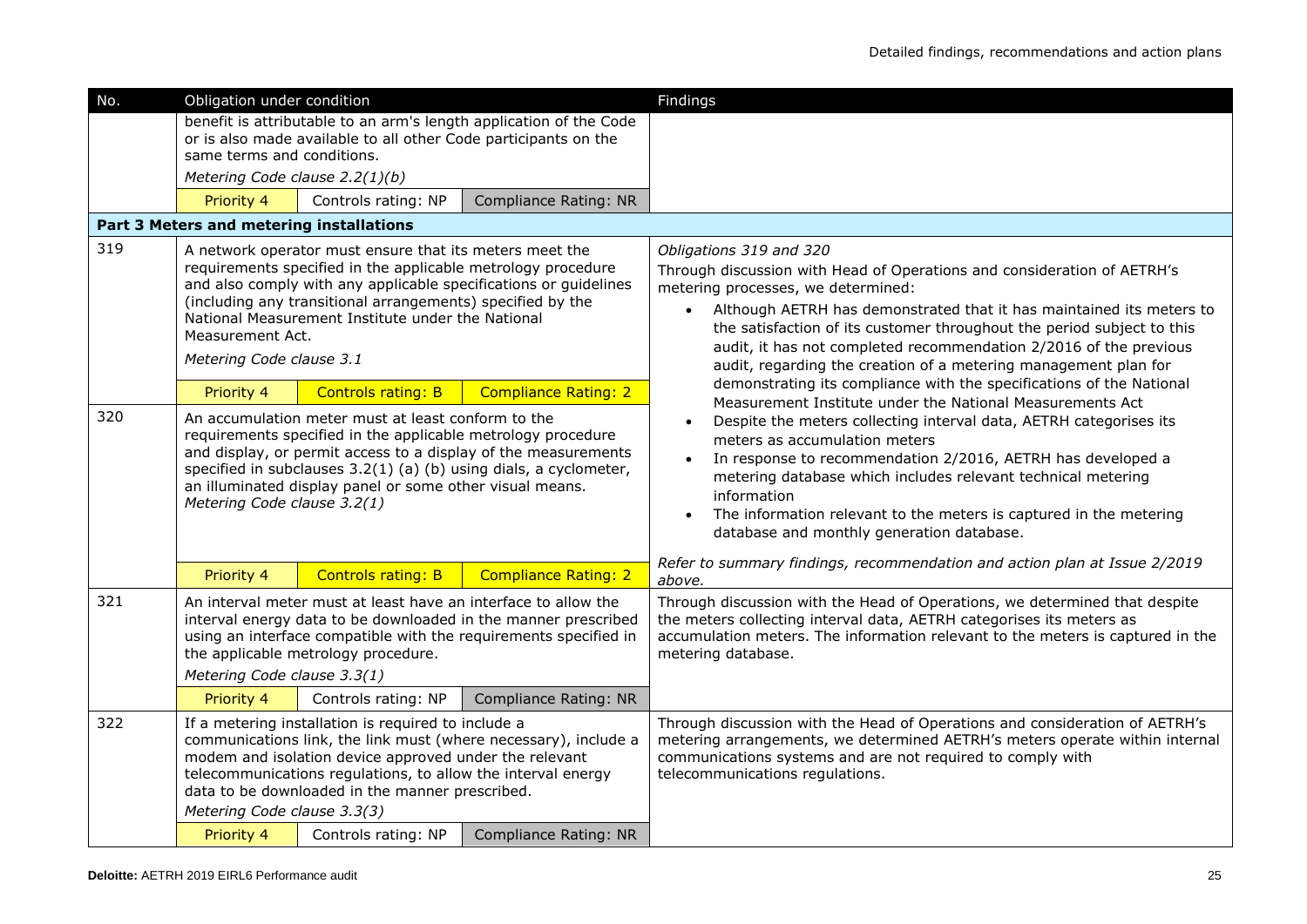| No. | Obligation under condition | | | Findings |
|---|---|---|---|---|
| | benefit is attributable to an arm's length application of the Code or is also made available to all other Code participants on the same terms and conditions.<br>*Metering Code clause 2.2(1)(b)* | | | |
| | Priority 4 | Controls rating: NP | Compliance Rating: NR | |
| **Part 3 Meters and metering installations** | | | | |
| 319 | A network operator must ensure that its meters meet the requirements specified in the applicable metrology procedure and also comply with any applicable specifications or guidelines (including any transitional arrangements) specified by the National Measurement Institute under the National Measurement Act.<br>*Metering Code clause 3.1* | | | *Obligations 319 and 320*<br>Through discussion with Head of Operations and consideration of AETRH's metering processes, we determined:<br>• Although AETRH has demonstrated that it has maintained its meters to the satisfaction of its customer throughout the period subject to this audit, it has not completed recommendation 2/2016 of the previous audit, regarding the creation of a metering management plan for demonstrating its compliance with the specifications of the National Measurement Institute under the National Measurements Act<br>• Despite the meters collecting interval data, AETRH categorises its meters as accumulation meters<br>• In response to recommendation 2/2016, AETRH has developed a metering database which includes relevant technical metering information<br>• The information relevant to the meters is captured in the metering database and monthly generation database.<br><br>*Refer to summary findings, recommendation and action plan at Issue 2/2019 above.* |
| | Priority 4 | Controls rating: B | Compliance Rating: 2 | |
| 320 | An accumulation meter must at least conform to the requirements specified in the applicable metrology procedure and display, or permit access to a display of the measurements specified in subclauses 3.2(1) (a) (b) using dials, a cyclometer, an illuminated display panel or some other visual means.<br>*Metering Code clause 3.2(1)* | | | |
| | Priority 4 | Controls rating: B | Compliance Rating: 2 | |
| 321 | An interval meter must at least have an interface to allow the interval energy data to be downloaded in the manner prescribed using an interface compatible with the requirements specified in the applicable metrology procedure.<br>*Metering Code clause 3.3(1)* | | | Through discussion with the Head of Operations, we determined that despite the meters collecting interval data, AETRH categorises its meters as accumulation meters. The information relevant to the meters is captured in the metering database. |
| | Priority 4 | Controls rating: NP | Compliance Rating: NR | |
| 322 | If a metering installation is required to include a communications link, the link must (where necessary), include a modem and isolation device approved under the relevant telecommunications regulations, to allow the interval energy data to be downloaded in the manner prescribed.<br>*Metering Code clause 3.3(3)* | | | Through discussion with the Head of Operations and consideration of AETRH's metering arrangements, we determined AETRH's meters operate within internal communications systems and are not required to comply with telecommunications regulations. |
| | Priority 4 | Controls rating: NP | Compliance Rating: NR | |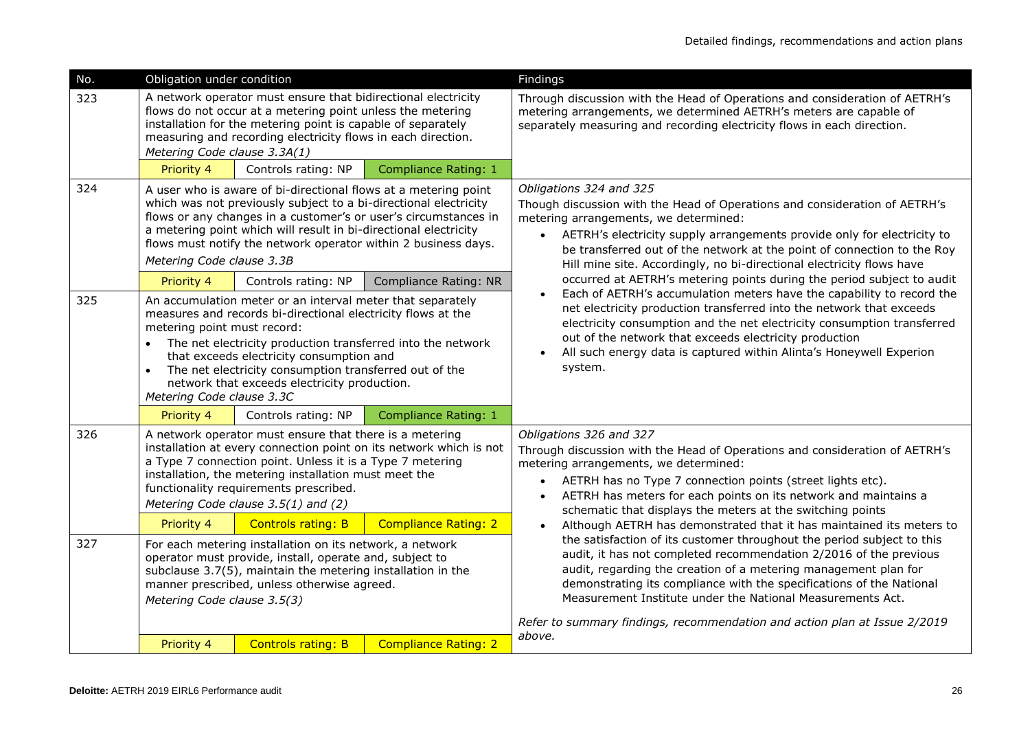| No. | Obligation under condition | | | Findings |
|---|---|---|---|---|
| 323 | A network operator must ensure that bidirectional electricity flows do not occur at a metering point unless the metering installation for the metering point is capable of separately measuring and recording electricity flows in each direction. *Metering Code clause 3.3A(1)* | | | Through discussion with the Head of Operations and consideration of AETRH's metering arrangements, we determined AETRH's meters are capable of separately measuring and recording electricity flows in each direction. |
| | Priority 4 | Controls rating: NP | Compliance Rating: 1 | |
| 324 | A user who is aware of bi-directional flows at a metering point which was not previously subject to a bi-directional electricity flows or any changes in a customer's or user's circumstances in a metering point which will result in bi-directional electricity flows must notify the network operator within 2 business days. *Metering Code clause 3.3B* | | | *Obligations 324 and 325*<br>Though discussion with the Head of Operations and consideration of AETRH's metering arrangements, we determined:<br>• AETRH's electricity supply arrangements provide only for electricity to be transferred out of the network at the point of connection to the Roy Hill mine site. Accordingly, no bi-directional electricity flows have occurred at AETRH's metering points during the period subject to audit<br>• Each of AETRH's accumulation meters have the capability to record the net electricity production transferred into the network that exceeds electricity consumption and the net electricity consumption transferred out of the network that exceeds electricity production<br>• All such energy data is captured within Alinta's Honeywell Experion system. |
| | Priority 4 | Controls rating: NP | Compliance Rating: NR | |
| 325 | An accumulation meter or an interval meter that separately measures and records bi-directional electricity flows at the metering point must record:<br>• The net electricity production transferred into the network that exceeds electricity consumption and<br>• The net electricity consumption transferred out of the network that exceeds electricity production.<br>*Metering Code clause 3.3C* | | | |
| | Priority 4 | Controls rating: NP | Compliance Rating: 1 | |
| 326 | A network operator must ensure that there is a metering installation at every connection point on its network which is not a Type 7 connection point. Unless it is a Type 7 metering installation, the metering installation must meet the functionality requirements prescribed. *Metering Code clause 3.5(1) and (2)* | | | *Obligations 326 and 327*<br>Through discussion with the Head of Operations and consideration of AETRH's metering arrangements, we determined:<br>• AETRH has no Type 7 connection points (street lights etc).<br>• AETRH has meters for each points on its network and maintains a schematic that displays the meters at the switching points<br>• Although AETRH has demonstrated that it has maintained its meters to the satisfaction of its customer throughout the period subject to this audit, it has not completed recommendation 2/2016 of the previous audit, regarding the creation of a metering management plan for demonstrating its compliance with the specifications of the National Measurement Institute under the National Measurements Act.<br><br>*Refer to summary findings, recommendation and action plan at Issue 2/2019 above.* |
| | Priority 4 | Controls rating: B | Compliance Rating: 2 | |
| 327 | For each metering installation on its network, a network operator must provide, install, operate and, subject to subclause 3.7(5), maintain the metering installation in the manner prescribed, unless otherwise agreed. *Metering Code clause 3.5(3)* | | | |
| | Priority 4 | Controls rating: B | Compliance Rating: 2 | |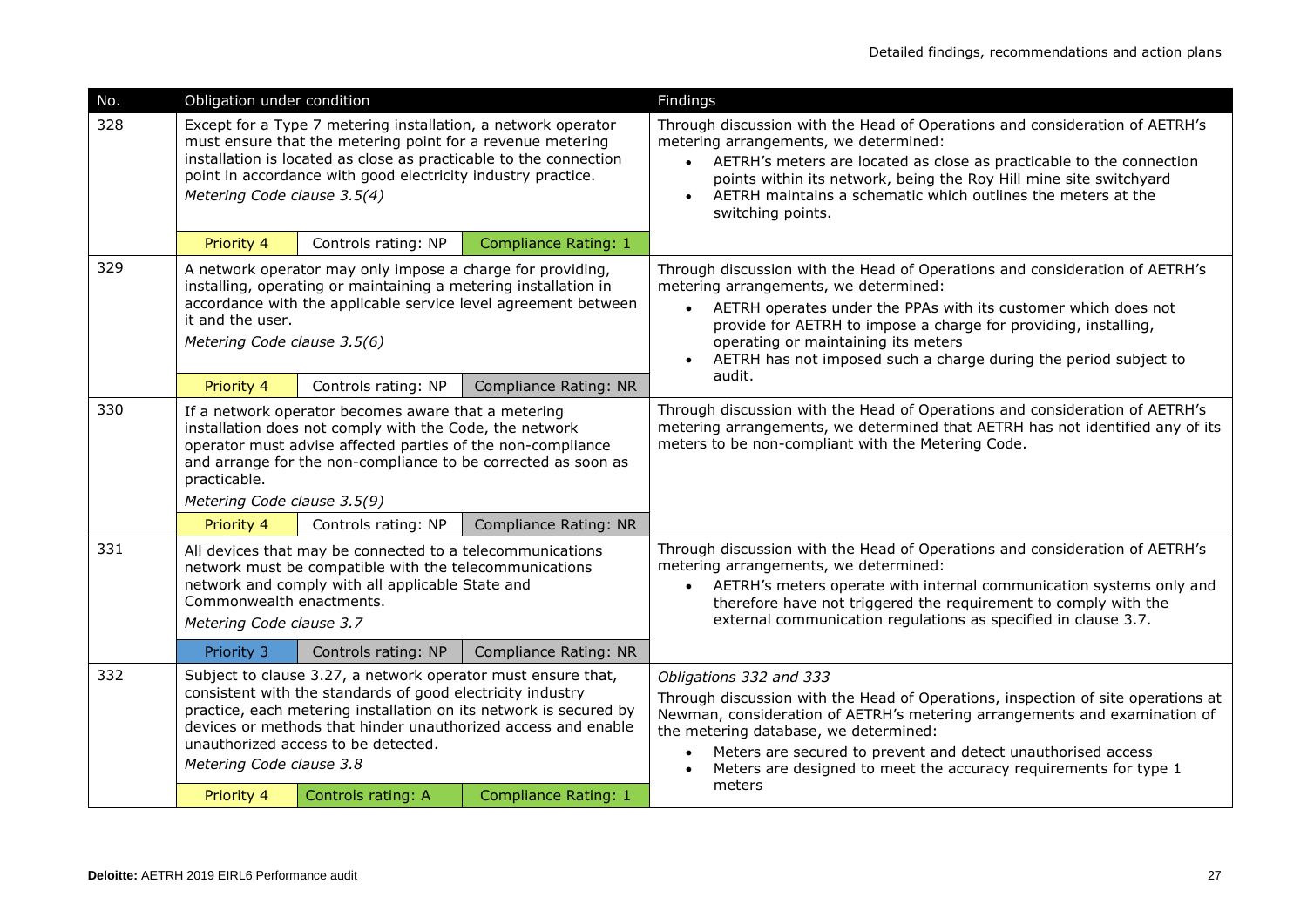| No. | Obligation under condition | | | Findings |
|---|---|---|---|---|
| 328 | Except for a Type 7 metering installation, a network operator must ensure that the metering point for a revenue metering installation is located as close as practicable to the connection point in accordance with good electricity industry practice.<br>*Metering Code clause 3.5(4)* | | | Through discussion with the Head of Operations and consideration of AETRH's metering arrangements, we determined:<br>• AETRH's meters are located as close as practicable to the connection points within its network, being the Roy Hill mine site switchyard<br>• AETRH maintains a schematic which outlines the meters at the switching points. |
| | Priority 4 | Controls rating: NP | Compliance Rating: 1 | |
| 329 | A network operator may only impose a charge for providing, installing, operating or maintaining a metering installation in accordance with the applicable service level agreement between it and the user.<br>*Metering Code clause 3.5(6)* | | | Through discussion with the Head of Operations and consideration of AETRH's metering arrangements, we determined:<br>• AETRH operates under the PPAs with its customer which does not provide for AETRH to impose a charge for providing, installing, operating or maintaining its meters<br>• AETRH has not imposed such a charge during the period subject to audit. |
| | Priority 4 | Controls rating: NP | Compliance Rating: NR | |
| 330 | If a network operator becomes aware that a metering installation does not comply with the Code, the network operator must advise affected parties of the non-compliance and arrange for the non-compliance to be corrected as soon as practicable.<br>*Metering Code clause 3.5(9)* | | | Through discussion with the Head of Operations and consideration of AETRH's metering arrangements, we determined that AETRH has not identified any of its meters to be non-compliant with the Metering Code. |
| | Priority 4 | Controls rating: NP | Compliance Rating: NR | |
| 331 | All devices that may be connected to a telecommunications network must be compatible with the telecommunications network and comply with all applicable State and Commonwealth enactments.<br>*Metering Code clause 3.7* | | | Through discussion with the Head of Operations and consideration of AETRH's metering arrangements, we determined:<br>• AETRH's meters operate with internal communication systems only and therefore have not triggered the requirement to comply with the external communication regulations as specified in clause 3.7. |
| | Priority 3 | Controls rating: NP | Compliance Rating: NR | |
| 332 | Subject to clause 3.27, a network operator must ensure that, consistent with the standards of good electricity industry practice, each metering installation on its network is secured by devices or methods that hinder unauthorized access and enable unauthorized access to be detected.<br>*Metering Code clause 3.8* | | | *Obligations 332 and 333*<br>Through discussion with the Head of Operations, inspection of site operations at Newman, consideration of AETRH's metering arrangements and examination of the metering database, we determined:<br>• Meters are secured to prevent and detect unauthorised access<br>• Meters are designed to meet the accuracy requirements for type 1 meters |
| | Priority 4 | Controls rating: A | Compliance Rating: 1 | |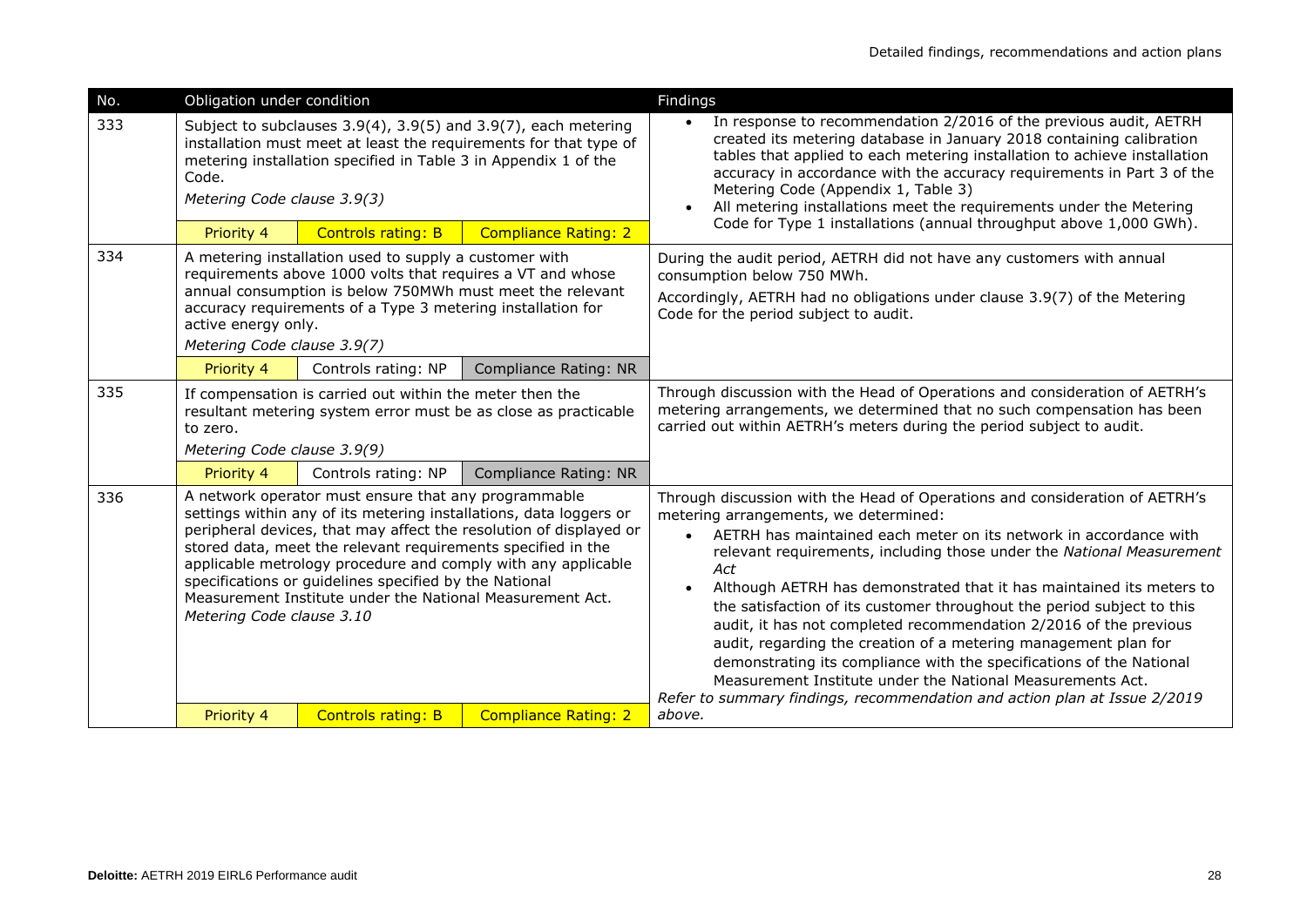| No. | Obligation under condition | | | Findings |
|---|---|---|---|---|
| 333 | Subject to subclauses 3.9(4), 3.9(5) and 3.9(7), each metering installation must meet at least the requirements for that type of metering installation specified in Table 3 in Appendix 1 of the Code.<br>*Metering Code clause 3.9(3)* | | | • In response to recommendation 2/2016 of the previous audit, AETRH created its metering database in January 2018 containing calibration tables that applied to each metering installation to achieve installation accuracy in accordance with the accuracy requirements in Part 3 of the Metering Code (Appendix 1, Table 3)<br>• All metering installations meet the requirements under the Metering Code for Type 1 installations (annual throughput above 1,000 GWh). |
| | Priority 4 | Controls rating: B | Compliance Rating: 2 | |
| 334 | A metering installation used to supply a customer with requirements above 1000 volts that requires a VT and whose annual consumption is below 750MWh must meet the relevant accuracy requirements of a Type 3 metering installation for active energy only.<br>*Metering Code clause 3.9(7)* | | | During the audit period, AETRH did not have any customers with annual consumption below 750 MWh.<br>Accordingly, AETRH had no obligations under clause 3.9(7) of the Metering Code for the period subject to audit. |
| | Priority 4 | Controls rating: NP | Compliance Rating: NR | |
| 335 | If compensation is carried out within the meter then the resultant metering system error must be as close as practicable to zero.<br>*Metering Code clause 3.9(9)* | | | Through discussion with the Head of Operations and consideration of AETRH's metering arrangements, we determined that no such compensation has been carried out within AETRH's meters during the period subject to audit. |
| | Priority 4 | Controls rating: NP | Compliance Rating: NR | |
| 336 | A network operator must ensure that any programmable settings within any of its metering installations, data loggers or peripheral devices, that may affect the resolution of displayed or stored data, meet the relevant requirements specified in the applicable metrology procedure and comply with any applicable specifications or guidelines specified by the National Measurement Institute under the National Measurement Act.<br>*Metering Code clause 3.10* | | | Through discussion with the Head of Operations and consideration of AETRH's metering arrangements, we determined:<br>• AETRH has maintained each meter on its network in accordance with relevant requirements, including those under the *National Measurement Act*<br>• Although AETRH has demonstrated that it has maintained its meters to the satisfaction of its customer throughout the period subject to this audit, it has not completed recommendation 2/2016 of the previous audit, regarding the creation of a metering management plan for demonstrating its compliance with the specifications of the National Measurement Institute under the National Measurements Act.<br>*Refer to summary findings, recommendation and action plan at Issue 2/2019 above.* |
| | Priority 4 | Controls rating: B | Compliance Rating: 2 | |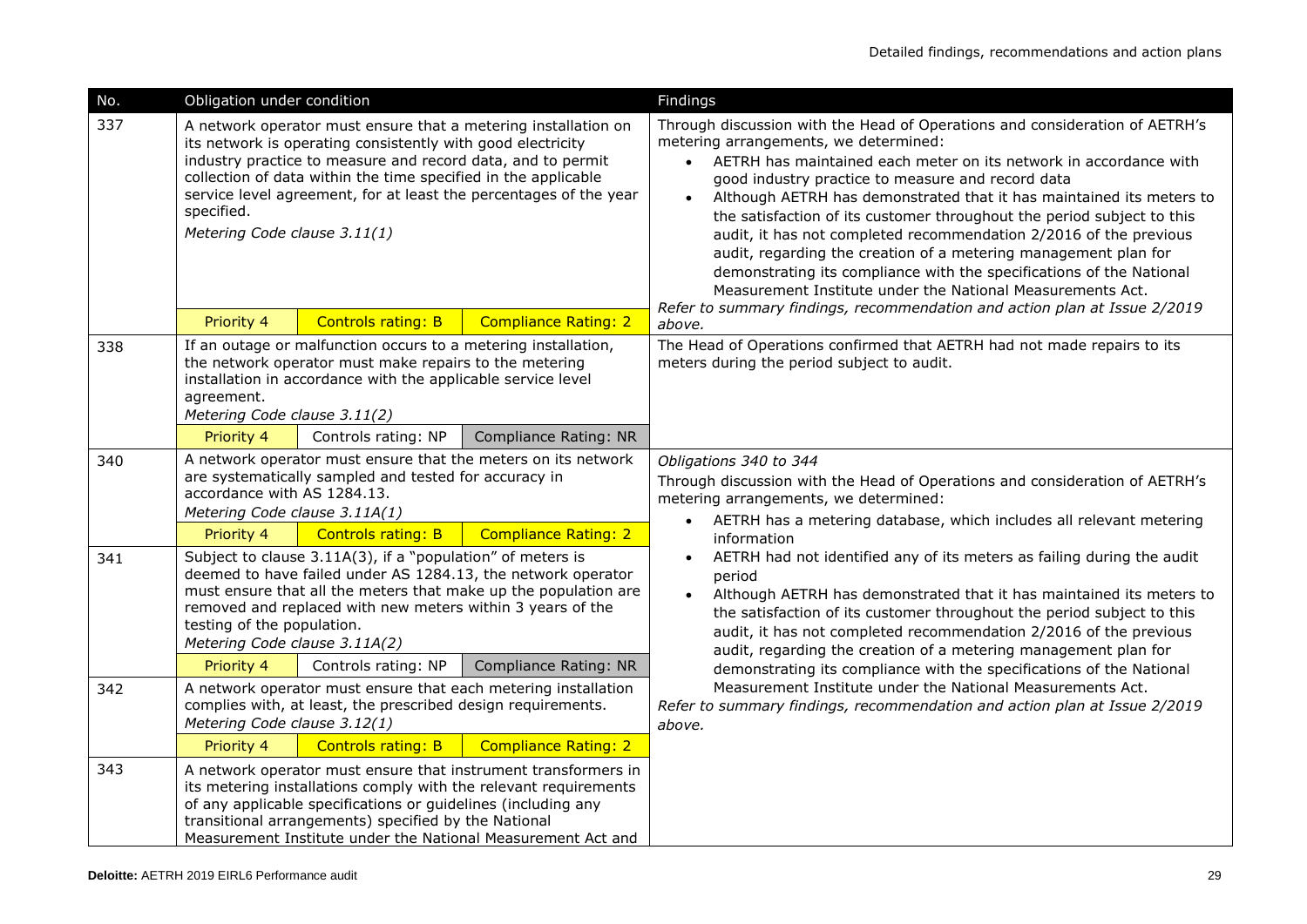| No. | Obligation under condition | | | Findings |
|---|---|---|---|---|
| 337 | A network operator must ensure that a metering installation on its network is operating consistently with good electricity industry practice to measure and record data, and to permit collection of data within the time specified in the applicable service level agreement, for at least the percentages of the year specified.<br>*Metering Code clause 3.11(1)* | | | Through discussion with the Head of Operations and consideration of AETRH's metering arrangements, we determined:<br>• AETRH has maintained each meter on its network in accordance with good industry practice to measure and record data<br>• Although AETRH has demonstrated that it has maintained its meters to the satisfaction of its customer throughout the period subject to this audit, it has not completed recommendation 2/2016 of the previous audit, regarding the creation of a metering management plan for demonstrating its compliance with the specifications of the National Measurement Institute under the National Measurements Act.<br>*Refer to summary findings, recommendation and action plan at Issue 2/2019 above.* |
| | Priority 4 | Controls rating: B | Compliance Rating: 2 | |
| 338 | If an outage or malfunction occurs to a metering installation, the network operator must make repairs to the metering installation in accordance with the applicable service level agreement.<br>*Metering Code clause 3.11(2)* | | | The Head of Operations confirmed that AETRH had not made repairs to its meters during the period subject to audit. |
| | Priority 4 | Controls rating: NP | Compliance Rating: NR | |
| 340 | A network operator must ensure that the meters on its network are systematically sampled and tested for accuracy in accordance with AS 1284.13.<br>*Metering Code clause 3.11A(1)* | | | *Obligations 340 to 344*<br>Through discussion with the Head of Operations and consideration of AETRH's metering arrangements, we determined:<br>• AETRH has a metering database, which includes all relevant metering information<br>• AETRH had not identified any of its meters as failing during the audit period<br>• Although AETRH has demonstrated that it has maintained its meters to the satisfaction of its customer throughout the period subject to this audit, it has not completed recommendation 2/2016 of the previous audit, regarding the creation of a metering management plan for demonstrating its compliance with the specifications of the National Measurement Institute under the National Measurements Act.<br>*Refer to summary findings, recommendation and action plan at Issue 2/2019 above.* |
| | Priority 4 | Controls rating: B | Compliance Rating: 2 | |
| 341 | Subject to clause 3.11A(3), if a "population" of meters is deemed to have failed under AS 1284.13, the network operator must ensure that all the meters that make up the population are removed and replaced with new meters within 3 years of the testing of the population.<br>*Metering Code clause 3.11A(2)* | | | |
| | Priority 4 | Controls rating: NP | Compliance Rating: NR | |
| 342 | A network operator must ensure that each metering installation complies with, at least, the prescribed design requirements.<br>*Metering Code clause 3.12(1)* | | | |
| | Priority 4 | Controls rating: B | Compliance Rating: 2 | |
| 343 | A network operator must ensure that instrument transformers in its metering installations comply with the relevant requirements of any applicable specifications or guidelines (including any transitional arrangements) specified by the National Measurement Institute under the National Measurement Act and | | | |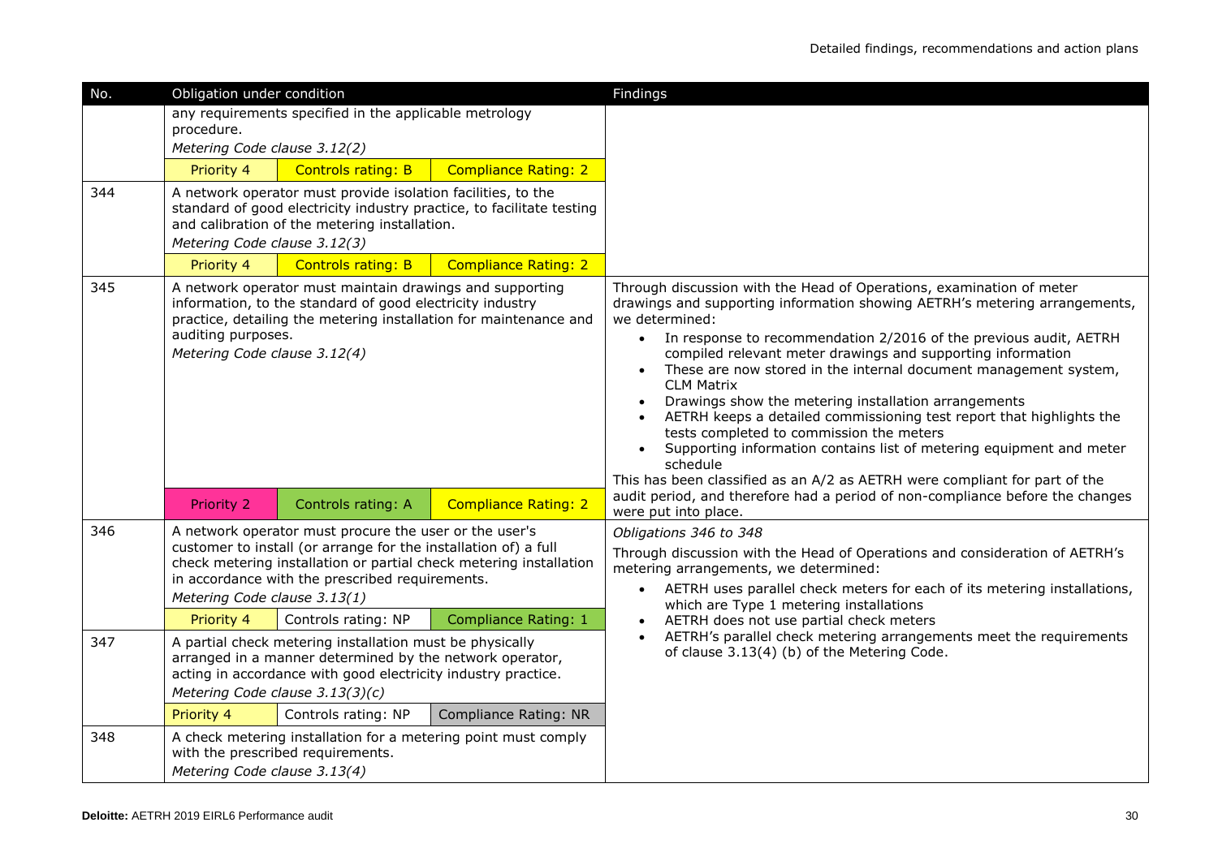| No. | Obligation under condition | | | Findings |
|---|---|---|---|---|
| | any requirements specified in the applicable metrology procedure.<br>*Metering Code clause 3.12(2)* | | | |
| | Priority 4 | Controls rating: B | Compliance Rating: 2 | |
| 344 | A network operator must provide isolation facilities, to the standard of good electricity industry practice, to facilitate testing and calibration of the metering installation.<br>*Metering Code clause 3.12(3)* | | | |
| | Priority 4 | Controls rating: B | Compliance Rating: 2 | |
| 345 | A network operator must maintain drawings and supporting information, to the standard of good electricity industry practice, detailing the metering installation for maintenance and auditing purposes.<br>*Metering Code clause 3.12(4)* | | | Through discussion with the Head of Operations, examination of meter drawings and supporting information showing AETRH's metering arrangements, we determined:<br>• In response to recommendation 2/2016 of the previous audit, AETRH compiled relevant meter drawings and supporting information<br>• These are now stored in the internal document management system, CLM Matrix<br>• Drawings show the metering installation arrangements<br>• AETRH keeps a detailed commissioning test report that highlights the tests completed to commission the meters<br>• Supporting information contains list of metering equipment and meter schedule<br>This has been classified as an A/2 as AETRH were compliant for part of the audit period, and therefore had a period of non-compliance before the changes were put into place. |
| | Priority 2 | Controls rating: A | Compliance Rating: 2 | |
| 346 | A network operator must procure the user or the user's customer to install (or arrange for the installation of) a full check metering installation or partial check metering installation in accordance with the prescribed requirements.<br>*Metering Code clause 3.13(1)* | | | *Obligations 346 to 348*<br>Through discussion with the Head of Operations and consideration of AETRH's metering arrangements, we determined:<br>• AETRH uses parallel check meters for each of its metering installations, which are Type 1 metering installations<br>• AETRH does not use partial check meters<br>• AETRH's parallel check metering arrangements meet the requirements of clause 3.13(4) (b) of the Metering Code. |
| | Priority 4 | Controls rating: NP | Compliance Rating: 1 | |
| 347 | A partial check metering installation must be physically arranged in a manner determined by the network operator, acting in accordance with good electricity industry practice.<br>*Metering Code clause 3.13(3)(c)* | | | |
| | Priority 4 | Controls rating: NP | Compliance Rating: NR | |
| 348 | A check metering installation for a metering point must comply with the prescribed requirements.<br>*Metering Code clause 3.13(4)* | | | |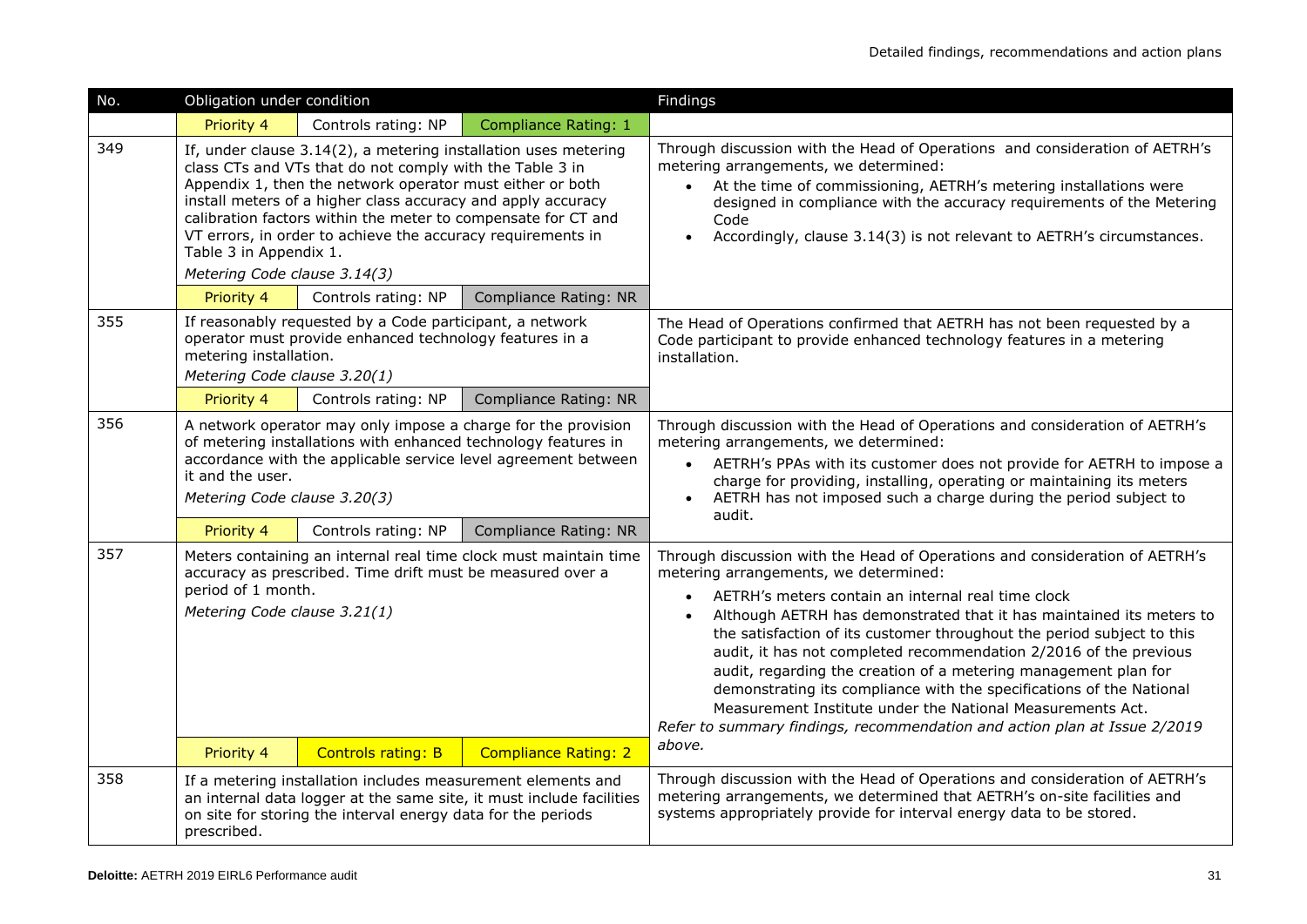| No. | Obligation under condition | | | Findings |
|---|---|---|---|---|
| | Priority 4 | Controls rating: NP | Compliance Rating: 1 | |
| 349 | If, under clause 3.14(2), a metering installation uses metering class CTs and VTs that do not comply with the Table 3 in Appendix 1, then the network operator must either or both install meters of a higher class accuracy and apply accuracy calibration factors within the meter to compensate for CT and VT errors, in order to achieve the accuracy requirements in Table 3 in Appendix 1.<br>*Metering Code clause 3.14(3)* | | | Through discussion with the Head of Operations and consideration of AETRH's metering arrangements, we determined:<br>• At the time of commissioning, AETRH's metering installations were designed in compliance with the accuracy requirements of the Metering Code<br>• Accordingly, clause 3.14(3) is not relevant to AETRH's circumstances. |
| | Priority 4 | Controls rating: NP | Compliance Rating: NR | |
| 355 | If reasonably requested by a Code participant, a network operator must provide enhanced technology features in a metering installation.<br>*Metering Code clause 3.20(1)* | | | The Head of Operations confirmed that AETRH has not been requested by a Code participant to provide enhanced technology features in a metering installation. |
| | Priority 4 | Controls rating: NP | Compliance Rating: NR | |
| 356 | A network operator may only impose a charge for the provision of metering installations with enhanced technology features in accordance with the applicable service level agreement between it and the user.<br>*Metering Code clause 3.20(3)* | | | Through discussion with the Head of Operations and consideration of AETRH's metering arrangements, we determined:<br>• AETRH's PPAs with its customer does not provide for AETRH to impose a charge for providing, installing, operating or maintaining its meters<br>• AETRH has not imposed such a charge during the period subject to audit. |
| | Priority 4 | Controls rating: NP | Compliance Rating: NR | |
| 357 | Meters containing an internal real time clock must maintain time accuracy as prescribed. Time drift must be measured over a period of 1 month.<br>*Metering Code clause 3.21(1)* | | | Through discussion with the Head of Operations and consideration of AETRH's metering arrangements, we determined:<br>• AETRH's meters contain an internal real time clock<br>• Although AETRH has demonstrated that it has maintained its meters to the satisfaction of its customer throughout the period subject to this audit, it has not completed recommendation 2/2016 of the previous audit, regarding the creation of a metering management plan for demonstrating its compliance with the specifications of the National Measurement Institute under the National Measurements Act.<br>*Refer to summary findings, recommendation and action plan at Issue 2/2019 above.* |
| | Priority 4 | Controls rating: B | Compliance Rating: 2 | |
| 358 | If a metering installation includes measurement elements and an internal data logger at the same site, it must include facilities on site for storing the interval energy data for the periods prescribed. | | | Through discussion with the Head of Operations and consideration of AETRH's metering arrangements, we determined that AETRH's on-site facilities and systems appropriately provide for interval energy data to be stored. |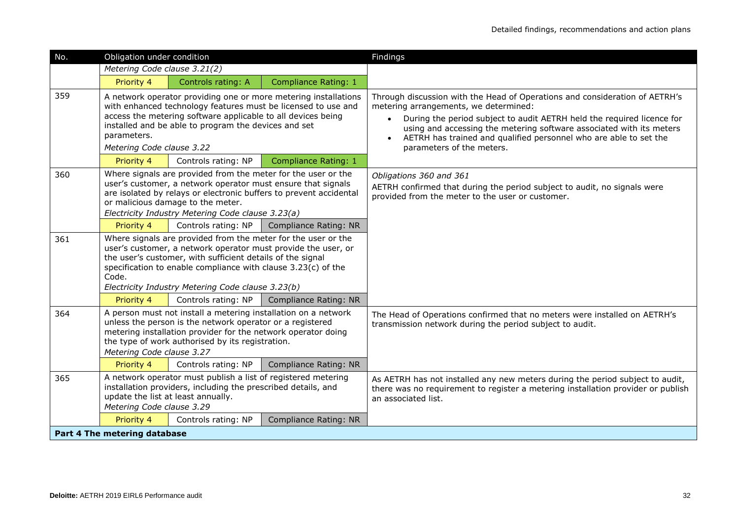| No. | Obligation under condition | | | Findings |
|---|---|---|---|---|
| | *Metering Code clause 3.21(2)* | | | |
| | Priority 4 | Controls rating: A | Compliance Rating: 1 | |
| 359 | A network operator providing one or more metering installations with enhanced technology features must be licensed to use and access the metering software applicable to all devices being installed and be able to program the devices and set parameters. *Metering Code clause 3.22* | | | Through discussion with the Head of Operations and consideration of AETRH's metering arrangements, we determined: <br>• During the period subject to audit AETRH held the required licence for using and accessing the metering software associated with its meters <br>• AETRH has trained and qualified personnel who are able to set the parameters of the meters. |
| | Priority 4 | Controls rating: NP | Compliance Rating: 1 | |
| 360 | Where signals are provided from the meter for the user or the user's customer, a network operator must ensure that signals are isolated by relays or electronic buffers to prevent accidental or malicious damage to the meter. *Electricity Industry Metering Code clause 3.23(a)* | | | *Obligations 360 and 361* <br>AETRH confirmed that during the period subject to audit, no signals were provided from the meter to the user or customer. |
| | Priority 4 | Controls rating: NP | Compliance Rating: NR | |
| 361 | Where signals are provided from the meter for the user or the user's customer, a network operator must provide the user, or the user's customer, with sufficient details of the signal specification to enable compliance with clause 3.23(c) of the Code. *Electricity Industry Metering Code clause 3.23(b)* | | | |
| | Priority 4 | Controls rating: NP | Compliance Rating: NR | |
| 364 | A person must not install a metering installation on a network unless the person is the network operator or a registered metering installation provider for the network operator doing the type of work authorised by its registration. *Metering Code clause 3.27* | | | The Head of Operations confirmed that no meters were installed on AETRH's transmission network during the period subject to audit. |
| | Priority 4 | Controls rating: NP | Compliance Rating: NR | |
| 365 | A network operator must publish a list of registered metering installation providers, including the prescribed details, and update the list at least annually. *Metering Code clause 3.29* | | | As AETRH has not installed any new meters during the period subject to audit, there was no requirement to register a metering installation provider or publish an associated list. |
| | Priority 4 | Controls rating: NP | Compliance Rating: NR | |
| **Part 4 The metering database** | | | | |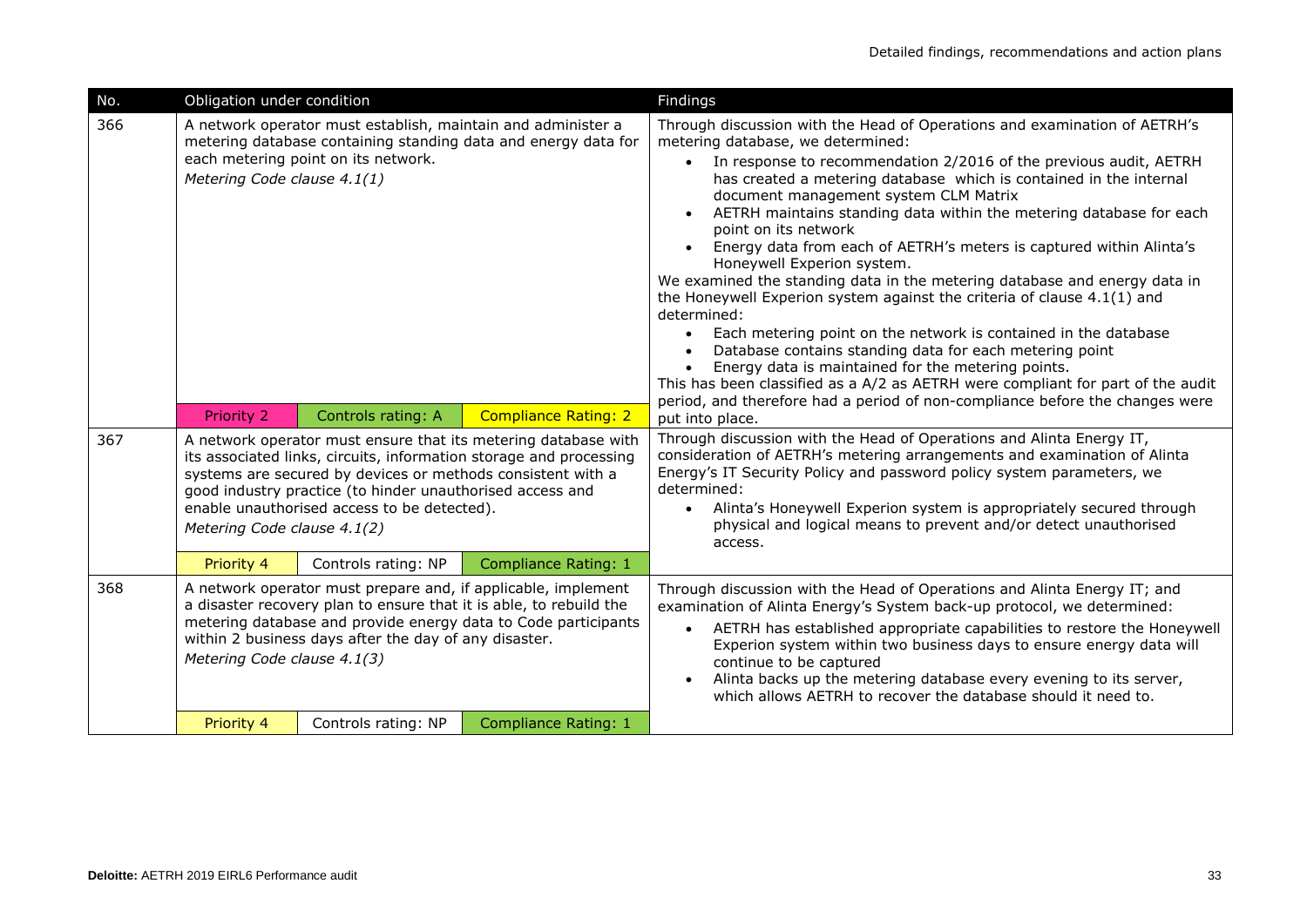| No. | Obligation under condition | | | Findings |
|---|---|---|---|---|
| 366 | A network operator must establish, maintain and administer a metering database containing standing data and energy data for each metering point on its network. *Metering Code clause 4.1(1)* | | | Through discussion with the Head of Operations and examination of AETRH's metering database, we determined:<br>• In response to recommendation 2/2016 of the previous audit, AETRH has created a metering database which is contained in the internal document management system CLM Matrix<br>• AETRH maintains standing data within the metering database for each point on its network<br>• Energy data from each of AETRH's meters is captured within Alinta's Honeywell Experion system.<br>We examined the standing data in the metering database and energy data in the Honeywell Experion system against the criteria of clause 4.1(1) and determined:<br>• Each metering point on the network is contained in the database<br>• Database contains standing data for each metering point<br>• Energy data is maintained for the metering points.<br>This has been classified as a A/2 as AETRH were compliant for part of the audit period, and therefore had a period of non-compliance before the changes were put into place. |
| | Priority 2 | Controls rating: A | Compliance Rating: 2 | |
| 367 | A network operator must ensure that its metering database with its associated links, circuits, information storage and processing systems are secured by devices or methods consistent with a good industry practice (to hinder unauthorised access and enable unauthorised access to be detected). *Metering Code clause 4.1(2)* | | | Through discussion with the Head of Operations and Alinta Energy IT, consideration of AETRH's metering arrangements and examination of Alinta Energy's IT Security Policy and password policy system parameters, we determined:<br>• Alinta's Honeywell Experion system is appropriately secured through physical and logical means to prevent and/or detect unauthorised access. |
| | Priority 4 | Controls rating: NP | Compliance Rating: 1 | |
| 368 | A network operator must prepare and, if applicable, implement a disaster recovery plan to ensure that it is able, to rebuild the metering database and provide energy data to Code participants within 2 business days after the day of any disaster. *Metering Code clause 4.1(3)* | | | Through discussion with the Head of Operations and Alinta Energy IT; and examination of Alinta Energy's System back-up protocol, we determined:<br>• AETRH has established appropriate capabilities to restore the Honeywell Experion system within two business days to ensure energy data will continue to be captured<br>• Alinta backs up the metering database every evening to its server, which allows AETRH to recover the database should it need to. |
| | Priority 4 | Controls rating: NP | Compliance Rating: 1 | |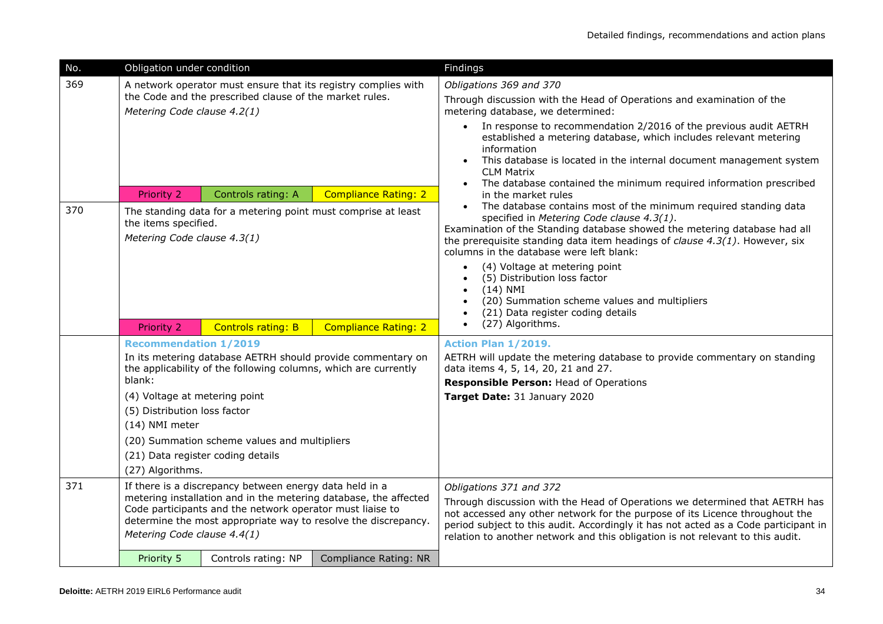| No. | Obligation under condition | Findings |
|---|---|---|
| 369 | A network operator must ensure that its registry complies with the Code and the prescribed clause of the market rules.<br>*Metering Code clause 4.2(1)*<br>Priority 2 \| Controls rating: A \| Compliance Rating: 2 | *Obligations 369 and 370*<br>Through discussion with the Head of Operations and examination of the metering database, we determined:<br>• In response to recommendation 2/2016 of the previous audit AETRH established a metering database, which includes relevant metering information<br>• This database is located in the internal document management system CLM Matrix<br>• The database contained the minimum required information prescribed in the market rules<br>• The database contains most of the minimum required standing data specified in *Metering Code clause 4.3(1)*.<br>Examination of the Standing database showed the metering database had all the prerequisite standing data item headings of *clause 4.3(1)*. However, six columns in the database were left blank:<br>• (4) Voltage at metering point<br>• (5) Distribution loss factor<br>• (14) NMI<br>• (20) Summation scheme values and multipliers<br>• (21) Data register coding details<br>• (27) Algorithms. |
| 370 | The standing data for a metering point must comprise at least the items specified.<br>*Metering Code clause 4.3(1)*<br>Priority 2 \| Controls rating: B \| Compliance Rating: 2 | |
| | **Recommendation 1/2019**<br>In its metering database AETRH should provide commentary on the applicability of the following columns, which are currently blank:<br>(4) Voltage at metering point<br>(5) Distribution loss factor<br>(14) NMI meter<br>(20) Summation scheme values and multipliers<br>(21) Data register coding details<br>(27) Algorithms. | **Action Plan 1/2019.**<br>AETRH will update the metering database to provide commentary on standing data items 4, 5, 14, 20, 21 and 27.<br>**Responsible Person:** Head of Operations<br>**Target Date:** 31 January 2020 |
| 371 | If there is a discrepancy between energy data held in a metering installation and in the metering database, the affected Code participants and the network operator must liaise to determine the most appropriate way to resolve the discrepancy.<br>*Metering Code clause 4.4(1)*<br>Priority 5 \| Controls rating: NP \| Compliance Rating: NR | *Obligations 371 and 372*<br>Through discussion with the Head of Operations we determined that AETRH has not accessed any other network for the purpose of its Licence throughout the period subject to this audit. Accordingly it has not acted as a Code participant in relation to another network and this obligation is not relevant to this audit. |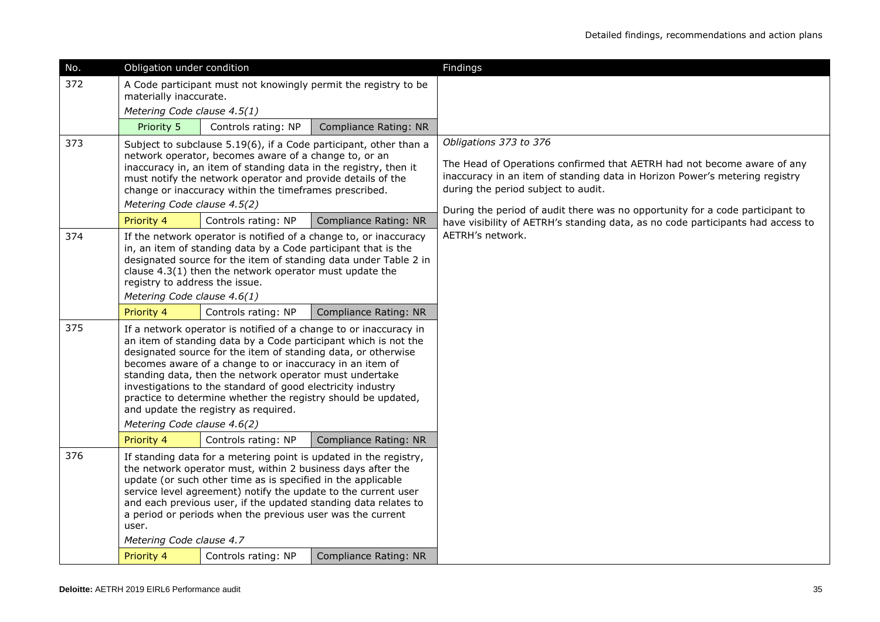| No. | Obligation under condition | | | Findings |
|---|---|---|---|---|
| 372 | A Code participant must not knowingly permit the registry to be materially inaccurate.<br>*Metering Code clause 4.5(1)* | | | |
| | Priority 5 | Controls rating: NP | Compliance Rating: NR | |
| 373 | Subject to subclause 5.19(6), if a Code participant, other than a network operator, becomes aware of a change to, or an inaccuracy in, an item of standing data in the registry, then it must notify the network operator and provide details of the change or inaccuracy within the timeframes prescribed.<br>*Metering Code clause 4.5(2)* | | | *Obligations 373 to 376*<br><br>The Head of Operations confirmed that AETRH had not become aware of any inaccuracy in an item of standing data in Horizon Power's metering registry during the period subject to audit.<br><br>During the period of audit there was no opportunity for a code participant to have visibility of AETRH's standing data, as no code participants had access to AETRH's network. |
| | Priority 4 | Controls rating: NP | Compliance Rating: NR | |
| 374 | If the network operator is notified of a change to, or inaccuracy in, an item of standing data by a Code participant that is the designated source for the item of standing data under Table 2 in clause 4.3(1) then the network operator must update the registry to address the issue.<br>*Metering Code clause 4.6(1)* | | | |
| | Priority 4 | Controls rating: NP | Compliance Rating: NR | |
| 375 | If a network operator is notified of a change to or inaccuracy in an item of standing data by a Code participant which is not the designated source for the item of standing data, or otherwise becomes aware of a change to or inaccuracy in an item of standing data, then the network operator must undertake investigations to the standard of good electricity industry practice to determine whether the registry should be updated, and update the registry as required.<br>*Metering Code clause 4.6(2)* | | | |
| | Priority 4 | Controls rating: NP | Compliance Rating: NR | |
| 376 | If standing data for a metering point is updated in the registry, the network operator must, within 2 business days after the update (or such other time as is specified in the applicable service level agreement) notify the update to the current user and each previous user, if the updated standing data relates to a period or periods when the previous user was the current user.<br>*Metering Code clause 4.7* | | | |
| | Priority 4 | Controls rating: NP | Compliance Rating: NR | |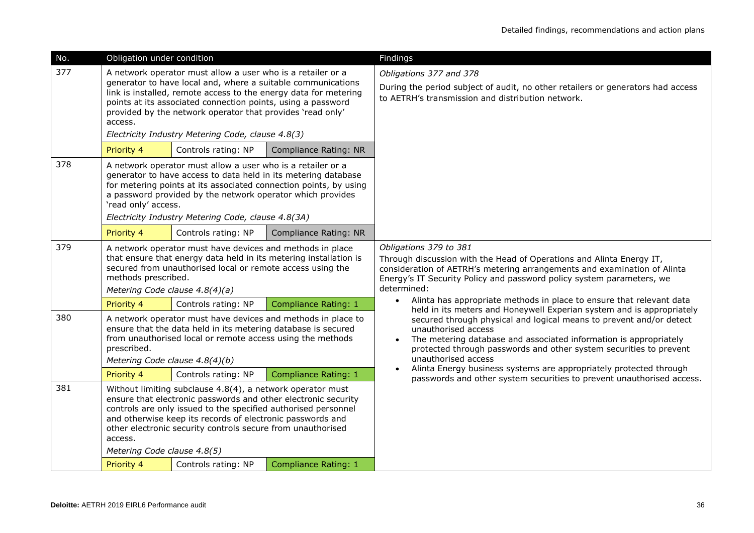| No. | Obligation under condition | | | Findings |
|---|---|---|---|---|
| 377 | A network operator must allow a user who is a retailer or a generator to have local and, where a suitable communications link is installed, remote access to the energy data for metering points at its associated connection points, using a password provided by the network operator that provides 'read only' access.<br>*Electricity Industry Metering Code, clause 4.8(3)* | | | *Obligations 377 and 378*<br>During the period subject of audit, no other retailers or generators had access to AETRH's transmission and distribution network. |
| | Priority 4 | Controls rating: NP | Compliance Rating: NR | |
| 378 | A network operator must allow a user who is a retailer or a generator to have access to data held in its metering database for metering points at its associated connection points, by using a password provided by the network operator which provides 'read only' access.<br>*Electricity Industry Metering Code, clause 4.8(3A)* | | | |
| | Priority 4 | Controls rating: NP | Compliance Rating: NR | |
| 379 | A network operator must have devices and methods in place that ensure that energy data held in its metering installation is secured from unauthorised local or remote access using the methods prescribed.<br>*Metering Code clause 4.8(4)(a)* | | | *Obligations 379 to 381*<br>Through discussion with the Head of Operations and Alinta Energy IT, consideration of AETRH's metering arrangements and examination of Alinta Energy's IT Security Policy and password policy system parameters, we determined:<br>• Alinta has appropriate methods in place to ensure that relevant data held in its meters and Honeywell Experian system and is appropriately secured through physical and logical means to prevent and/or detect unauthorised access<br>• The metering database and associated information is appropriately protected through passwords and other system securities to prevent unauthorised access<br>• Alinta Energy business systems are appropriately protected through passwords and other system securities to prevent unauthorised access. |
| | Priority 4 | Controls rating: NP | Compliance Rating: 1 | |
| 380 | A network operator must have devices and methods in place to ensure that the data held in its metering database is secured from unauthorised local or remote access using the methods prescribed.<br>*Metering Code clause 4.8(4)(b)* | | | |
| | Priority 4 | Controls rating: NP | Compliance Rating: 1 | |
| 381 | Without limiting subclause 4.8(4), a network operator must ensure that electronic passwords and other electronic security controls are only issued to the specified authorised personnel and otherwise keep its records of electronic passwords and other electronic security controls secure from unauthorised access.<br>*Metering Code clause 4.8(5)* | | | |
| | Priority 4 | Controls rating: NP | Compliance Rating: 1 | |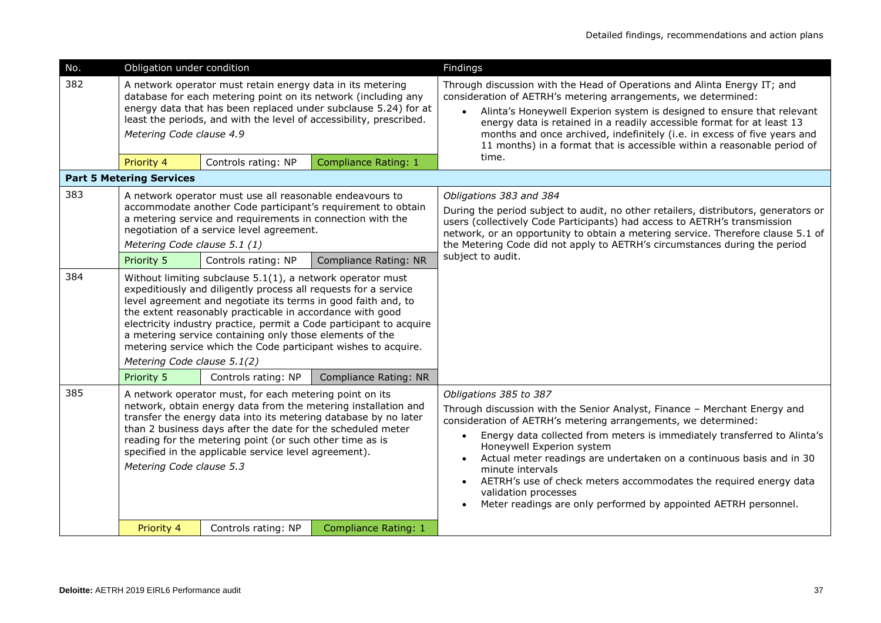| No. | Obligation under condition | | | Findings |
|---|---|---|---|---|
| 382 | A network operator must retain energy data in its metering database for each metering point on its network (including any energy data that has been replaced under subclause 5.24) for at least the periods, and with the level of accessibility, prescribed.<br>*Metering Code clause 4.9* | | | Through discussion with the Head of Operations and Alinta Energy IT; and consideration of AETRH's metering arrangements, we determined:<br>• Alinta's Honeywell Experion system is designed to ensure that relevant energy data is retained in a readily accessible format for at least 13 months and once archived, indefinitely (i.e. in excess of five years and 11 months) in a format that is accessible within a reasonable period of time. |
| | Priority 4 | Controls rating: NP | Compliance Rating: 1 | |
| **Part 5 Metering Services** | | | | |
| 383 | A network operator must use all reasonable endeavours to accommodate another Code participant's requirement to obtain a metering service and requirements in connection with the negotiation of a service level agreement.<br>*Metering Code clause 5.1 (1)* | | | *Obligations 383 and 384*<br>During the period subject to audit, no other retailers, distributors, generators or users (collectively Code Participants) had access to AETRH's transmission network, or an opportunity to obtain a metering service. Therefore clause 5.1 of the Metering Code did not apply to AETRH's circumstances during the period subject to audit. |
| | Priority 5 | Controls rating: NP | Compliance Rating: NR | |
| 384 | Without limiting subclause 5.1(1), a network operator must expeditiously and diligently process all requests for a service level agreement and negotiate its terms in good faith and, to the extent reasonably practicable in accordance with good electricity industry practice, permit a Code participant to acquire a metering service containing only those elements of the metering service which the Code participant wishes to acquire.<br>*Metering Code clause 5.1(2)* | | | |
| | Priority 5 | Controls rating: NP | Compliance Rating: NR | |
| 385 | A network operator must, for each metering point on its network, obtain energy data from the metering installation and transfer the energy data into its metering database by no later than 2 business days after the date for the scheduled meter reading for the metering point (or such other time as is specified in the applicable service level agreement).<br>*Metering Code clause 5.3* | | | *Obligations 385 to 387*<br>Through discussion with the Senior Analyst, Finance – Merchant Energy and consideration of AETRH's metering arrangements, we determined:<br>• Energy data collected from meters is immediately transferred to Alinta's Honeywell Experion system<br>• Actual meter readings are undertaken on a continuous basis and in 30 minute intervals<br>• AETRH's use of check meters accommodates the required energy data validation processes<br>• Meter readings are only performed by appointed AETRH personnel. |
| | Priority 4 | Controls rating: NP | Compliance Rating: 1 | |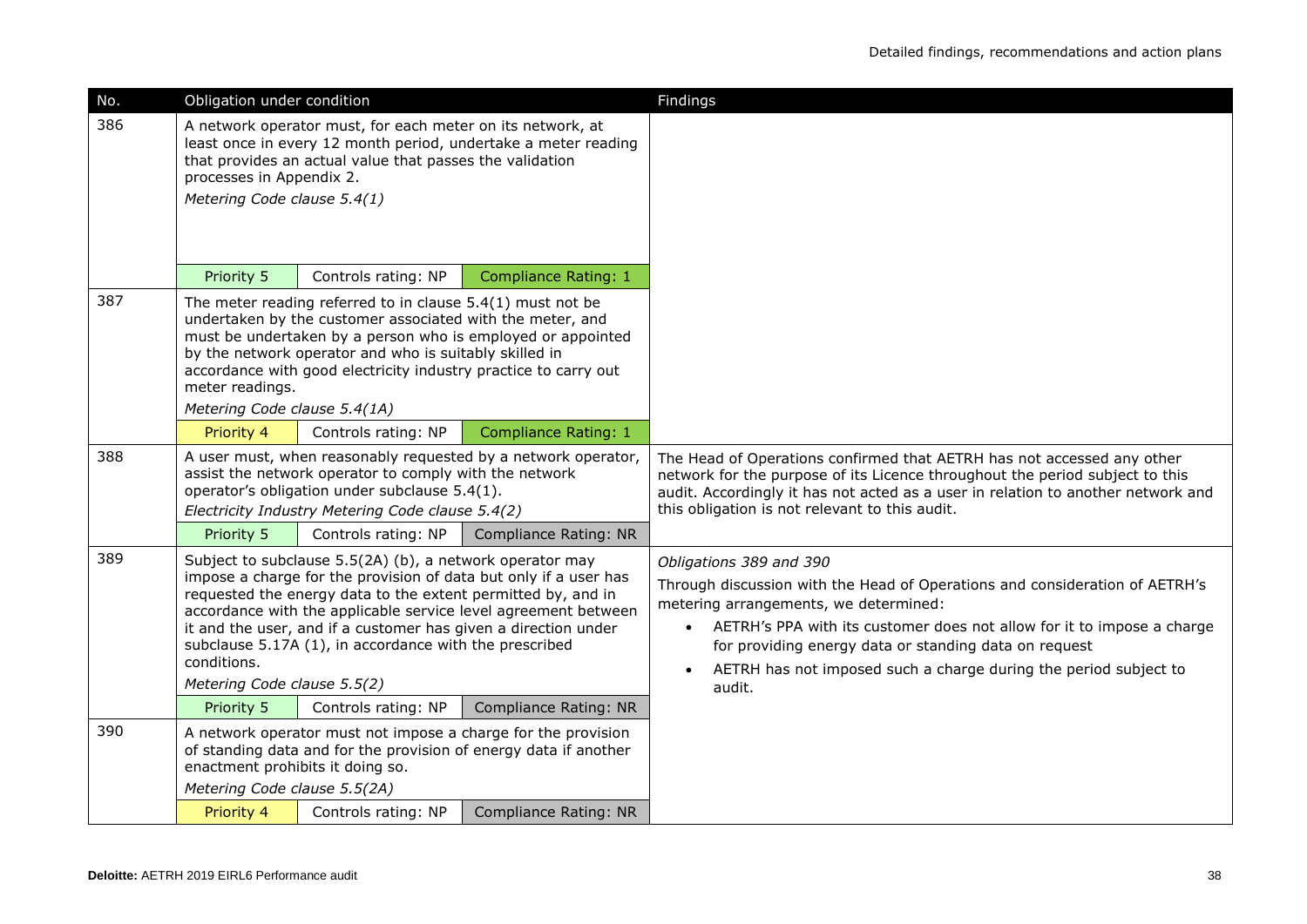| No. | Obligation under condition | | | Findings |
|---|---|---|---|---|
| 386 | A network operator must, for each meter on its network, at least once in every 12 month period, undertake a meter reading that provides an actual value that passes the validation processes in Appendix 2.<br>*Metering Code clause 5.4(1)* | | | |
| | Priority 5 | Controls rating: NP | Compliance Rating: 1 | |
| 387 | The meter reading referred to in clause 5.4(1) must not be undertaken by the customer associated with the meter, and must be undertaken by a person who is employed or appointed by the network operator and who is suitably skilled in accordance with good electricity industry practice to carry out meter readings.<br>*Metering Code clause 5.4(1A)* | | | |
| | Priority 4 | Controls rating: NP | Compliance Rating: 1 | |
| 388 | A user must, when reasonably requested by a network operator, assist the network operator to comply with the network operator's obligation under subclause 5.4(1).<br>*Electricity Industry Metering Code clause 5.4(2)* | | | The Head of Operations confirmed that AETRH has not accessed any other network for the purpose of its Licence throughout the period subject to this audit. Accordingly it has not acted as a user in relation to another network and this obligation is not relevant to this audit. |
| | Priority 5 | Controls rating: NP | Compliance Rating: NR | |
| 389 | Subject to subclause 5.5(2A) (b), a network operator may impose a charge for the provision of data but only if a user has requested the energy data to the extent permitted by, and in accordance with the applicable service level agreement between it and the user, and if a customer has given a direction under subclause 5.17A (1), in accordance with the prescribed conditions.<br>*Metering Code clause 5.5(2)* | | | *Obligations 389 and 390*<br>Through discussion with the Head of Operations and consideration of AETRH's metering arrangements, we determined:<br>• AETRH's PPA with its customer does not allow for it to impose a charge for providing energy data or standing data on request<br>• AETRH has not imposed such a charge during the period subject to audit. |
| | Priority 5 | Controls rating: NP | Compliance Rating: NR | |
| 390 | A network operator must not impose a charge for the provision of standing data and for the provision of energy data if another enactment prohibits it doing so.<br>*Metering Code clause 5.5(2A)* | | | |
| | Priority 4 | Controls rating: NP | Compliance Rating: NR | |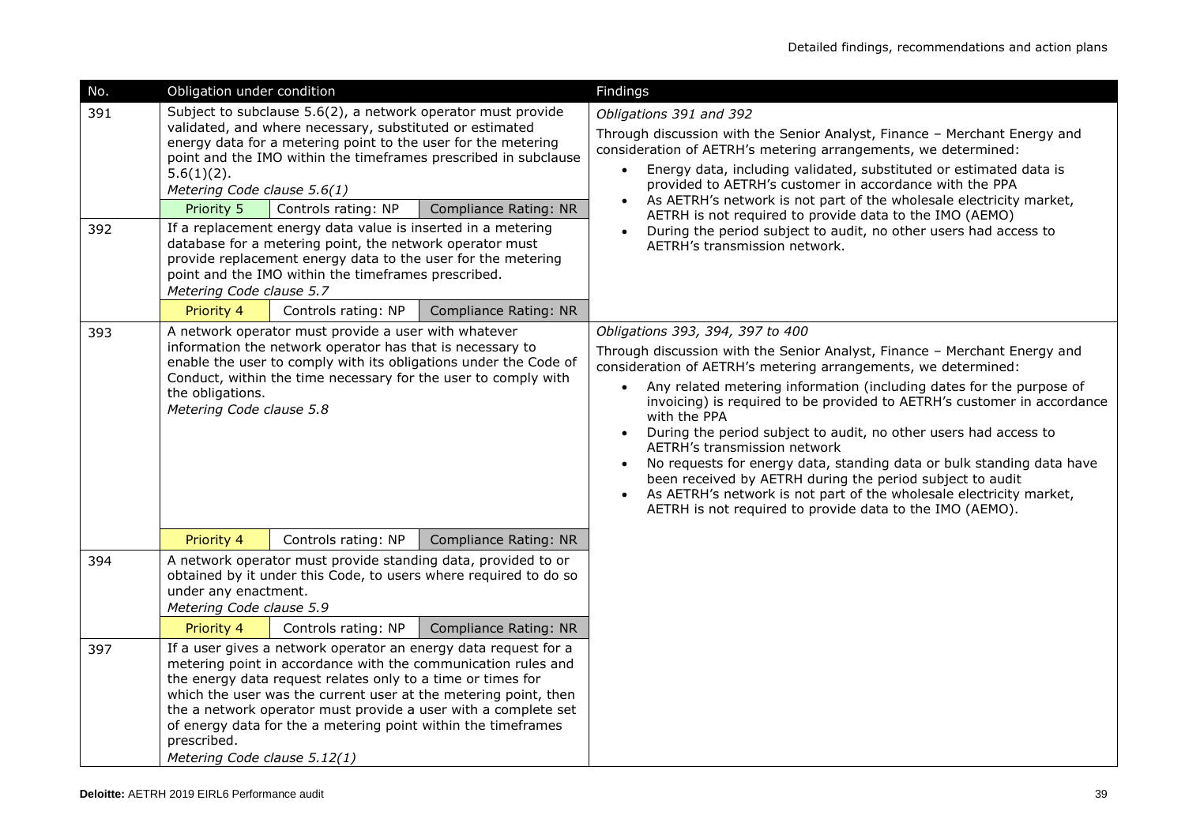| No. | Obligation under condition | | | Findings |
|---|---|---|---|---|
| 391 | Subject to subclause 5.6(2), a network operator must provide validated, and where necessary, substituted or estimated energy data for a metering point to the user for the metering point and the IMO within the timeframes prescribed in subclause 5.6(1)(2).<br>*Metering Code clause 5.6(1)* | | | *Obligations 391 and 392*<br>Through discussion with the Senior Analyst, Finance – Merchant Energy and consideration of AETRH's metering arrangements, we determined:<br>• Energy data, including validated, substituted or estimated data is provided to AETRH's customer in accordance with the PPA<br>• As AETRH's network is not part of the wholesale electricity market, AETRH is not required to provide data to the IMO (AEMO)<br>• During the period subject to audit, no other users had access to AETRH's transmission network. |
| | Priority 5 | Controls rating: NP | Compliance Rating: NR | |
| 392 | If a replacement energy data value is inserted in a metering database for a metering point, the network operator must provide replacement energy data to the user for the metering point and the IMO within the timeframes prescribed.<br>*Metering Code clause 5.7* | | | |
| | Priority 4 | Controls rating: NP | Compliance Rating: NR | |
| 393 | A network operator must provide a user with whatever information the network operator has that is necessary to enable the user to comply with its obligations under the Code of Conduct, within the time necessary for the user to comply with the obligations.<br>*Metering Code clause 5.8* | | | *Obligations 393, 394, 397 to 400*<br>Through discussion with the Senior Analyst, Finance – Merchant Energy and consideration of AETRH's metering arrangements, we determined:<br>• Any related metering information (including dates for the purpose of invoicing) is required to be provided to AETRH's customer in accordance with the PPA<br>• During the period subject to audit, no other users had access to AETRH's transmission network<br>• No requests for energy data, standing data or bulk standing data have been received by AETRH during the period subject to audit<br>• As AETRH's network is not part of the wholesale electricity market, AETRH is not required to provide data to the IMO (AEMO). |
| | Priority 4 | Controls rating: NP | Compliance Rating: NR | |
| 394 | A network operator must provide standing data, provided to or obtained by it under this Code, to users where required to do so under any enactment.<br>*Metering Code clause 5.9* | | | |
| | Priority 4 | Controls rating: NP | Compliance Rating: NR | |
| 397 | If a user gives a network operator an energy data request for a metering point in accordance with the communication rules and the energy data request relates only to a time or times for which the user was the current user at the metering point, then the a network operator must provide a user with a complete set of energy data for the a metering point within the timeframes prescribed.<br>*Metering Code clause 5.12(1)* | | | |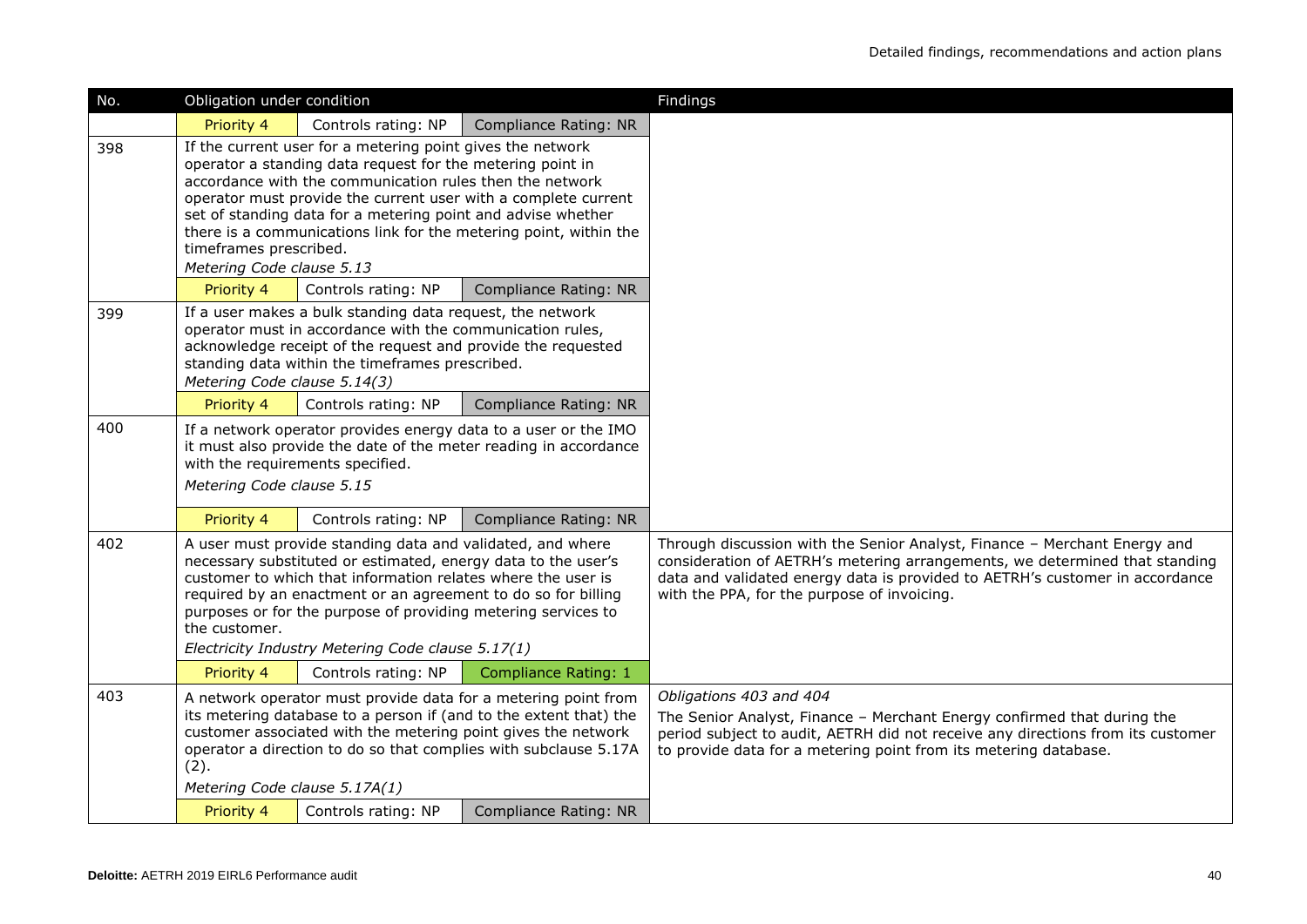| No. | Obligation under condition | | | Findings |
|---|---|---|---|---|
| | Priority 4 | Controls rating: NP | Compliance Rating: NR | |
| 398 | If the current user for a metering point gives the network operator a standing data request for the metering point in accordance with the communication rules then the network operator must provide the current user with a complete current set of standing data for a metering point and advise whether there is a communications link for the metering point, within the timeframes prescribed.<br>*Metering Code clause 5.13* | | | |
| | Priority 4 | Controls rating: NP | Compliance Rating: NR | |
| 399 | If a user makes a bulk standing data request, the network operator must in accordance with the communication rules, acknowledge receipt of the request and provide the requested standing data within the timeframes prescribed.<br>*Metering Code clause 5.14(3)* | | | |
| | Priority 4 | Controls rating: NP | Compliance Rating: NR | |
| 400 | If a network operator provides energy data to a user or the IMO it must also provide the date of the meter reading in accordance with the requirements specified.<br>*Metering Code clause 5.15* | | | |
| | Priority 4 | Controls rating: NP | Compliance Rating: NR | |
| 402 | A user must provide standing data and validated, and where necessary substituted or estimated, energy data to the user's customer to which that information relates where the user is required by an enactment or an agreement to do so for billing purposes or for the purpose of providing metering services to the customer.<br>*Electricity Industry Metering Code clause 5.17(1)* | | | Through discussion with the Senior Analyst, Finance – Merchant Energy and consideration of AETRH's metering arrangements, we determined that standing data and validated energy data is provided to AETRH's customer in accordance with the PPA, for the purpose of invoicing. |
| | Priority 4 | Controls rating: NP | Compliance Rating: 1 | |
| 403 | A network operator must provide data for a metering point from its metering database to a person if (and to the extent that) the customer associated with the metering point gives the network operator a direction to do so that complies with subclause 5.17A (2).<br>*Metering Code clause 5.17A(1)* | | | *Obligations 403 and 404*<br>The Senior Analyst, Finance – Merchant Energy confirmed that during the period subject to audit, AETRH did not receive any directions from its customer to provide data for a metering point from its metering database. |
| | Priority 4 | Controls rating: NP | Compliance Rating: NR | |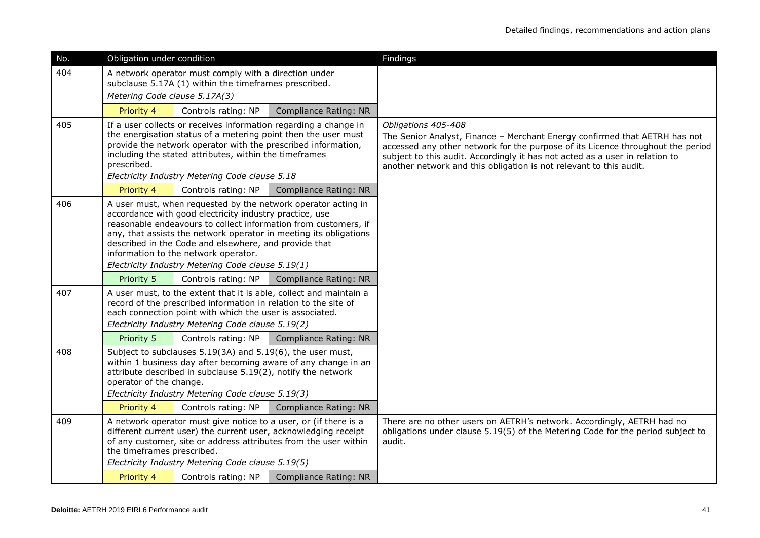| No. | Obligation under condition | | | Findings |
|---|---|---|---|---|
| 404 | A network operator must comply with a direction under subclause 5.17A (1) within the timeframes prescribed.<br>*Metering Code clause 5.17A(3)* | | | |
| | Priority 4 | Controls rating: NP | Compliance Rating: NR | |
| 405 | If a user collects or receives information regarding a change in the energisation status of a metering point then the user must provide the network operator with the prescribed information, including the stated attributes, within the timeframes prescribed.<br>*Electricity Industry Metering Code clause 5.18* | | | *Obligations 405-408*<br>The Senior Analyst, Finance – Merchant Energy confirmed that AETRH has not accessed any other network for the purpose of its Licence throughout the period subject to this audit. Accordingly it has not acted as a user in relation to another network and this obligation is not relevant to this audit. |
| | Priority 4 | Controls rating: NP | Compliance Rating: NR | |
| 406 | A user must, when requested by the network operator acting in accordance with good electricity industry practice, use reasonable endeavours to collect information from customers, if any, that assists the network operator in meeting its obligations described in the Code and elsewhere, and provide that information to the network operator.<br>*Electricity Industry Metering Code clause 5.19(1)* | | | |
| | Priority 5 | Controls rating: NP | Compliance Rating: NR | |
| 407 | A user must, to the extent that it is able, collect and maintain a record of the prescribed information in relation to the site of each connection point with which the user is associated.<br>*Electricity Industry Metering Code clause 5.19(2)* | | | |
| | Priority 5 | Controls rating: NP | Compliance Rating: NR | |
| 408 | Subject to subclauses 5.19(3A) and 5.19(6), the user must, within 1 business day after becoming aware of any change in an attribute described in subclause 5.19(2), notify the network operator of the change.<br>*Electricity Industry Metering Code clause 5.19(3)* | | | |
| | Priority 4 | Controls rating: NP | Compliance Rating: NR | |
| 409 | A network operator must give notice to a user, or (if there is a different current user) the current user, acknowledging receipt of any customer, site or address attributes from the user within the timeframes prescribed.<br>*Electricity Industry Metering Code clause 5.19(5)* | | | There are no other users on AETRH's network. Accordingly, AETRH had no obligations under clause 5.19(5) of the Metering Code for the period subject to audit. |
| | Priority 4 | Controls rating: NP | Compliance Rating: NR | |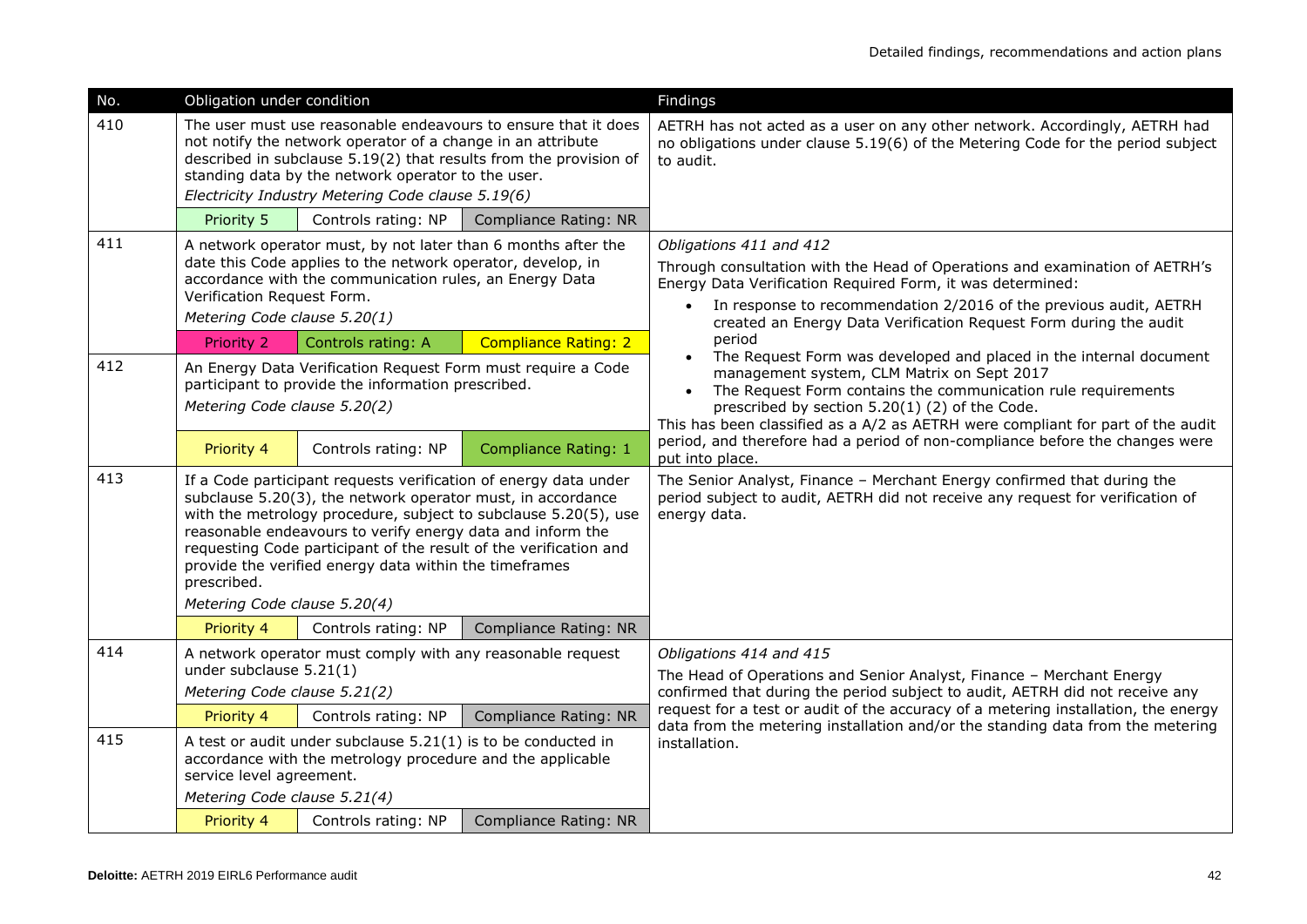| No. | Obligation under condition | | | Findings |
|---|---|---|---|---|
| 410 | The user must use reasonable endeavours to ensure that it does not notify the network operator of a change in an attribute described in subclause 5.19(2) that results from the provision of standing data by the network operator to the user.<br>*Electricity Industry Metering Code clause 5.19(6)* | | | AETRH has not acted as a user on any other network. Accordingly, AETRH had no obligations under clause 5.19(6) of the Metering Code for the period subject to audit. |
| | Priority 5 | Controls rating: NP | Compliance Rating: NR | |
| 411 | A network operator must, by not later than 6 months after the date this Code applies to the network operator, develop, in accordance with the communication rules, an Energy Data Verification Request Form.<br>*Metering Code clause 5.20(1)* | | | *Obligations 411 and 412*<br>Through consultation with the Head of Operations and examination of AETRH's Energy Data Verification Required Form, it was determined:<br>• In response to recommendation 2/2016 of the previous audit, AETRH created an Energy Data Verification Request Form during the audit period<br>• The Request Form was developed and placed in the internal document management system, CLM Matrix on Sept 2017<br>• The Request Form contains the communication rule requirements prescribed by section 5.20(1) (2) of the Code.<br>This has been classified as a A/2 as AETRH were compliant for part of the audit period, and therefore had a period of non-compliance before the changes were put into place. |
| | Priority 2 | Controls rating: A | Compliance Rating: 2 | |
| 412 | An Energy Data Verification Request Form must require a Code participant to provide the information prescribed.<br>*Metering Code clause 5.20(2)* | | | |
| | Priority 4 | Controls rating: NP | Compliance Rating: 1 | |
| 413 | If a Code participant requests verification of energy data under subclause 5.20(3), the network operator must, in accordance with the metrology procedure, subject to subclause 5.20(5), use reasonable endeavours to verify energy data and inform the requesting Code participant of the result of the verification and provide the verified energy data within the timeframes prescribed.<br>*Metering Code clause 5.20(4)* | | | The Senior Analyst, Finance – Merchant Energy confirmed that during the period subject to audit, AETRH did not receive any request for verification of energy data. |
| | Priority 4 | Controls rating: NP | Compliance Rating: NR | |
| 414 | A network operator must comply with any reasonable request under subclause 5.21(1)<br>*Metering Code clause 5.21(2)* | | | *Obligations 414 and 415*<br>The Head of Operations and Senior Analyst, Finance – Merchant Energy confirmed that during the period subject to audit, AETRH did not receive any request for a test or audit of the accuracy of a metering installation, the energy data from the metering installation and/or the standing data from the metering installation. |
| | Priority 4 | Controls rating: NP | Compliance Rating: NR | |
| 415 | A test or audit under subclause 5.21(1) is to be conducted in accordance with the metrology procedure and the applicable service level agreement.<br>*Metering Code clause 5.21(4)* | | | |
| | Priority 4 | Controls rating: NP | Compliance Rating: NR | |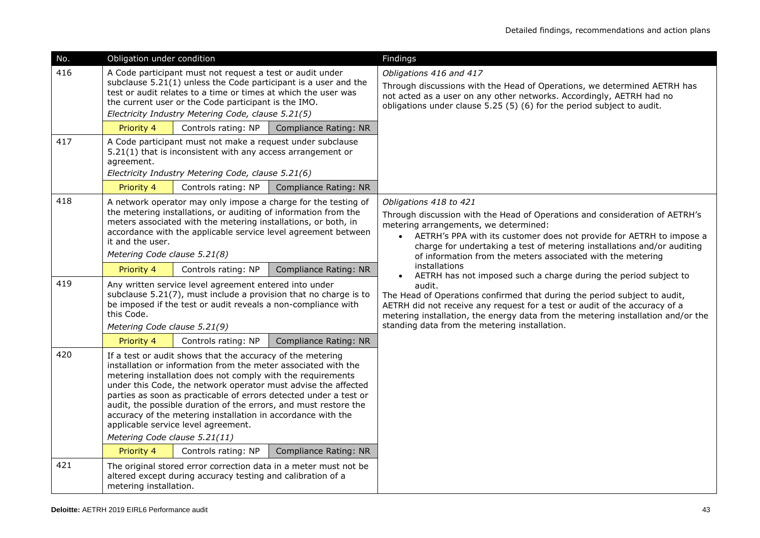| No. | Obligation under condition | | | Findings |
|---|---|---|---|---|
| 416 | A Code participant must not request a test or audit under subclause 5.21(1) unless the Code participant is a user and the test or audit relates to a time or times at which the user was the current user or the Code participant is the IMO.<br>*Electricity Industry Metering Code, clause 5.21(5)* | | | *Obligations 416 and 417*<br>Through discussions with the Head of Operations, we determined AETRH has not acted as a user on any other networks. Accordingly, AETRH had no obligations under clause 5.25 (5) (6) for the period subject to audit. |
| | Priority 4 | Controls rating: NP | Compliance Rating: NR | |
| 417 | A Code participant must not make a request under subclause 5.21(1) that is inconsistent with any access arrangement or agreement.<br>*Electricity Industry Metering Code, clause 5.21(6)* | | | |
| | Priority 4 | Controls rating: NP | Compliance Rating: NR | |
| 418 | A network operator may only impose a charge for the testing of the metering installations, or auditing of information from the meters associated with the metering installations, or both, in accordance with the applicable service level agreement between it and the user.<br>*Metering Code clause 5.21(8)* | | | *Obligations 418 to 421*<br>Through discussion with the Head of Operations and consideration of AETRH's metering arrangements, we determined:<br>• AETRH's PPA with its customer does not provide for AETRH to impose a charge for undertaking a test of metering installations and/or auditing of information from the meters associated with the metering installations<br>• AETRH has not imposed such a charge during the period subject to audit.<br>The Head of Operations confirmed that during the period subject to audit, AETRH did not receive any request for a test or audit of the accuracy of a metering installation, the energy data from the metering installation and/or the standing data from the metering installation. |
| | Priority 4 | Controls rating: NP | Compliance Rating: NR | |
| 419 | Any written service level agreement entered into under subclause 5.21(7), must include a provision that no charge is to be imposed if the test or audit reveals a non-compliance with this Code.<br>*Metering Code clause 5.21(9)* | | | |
| | Priority 4 | Controls rating: NP | Compliance Rating: NR | |
| 420 | If a test or audit shows that the accuracy of the metering installation or information from the meter associated with the metering installation does not comply with the requirements under this Code, the network operator must advise the affected parties as soon as practicable of errors detected under a test or audit, the possible duration of the errors, and must restore the accuracy of the metering installation in accordance with the applicable service level agreement.<br>*Metering Code clause 5.21(11)* | | | |
| | Priority 4 | Controls rating: NP | Compliance Rating: NR | |
| 421 | The original stored error correction data in a meter must not be altered except during accuracy testing and calibration of a metering installation. | | | |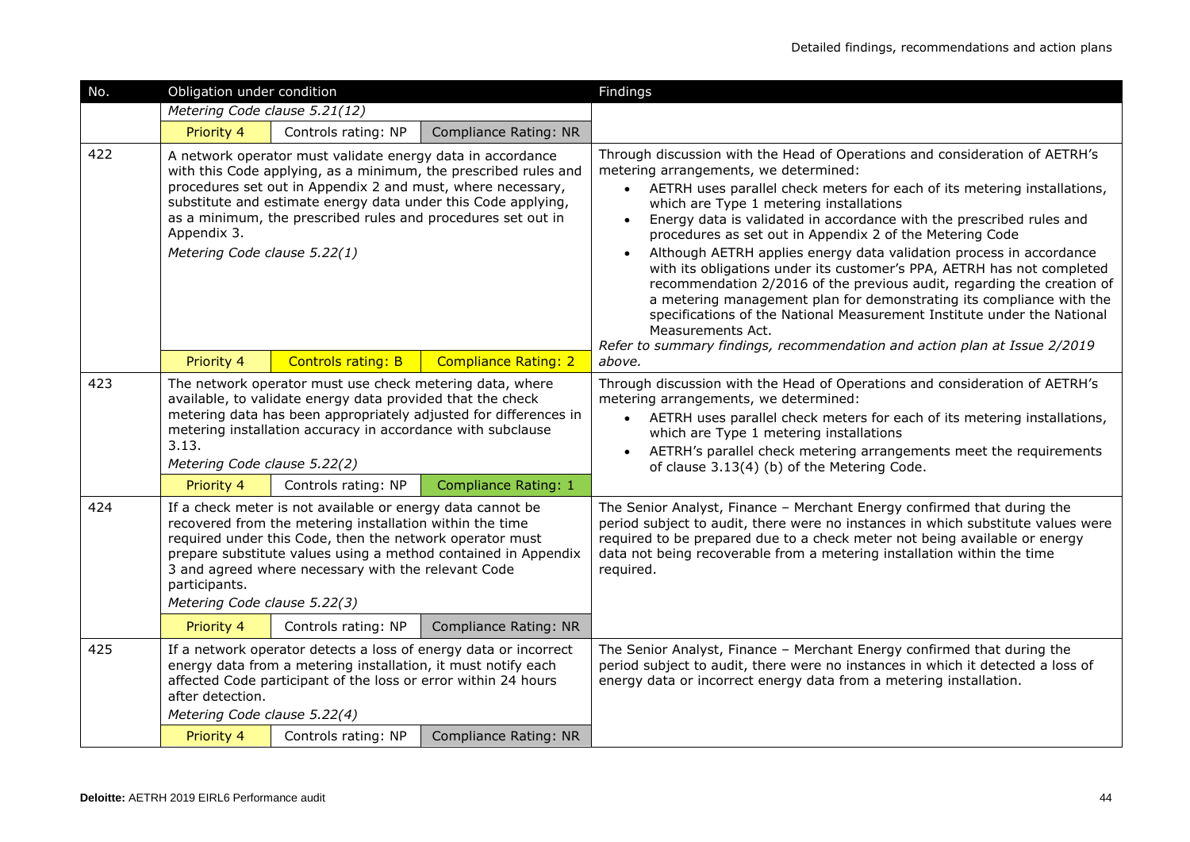| No. | Obligation under condition | | | Findings |
|---|---|---|---|---|
| | *Metering Code clause 5.21(12)* | | | |
| | Priority 4 | Controls rating: NP | Compliance Rating: NR | |
| 422 | A network operator must validate energy data in accordance with this Code applying, as a minimum, the prescribed rules and procedures set out in Appendix 2 and must, where necessary, substitute and estimate energy data under this Code applying, as a minimum, the prescribed rules and procedures set out in Appendix 3.<br>*Metering Code clause 5.22(1)* | | | Through discussion with the Head of Operations and consideration of AETRH's metering arrangements, we determined:<br>• AETRH uses parallel check meters for each of its metering installations, which are Type 1 metering installations<br>• Energy data is validated in accordance with the prescribed rules and procedures as set out in Appendix 2 of the Metering Code<br>• Although AETRH applies energy data validation process in accordance with its obligations under its customer's PPA, AETRH has not completed recommendation 2/2016 of the previous audit, regarding the creation of a metering management plan for demonstrating its compliance with the specifications of the National Measurement Institute under the National Measurements Act.<br>*Refer to summary findings, recommendation and action plan at Issue 2/2019 above.* |
| | Priority 4 | Controls rating: B | Compliance Rating: 2 | |
| 423 | The network operator must use check metering data, where available, to validate energy data provided that the check metering data has been appropriately adjusted for differences in metering installation accuracy in accordance with subclause 3.13.<br>*Metering Code clause 5.22(2)* | | | Through discussion with the Head of Operations and consideration of AETRH's metering arrangements, we determined:<br>• AETRH uses parallel check meters for each of its metering installations, which are Type 1 metering installations<br>• AETRH's parallel check metering arrangements meet the requirements of clause 3.13(4) (b) of the Metering Code. |
| | Priority 4 | Controls rating: NP | Compliance Rating: 1 | |
| 424 | If a check meter is not available or energy data cannot be recovered from the metering installation within the time required under this Code, then the network operator must prepare substitute values using a method contained in Appendix 3 and agreed where necessary with the relevant Code participants.<br>*Metering Code clause 5.22(3)* | | | The Senior Analyst, Finance – Merchant Energy confirmed that during the period subject to audit, there were no instances in which substitute values were required to be prepared due to a check meter not being available or energy data not being recoverable from a metering installation within the time required. |
| | Priority 4 | Controls rating: NP | Compliance Rating: NR | |
| 425 | If a network operator detects a loss of energy data or incorrect energy data from a metering installation, it must notify each affected Code participant of the loss or error within 24 hours after detection.<br>*Metering Code clause 5.22(4)* | | | The Senior Analyst, Finance – Merchant Energy confirmed that during the period subject to audit, there were no instances in which it detected a loss of energy data or incorrect energy data from a metering installation. |
| | Priority 4 | Controls rating: NP | Compliance Rating: NR | |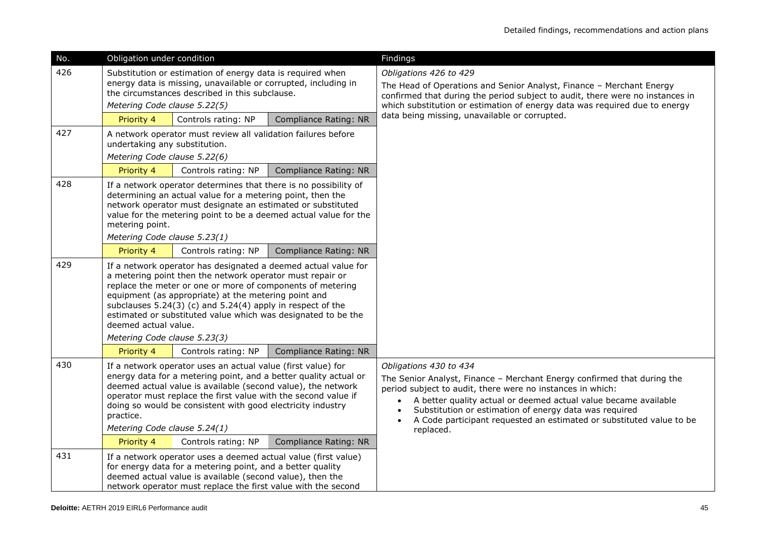| No. | Obligation under condition | | | Findings |
|---|---|---|---|---|
| 426 | Substitution or estimation of energy data is required when energy data is missing, unavailable or corrupted, including in the circumstances described in this subclause.<br>*Metering Code clause 5.22(5)* | | | *Obligations 426 to 429*<br>The Head of Operations and Senior Analyst, Finance – Merchant Energy confirmed that during the period subject to audit, there were no instances in which substitution or estimation of energy data was required due to energy data being missing, unavailable or corrupted. |
| | Priority 4 | Controls rating: NP | Compliance Rating: NR | |
| 427 | A network operator must review all validation failures before undertaking any substitution.<br>*Metering Code clause 5.22(6)* | | | |
| | Priority 4 | Controls rating: NP | Compliance Rating: NR | |
| 428 | If a network operator determines that there is no possibility of determining an actual value for a metering point, then the network operator must designate an estimated or substituted value for the metering point to be a deemed actual value for the metering point.<br>*Metering Code clause 5.23(1)* | | | |
| | Priority 4 | Controls rating: NP | Compliance Rating: NR | |
| 429 | If a network operator has designated a deemed actual value for a metering point then the network operator must repair or replace the meter or one or more of components of metering equipment (as appropriate) at the metering point and subclauses 5.24(3) (c) and 5.24(4) apply in respect of the estimated or substituted value which was designated to be the deemed actual value.<br>*Metering Code clause 5.23(3)* | | | |
| | Priority 4 | Controls rating: NP | Compliance Rating: NR | |
| 430 | If a network operator uses an actual value (first value) for energy data for a metering point, and a better quality actual or deemed actual value is available (second value), the network operator must replace the first value with the second value if doing so would be consistent with good electricity industry practice.<br>*Metering Code clause 5.24(1)* | | | *Obligations 430 to 434*<br>The Senior Analyst, Finance – Merchant Energy confirmed that during the period subject to audit, there were no instances in which:<br>• A better quality actual or deemed actual value became available<br>• Substitution or estimation of energy data was required<br>• A Code participant requested an estimated or substituted value to be replaced. |
| | Priority 4 | Controls rating: NP | Compliance Rating: NR | |
| 431 | If a network operator uses a deemed actual value (first value) for energy data for a metering point, and a better quality deemed actual value is available (second value), then the network operator must replace the first value with the second | | | |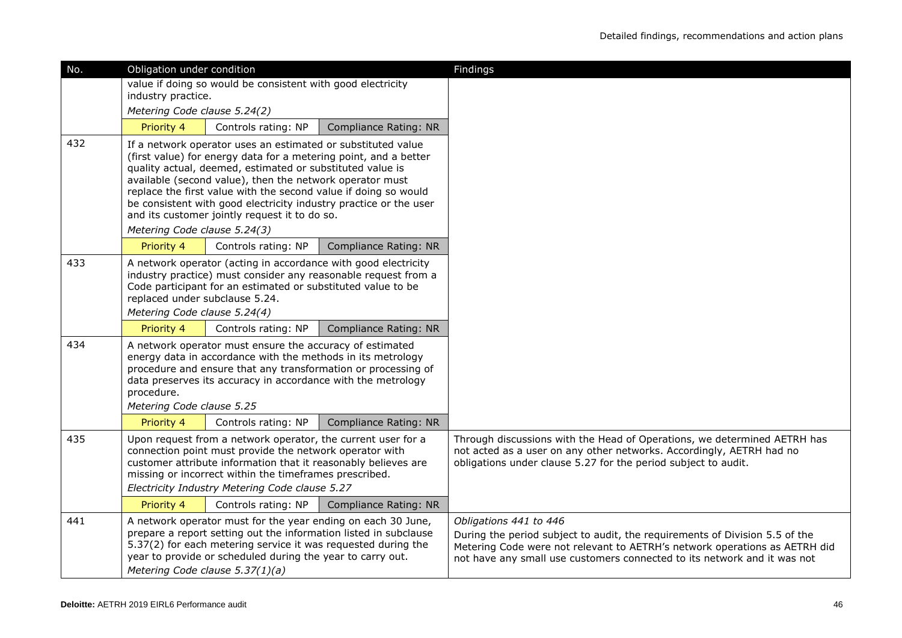| No. | Obligation under condition | | | Findings |
|---|---|---|---|---|
| | value if doing so would be consistent with good electricity industry practice.<br>*Metering Code clause 5.24(2)* | | | |
| | Priority 4 | Controls rating: NP | Compliance Rating: NR | |
| 432 | If a network operator uses an estimated or substituted value (first value) for energy data for a metering point, and a better quality actual, deemed, estimated or substituted value is available (second value), then the network operator must replace the first value with the second value if doing so would be consistent with good electricity industry practice or the user and its customer jointly request it to do so.<br>*Metering Code clause 5.24(3)* | | | |
| | Priority 4 | Controls rating: NP | Compliance Rating: NR | |
| 433 | A network operator (acting in accordance with good electricity industry practice) must consider any reasonable request from a Code participant for an estimated or substituted value to be replaced under subclause 5.24.<br>*Metering Code clause 5.24(4)* | | | |
| | Priority 4 | Controls rating: NP | Compliance Rating: NR | |
| 434 | A network operator must ensure the accuracy of estimated energy data in accordance with the methods in its metrology procedure and ensure that any transformation or processing of data preserves its accuracy in accordance with the metrology procedure.<br>*Metering Code clause 5.25* | | | |
| | Priority 4 | Controls rating: NP | Compliance Rating: NR | |
| 435 | Upon request from a network operator, the current user for a connection point must provide the network operator with customer attribute information that it reasonably believes are missing or incorrect within the timeframes prescribed.<br>*Electricity Industry Metering Code clause 5.27* | | | Through discussions with the Head of Operations, we determined AETRH has not acted as a user on any other networks. Accordingly, AETRH had no obligations under clause 5.27 for the period subject to audit. |
| | Priority 4 | Controls rating: NP | Compliance Rating: NR | |
| 441 | A network operator must for the year ending on each 30 June, prepare a report setting out the information listed in subclause 5.37(2) for each metering service it was requested during the year to provide or scheduled during the year to carry out.<br>*Metering Code clause 5.37(1)(a)* | | | *Obligations 441 to 446*<br>During the period subject to audit, the requirements of Division 5.5 of the Metering Code were not relevant to AETRH's network operations as AETRH did not have any small use customers connected to its network and it was not |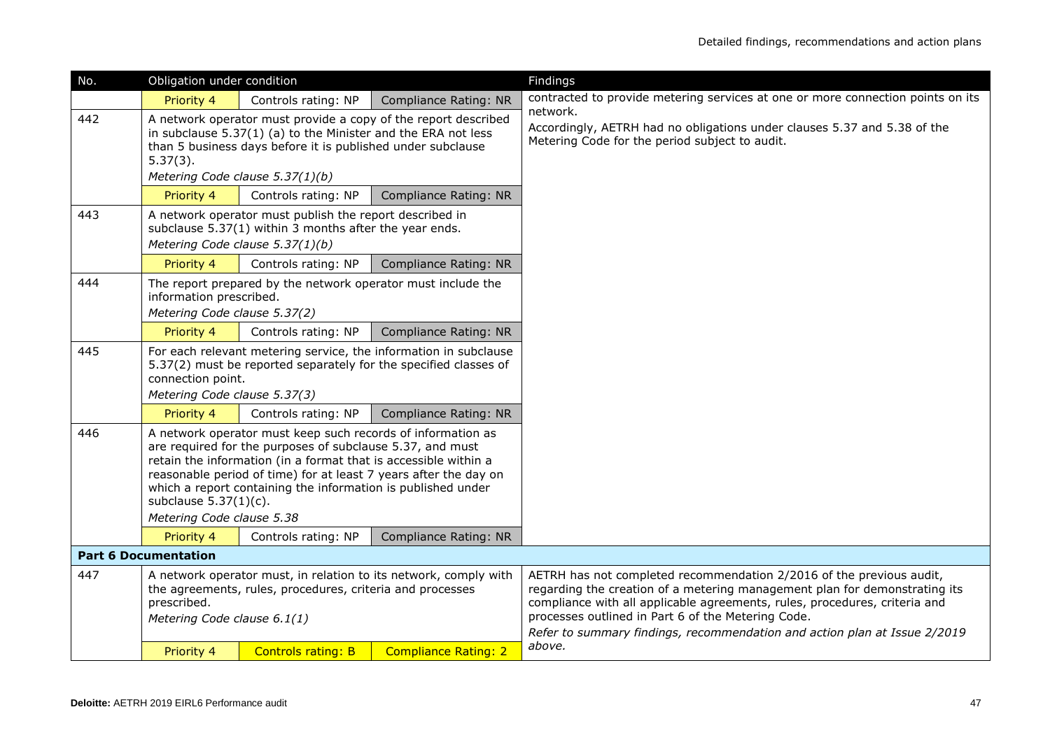| No. | Obligation under condition | | | Findings |
|---|---|---|---|---|
| | Priority 4 | Controls rating: NP | Compliance Rating: NR | contracted to provide metering services at one or more connection points on its network.<br><br>Accordingly, AETRH had no obligations under clauses 5.37 and 5.38 of the Metering Code for the period subject to audit. |
| 442 | A network operator must provide a copy of the report described in subclause 5.37(1) (a) to the Minister and the ERA not less than 5 business days before it is published under subclause 5.37(3).<br>*Metering Code clause 5.37(1)(b)* | | | |
| | Priority 4 | Controls rating: NP | Compliance Rating: NR | |
| 443 | A network operator must publish the report described in subclause 5.37(1) within 3 months after the year ends.<br>*Metering Code clause 5.37(1)(b)* | | | |
| | Priority 4 | Controls rating: NP | Compliance Rating: NR | |
| 444 | The report prepared by the network operator must include the information prescribed.<br>*Metering Code clause 5.37(2)* | | | |
| | Priority 4 | Controls rating: NP | Compliance Rating: NR | |
| 445 | For each relevant metering service, the information in subclause 5.37(2) must be reported separately for the specified classes of connection point.<br>*Metering Code clause 5.37(3)* | | | |
| | Priority 4 | Controls rating: NP | Compliance Rating: NR | |
| 446 | A network operator must keep such records of information as are required for the purposes of subclause 5.37, and must retain the information (in a format that is accessible within a reasonable period of time) for at least 7 years after the day on which a report containing the information is published under subclause 5.37(1)(c).<br>*Metering Code clause 5.38* | | | |
| | Priority 4 | Controls rating: NP | Compliance Rating: NR | |
| **Part 6 Documentation** | | | | |
| 447 | A network operator must, in relation to its network, comply with the agreements, rules, procedures, criteria and processes prescribed.<br>*Metering Code clause 6.1(1)* | | | AETRH has not completed recommendation 2/2016 of the previous audit, regarding the creation of a metering management plan for demonstrating its compliance with all applicable agreements, rules, procedures, criteria and processes outlined in Part 6 of the Metering Code.<br>*Refer to summary findings, recommendation and action plan at Issue 2/2019 above.* |
| | Priority 4 | Controls rating: B | Compliance Rating: 2 | |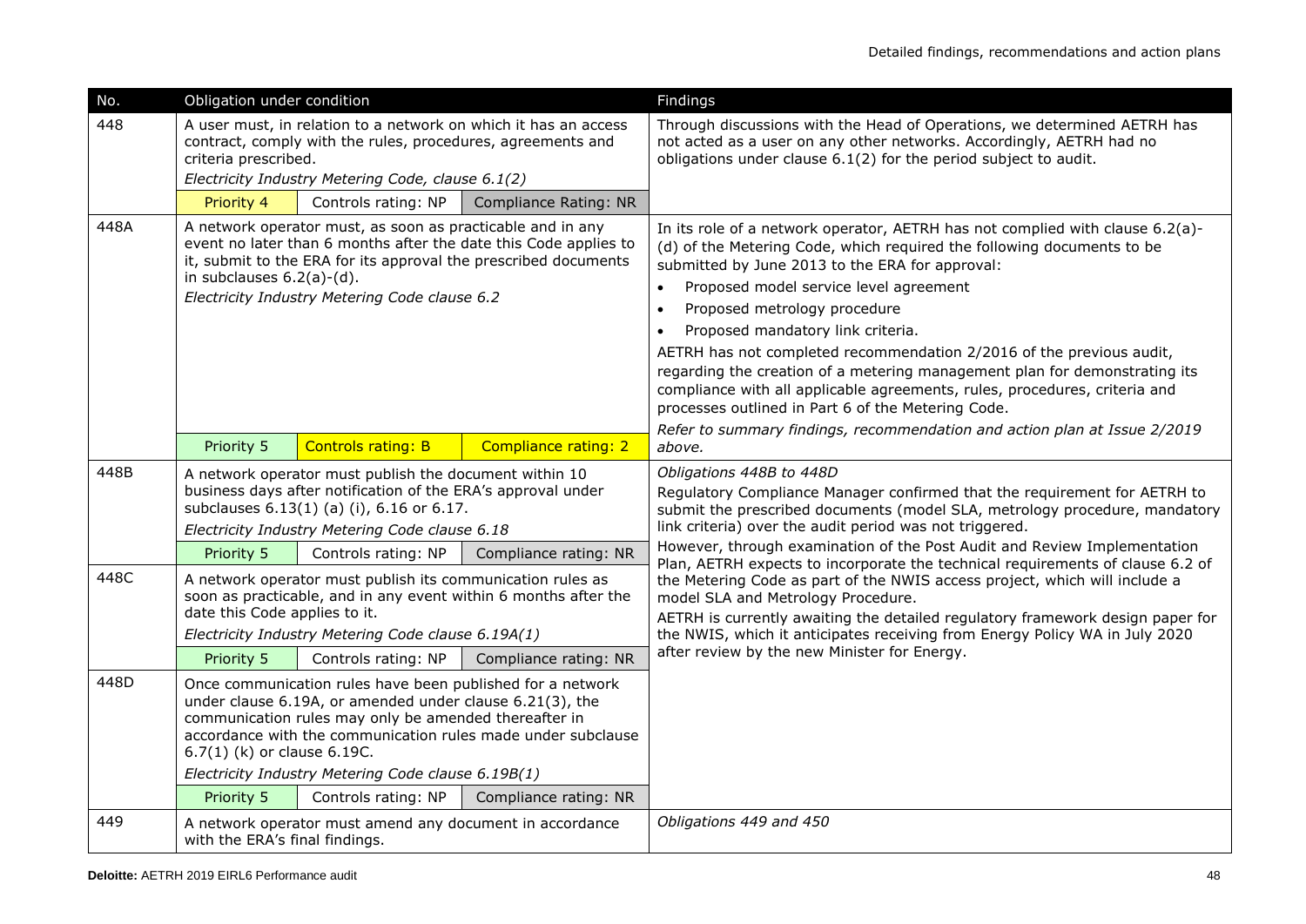| No. | Obligation under condition | | | Findings |
|---|---|---|---|---|
| 448 | A user must, in relation to a network on which it has an access contract, comply with the rules, procedures, agreements and criteria prescribed.<br>*Electricity Industry Metering Code, clause 6.1(2)* | | | Through discussions with the Head of Operations, we determined AETRH has not acted as a user on any other networks. Accordingly, AETRH had no obligations under clause 6.1(2) for the period subject to audit. |
| | Priority 4 | Controls rating: NP | Compliance Rating: NR | |
| 448A | A network operator must, as soon as practicable and in any event no later than 6 months after the date this Code applies to it, submit to the ERA for its approval the prescribed documents in subclauses 6.2(a)-(d).<br>*Electricity Industry Metering Code clause 6.2* | | | In its role of a network operator, AETRH has not complied with clause 6.2(a)-(d) of the Metering Code, which required the following documents to be submitted by June 2013 to the ERA for approval:<br>• Proposed model service level agreement<br>• Proposed metrology procedure<br>• Proposed mandatory link criteria.<br>AETRH has not completed recommendation 2/2016 of the previous audit, regarding the creation of a metering management plan for demonstrating its compliance with all applicable agreements, rules, procedures, criteria and processes outlined in Part 6 of the Metering Code.<br>*Refer to summary findings, recommendation and action plan at Issue 2/2019 above.* |
| | Priority 5 | Controls rating: B | Compliance rating: 2 | |
| 448B | A network operator must publish the document within 10 business days after notification of the ERA's approval under subclauses 6.13(1) (a) (i), 6.16 or 6.17.<br>*Electricity Industry Metering Code clause 6.18* | | | *Obligations 448B to 448D*<br>Regulatory Compliance Manager confirmed that the requirement for AETRH to submit the prescribed documents (model SLA, metrology procedure, mandatory link criteria) over the audit period was not triggered.<br>However, through examination of the Post Audit and Review Implementation Plan, AETRH expects to incorporate the technical requirements of clause 6.2 of the Metering Code as part of the NWIS access project, which will include a model SLA and Metrology Procedure.<br>AETRH is currently awaiting the detailed regulatory framework design paper for the NWIS, which it anticipates receiving from Energy Policy WA in July 2020 after review by the new Minister for Energy. |
| | Priority 5 | Controls rating: NP | Compliance rating: NR | |
| 448C | A network operator must publish its communication rules as soon as practicable, and in any event within 6 months after the date this Code applies to it.<br>*Electricity Industry Metering Code clause 6.19A(1)* | | | |
| | Priority 5 | Controls rating: NP | Compliance rating: NR | |
| 448D | Once communication rules have been published for a network under clause 6.19A, or amended under clause 6.21(3), the communication rules may only be amended thereafter in accordance with the communication rules made under subclause 6.7(1) (k) or clause 6.19C.<br>*Electricity Industry Metering Code clause 6.19B(1)* | | | |
| | Priority 5 | Controls rating: NP | Compliance rating: NR | |
| 449 | A network operator must amend any document in accordance with the ERA's final findings. | | | *Obligations 449 and 450* |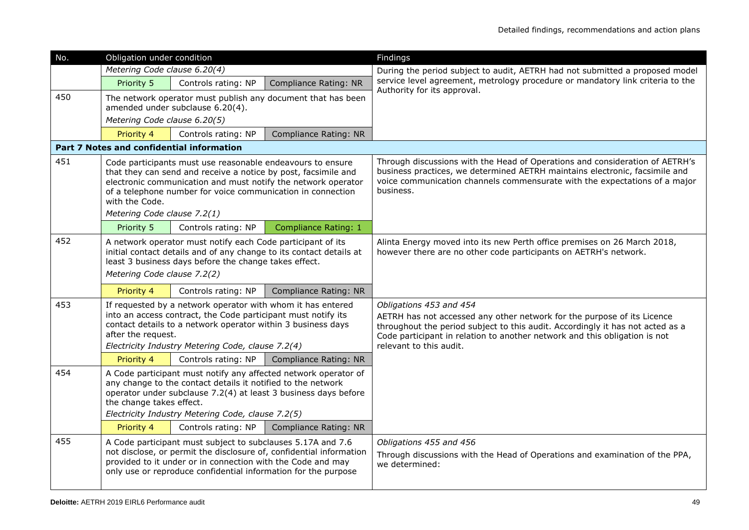| No. | Obligation under condition | | | Findings |
|---|---|---|---|---|
| | *Metering Code clause 6.20(4)* | | | During the period subject to audit, AETRH had not submitted a proposed model service level agreement, metrology procedure or mandatory link criteria to the Authority for its approval. |
| | Priority 5 | Controls rating: NP | Compliance Rating: NR | |
| 450 | The network operator must publish any document that has been amended under subclause 6.20(4). *Metering Code clause 6.20(5)* | | | |
| | Priority 4 | Controls rating: NP | Compliance Rating: NR | |
| **Part 7 Notes and confidential information** | | | | |
| 451 | Code participants must use reasonable endeavours to ensure that they can send and receive a notice by post, facsimile and electronic communication and must notify the network operator of a telephone number for voice communication in connection with the Code. *Metering Code clause 7.2(1)* | | | Through discussions with the Head of Operations and consideration of AETRH's business practices, we determined AETRH maintains electronic, facsimile and voice communication channels commensurate with the expectations of a major business. |
| | Priority 5 | Controls rating: NP | Compliance Rating: 1 | |
| 452 | A network operator must notify each Code participant of its initial contact details and of any change to its contact details at least 3 business days before the change takes effect. *Metering Code clause 7.2(2)* | | | Alinta Energy moved into its new Perth office premises on 26 March 2018, however there are no other code participants on AETRH's network. |
| | Priority 4 | Controls rating: NP | Compliance Rating: NR | |
| 453 | If requested by a network operator with whom it has entered into an access contract, the Code participant must notify its contact details to a network operator within 3 business days after the request. *Electricity Industry Metering Code, clause 7.2(4)* | | | *Obligations 453 and 454* AETRH has not accessed any other network for the purpose of its Licence throughout the period subject to this audit. Accordingly it has not acted as a Code participant in relation to another network and this obligation is not relevant to this audit. |
| | Priority 4 | Controls rating: NP | Compliance Rating: NR | |
| 454 | A Code participant must notify any affected network operator of any change to the contact details it notified to the network operator under subclause 7.2(4) at least 3 business days before the change takes effect. *Electricity Industry Metering Code, clause 7.2(5)* | | | |
| | Priority 4 | Controls rating: NP | Compliance Rating: NR | |
| 455 | A Code participant must subject to subclauses 5.17A and 7.6 not disclose, or permit the disclosure of, confidential information provided to it under or in connection with the Code and may only use or reproduce confidential information for the purpose | | | *Obligations 455 and 456* Through discussions with the Head of Operations and examination of the PPA, we determined: |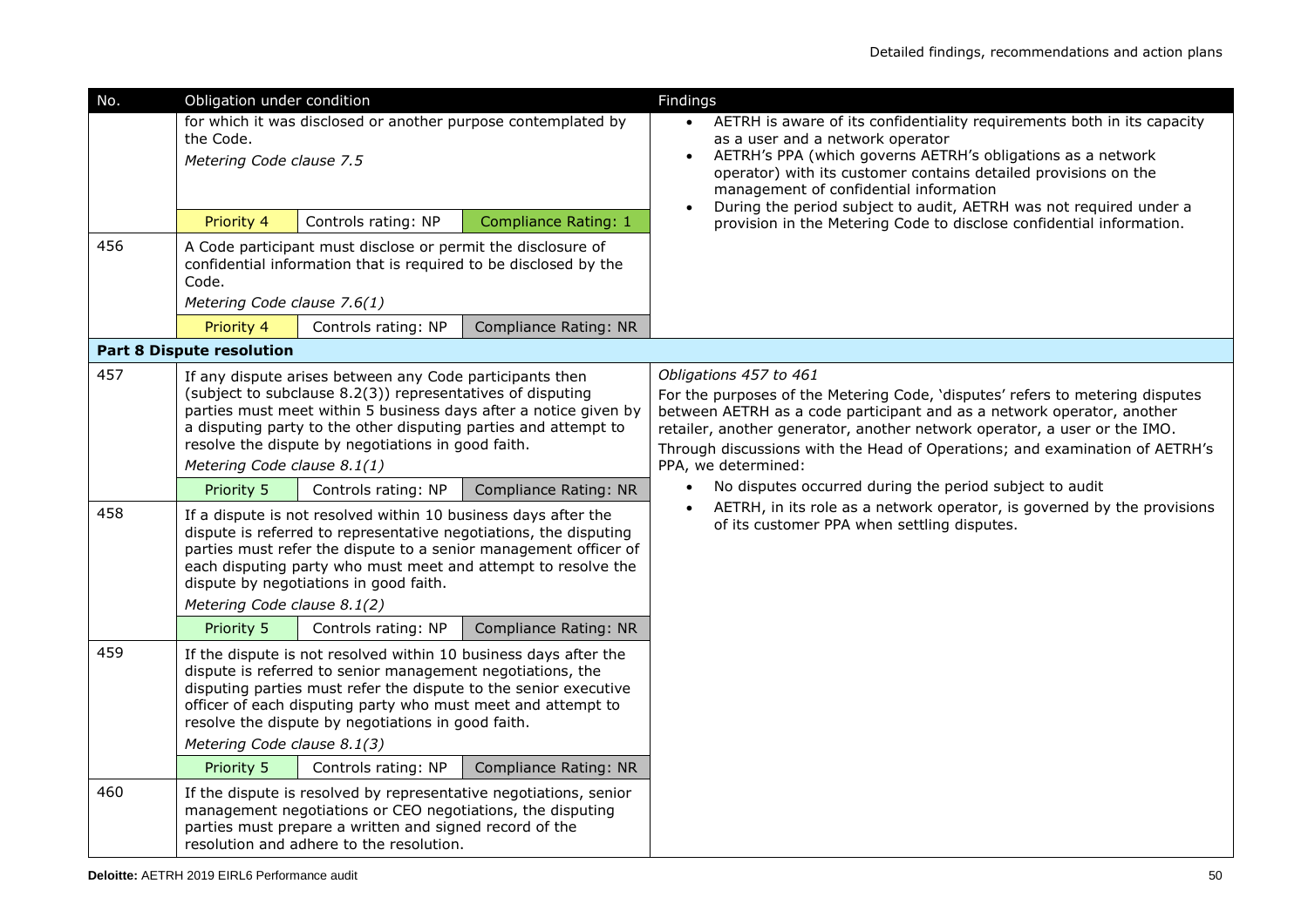| No. | Obligation under condition | | | Findings |
|---|---|---|---|---|
| | for which it was disclosed or another purpose contemplated by the Code. *Metering Code clause 7.5* | | | • AETRH is aware of its confidentiality requirements both in its capacity as a user and a network operator<br>• AETRH's PPA (which governs AETRH's obligations as a network operator) with its customer contains detailed provisions on the management of confidential information<br>• During the period subject to audit, AETRH was not required under a provision in the Metering Code to disclose confidential information. |
| | Priority 4 | Controls rating: NP | Compliance Rating: 1 | |
| 456 | A Code participant must disclose or permit the disclosure of confidential information that is required to be disclosed by the Code. *Metering Code clause 7.6(1)* | | | |
| | Priority 4 | Controls rating: NP | Compliance Rating: NR | |
| **Part 8 Dispute resolution** | | | | |
| 457 | If any dispute arises between any Code participants then (subject to subclause 8.2(3)) representatives of disputing parties must meet within 5 business days after a notice given by a disputing party to the other disputing parties and attempt to resolve the dispute by negotiations in good faith. *Metering Code clause 8.1(1)* | | | *Obligations 457 to 461*<br>For the purposes of the Metering Code, 'disputes' refers to metering disputes between AETRH as a code participant and as a network operator, another retailer, another generator, another network operator, a user or the IMO. Through discussions with the Head of Operations; and examination of AETRH's PPA, we determined:<br>• No disputes occurred during the period subject to audit<br>• AETRH, in its role as a network operator, is governed by the provisions of its customer PPA when settling disputes. |
| | Priority 5 | Controls rating: NP | Compliance Rating: NR | |
| 458 | If a dispute is not resolved within 10 business days after the dispute is referred to representative negotiations, the disputing parties must refer the dispute to a senior management officer of each disputing party who must meet and attempt to resolve the dispute by negotiations in good faith. *Metering Code clause 8.1(2)* | | | |
| | Priority 5 | Controls rating: NP | Compliance Rating: NR | |
| 459 | If the dispute is not resolved within 10 business days after the dispute is referred to senior management negotiations, the disputing parties must refer the dispute to the senior executive officer of each disputing party who must meet and attempt to resolve the dispute by negotiations in good faith. *Metering Code clause 8.1(3)* | | | |
| | Priority 5 | Controls rating: NP | Compliance Rating: NR | |
| 460 | If the dispute is resolved by representative negotiations, senior management negotiations or CEO negotiations, the disputing parties must prepare a written and signed record of the resolution and adhere to the resolution. | | | |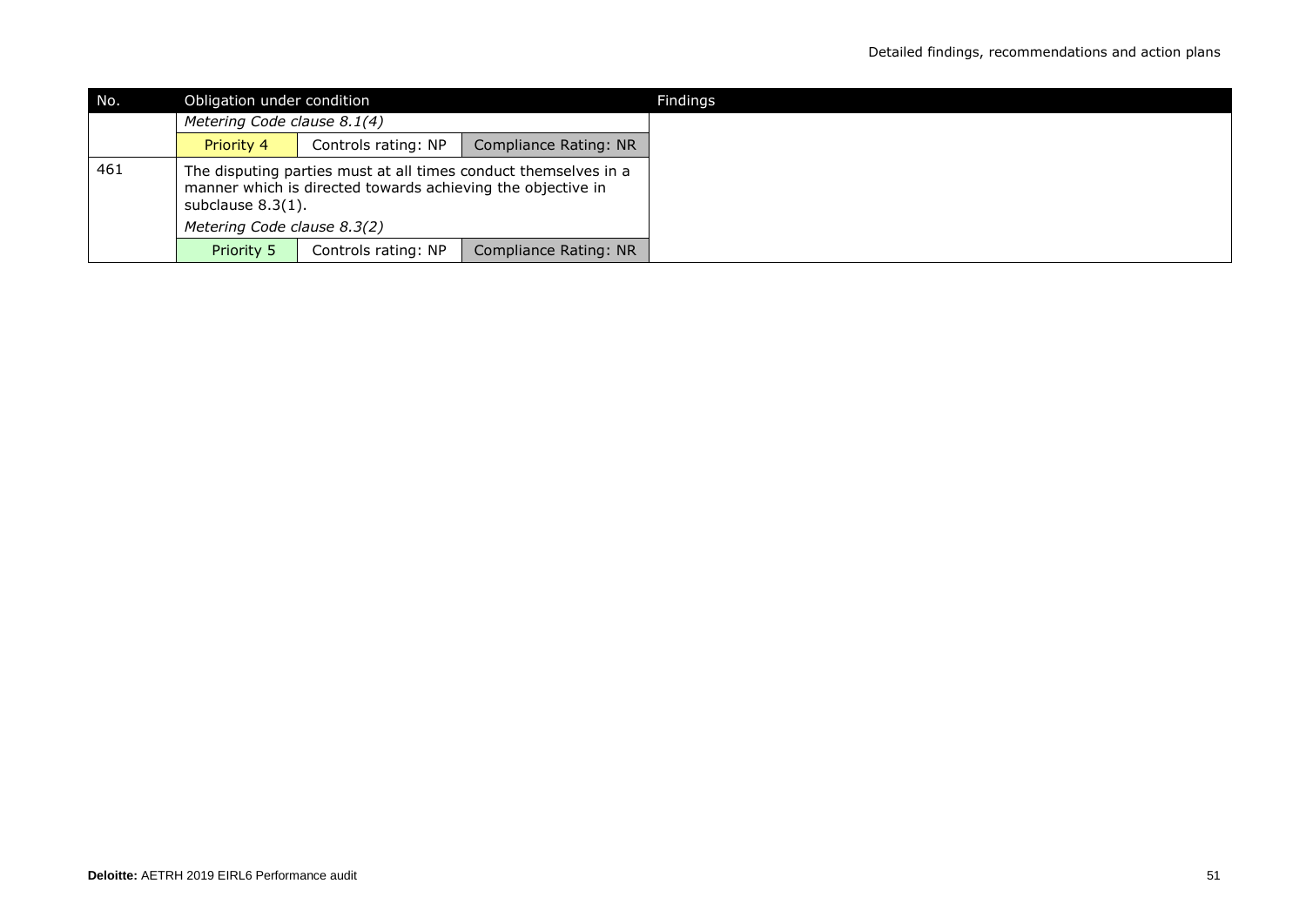| No. | Obligation under condition | | | Findings |
|---|---|---|---|---|
| | *Metering Code clause 8.1(4)* | | | |
| | Priority 4 | Controls rating: NP | Compliance Rating: NR | |
| 461 | The disputing parties must at all times conduct themselves in a manner which is directed towards achieving the objective in subclause 8.3(1). | | | |
| | *Metering Code clause 8.3(2)* | | | |
| | Priority 5 | Controls rating: NP | Compliance Rating: NR | |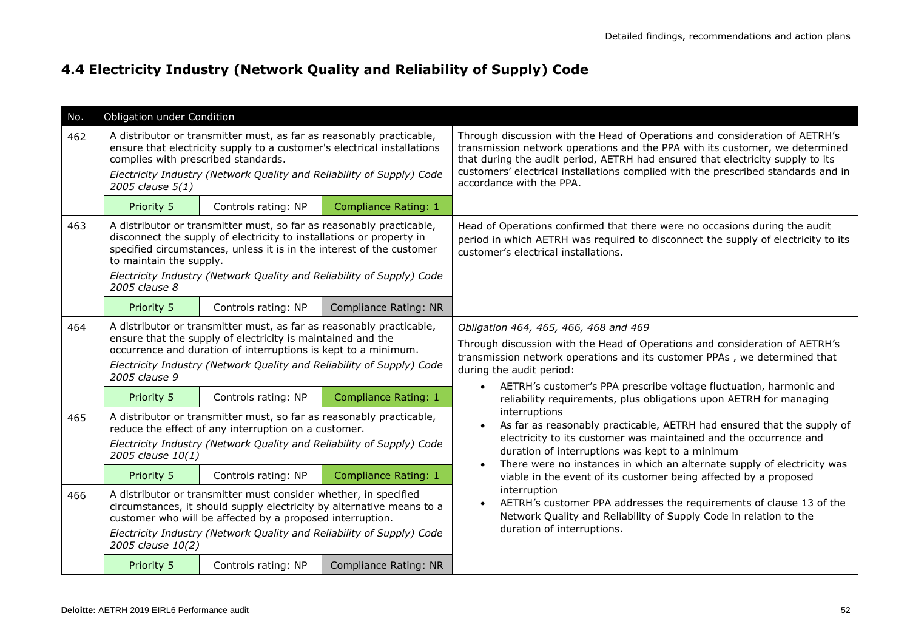## 4.4 Electricity Industry (Network Quality and Reliability of Supply) Code

| No. | Obligation under Condition | | | |
|---|---|---|---|---|
| 462 | A distributor or transmitter must, as far as reasonably practicable, ensure that electricity supply to a customer's electrical installations complies with prescribed standards.<br>*Electricity Industry (Network Quality and Reliability of Supply) Code 2005 clause 5(1)* | | | Through discussion with the Head of Operations and consideration of AETRH's transmission network operations and the PPA with its customer, we determined that during the audit period, AETRH had ensured that electricity supply to its customers' electrical installations complied with the prescribed standards and in accordance with the PPA. |
| | Priority 5 | Controls rating: NP | Compliance Rating: 1 | |
| 463 | A distributor or transmitter must, so far as reasonably practicable, disconnect the supply of electricity to installations or property in specified circumstances, unless it is in the interest of the customer to maintain the supply.<br>*Electricity Industry (Network Quality and Reliability of Supply) Code 2005 clause 8* | | | Head of Operations confirmed that there were no occasions during the audit period in which AETRH was required to disconnect the supply of electricity to its customer's electrical installations. |
| | Priority 5 | Controls rating: NP | Compliance Rating: NR | |
| 464 | A distributor or transmitter must, as far as reasonably practicable, ensure that the supply of electricity is maintained and the occurrence and duration of interruptions is kept to a minimum.<br>*Electricity Industry (Network Quality and Reliability of Supply) Code 2005 clause 9* | | | *Obligation 464, 465, 466, 468 and 469*<br>Through discussion with the Head of Operations and consideration of AETRH's transmission network operations and its customer PPAs , we determined that during the audit period:<br>• AETRH's customer's PPA prescribe voltage fluctuation, harmonic and reliability requirements, plus obligations upon AETRH for managing interruptions<br>• As far as reasonably practicable, AETRH had ensured that the supply of electricity to its customer was maintained and the occurrence and duration of interruptions was kept to a minimum<br>• There were no instances in which an alternate supply of electricity was viable in the event of its customer being affected by a proposed interruption<br>• AETRH's customer PPA addresses the requirements of clause 13 of the Network Quality and Reliability of Supply Code in relation to the duration of interruptions. |
| | Priority 5 | Controls rating: NP | Compliance Rating: 1 | |
| 465 | A distributor or transmitter must, so far as reasonably practicable, reduce the effect of any interruption on a customer.<br>*Electricity Industry (Network Quality and Reliability of Supply) Code 2005 clause 10(1)* | | | |
| | Priority 5 | Controls rating: NP | Compliance Rating: 1 | |
| 466 | A distributor or transmitter must consider whether, in specified circumstances, it should supply electricity by alternative means to a customer who will be affected by a proposed interruption.<br>*Electricity Industry (Network Quality and Reliability of Supply) Code 2005 clause 10(2)* | | | |
| | Priority 5 | Controls rating: NP | Compliance Rating: NR | |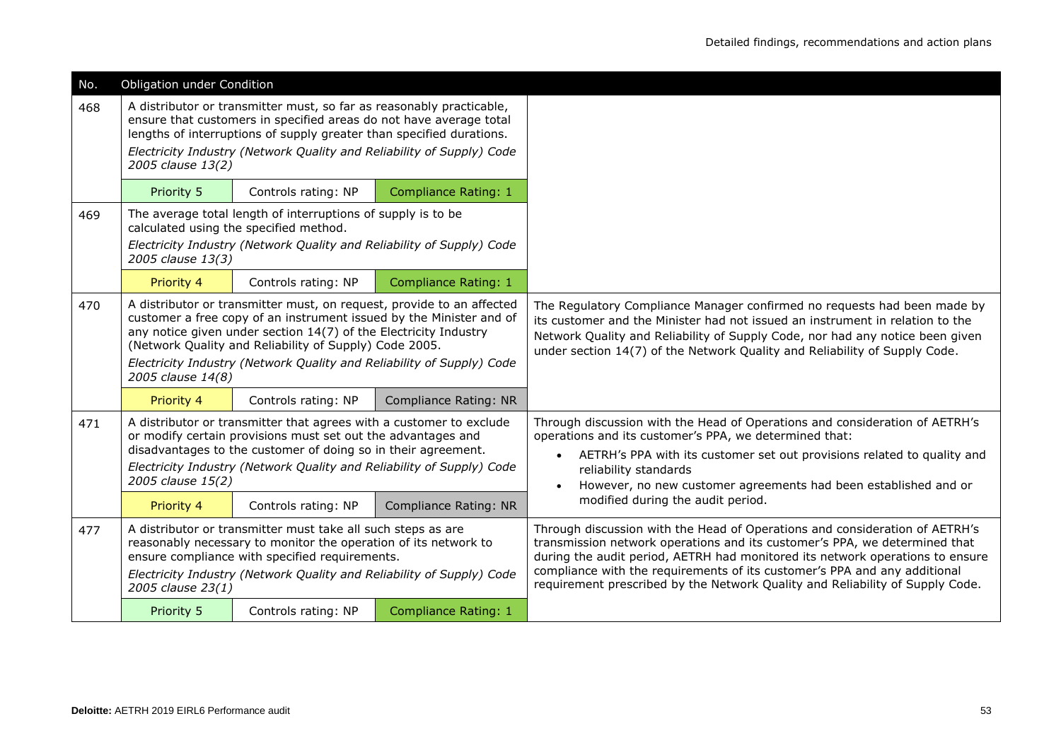| No. | Obligation under Condition | | | |
|---|---|---|---|---|
| 468 | A distributor or transmitter must, so far as reasonably practicable, ensure that customers in specified areas do not have average total lengths of interruptions of supply greater than specified durations.<br>*Electricity Industry (Network Quality and Reliability of Supply) Code 2005 clause 13(2)* | | | |
| | Priority 5 | Controls rating: NP | Compliance Rating: 1 | |
| 469 | The average total length of interruptions of supply is to be calculated using the specified method.<br>*Electricity Industry (Network Quality and Reliability of Supply) Code 2005 clause 13(3)* | | | |
| | Priority 4 | Controls rating: NP | Compliance Rating: 1 | |
| 470 | A distributor or transmitter must, on request, provide to an affected customer a free copy of an instrument issued by the Minister and of any notice given under section 14(7) of the Electricity Industry (Network Quality and Reliability of Supply) Code 2005.<br>*Electricity Industry (Network Quality and Reliability of Supply) Code 2005 clause 14(8)* | | | The Regulatory Compliance Manager confirmed no requests had been made by its customer and the Minister had not issued an instrument in relation to the Network Quality and Reliability of Supply Code, nor had any notice been given under section 14(7) of the Network Quality and Reliability of Supply Code. |
| | Priority 4 | Controls rating: NP | Compliance Rating: NR | |
| 471 | A distributor or transmitter that agrees with a customer to exclude or modify certain provisions must set out the advantages and disadvantages to the customer of doing so in their agreement.<br>*Electricity Industry (Network Quality and Reliability of Supply) Code 2005 clause 15(2)* | | | Through discussion with the Head of Operations and consideration of AETRH's operations and its customer's PPA, we determined that:<br>• AETRH's PPA with its customer set out provisions related to quality and reliability standards<br>• However, no new customer agreements had been established and or modified during the audit period. |
| | Priority 4 | Controls rating: NP | Compliance Rating: NR | |
| 477 | A distributor or transmitter must take all such steps as are reasonably necessary to monitor the operation of its network to ensure compliance with specified requirements.<br>*Electricity Industry (Network Quality and Reliability of Supply) Code 2005 clause 23(1)* | | | Through discussion with the Head of Operations and consideration of AETRH's transmission network operations and its customer's PPA, we determined that during the audit period, AETRH had monitored its network operations to ensure compliance with the requirements of its customer's PPA and any additional requirement prescribed by the Network Quality and Reliability of Supply Code. |
| | Priority 5 | Controls rating: NP | Compliance Rating: 1 | |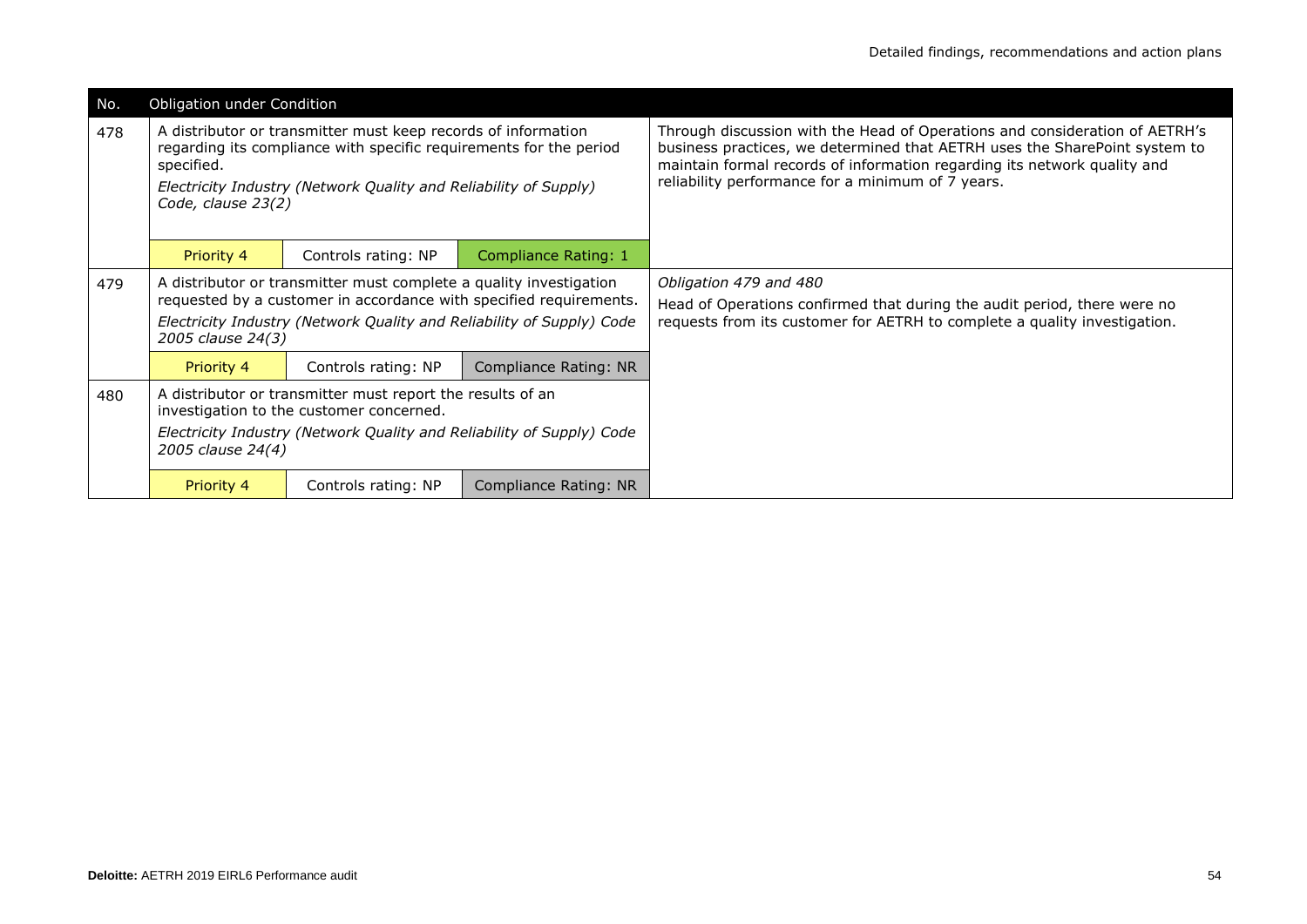| No. | Obligation under Condition | | | |
|---|---|---|---|---|
| 478 | A distributor or transmitter must keep records of information regarding its compliance with specific requirements for the period specified.<br>*Electricity Industry (Network Quality and Reliability of Supply) Code, clause 23(2)* | | | Through discussion with the Head of Operations and consideration of AETRH's business practices, we determined that AETRH uses the SharePoint system to maintain formal records of information regarding its network quality and reliability performance for a minimum of 7 years. |
| | Priority 4 | Controls rating: NP | Compliance Rating: 1 | |
| 479 | A distributor or transmitter must complete a quality investigation requested by a customer in accordance with specified requirements.<br>*Electricity Industry (Network Quality and Reliability of Supply) Code 2005 clause 24(3)* | | | *Obligation 479 and 480*<br>Head of Operations confirmed that during the audit period, there were no requests from its customer for AETRH to complete a quality investigation. |
| | Priority 4 | Controls rating: NP | Compliance Rating: NR | |
| 480 | A distributor or transmitter must report the results of an investigation to the customer concerned.<br>*Electricity Industry (Network Quality and Reliability of Supply) Code 2005 clause 24(4)* | | | |
| | Priority 4 | Controls rating: NP | Compliance Rating: NR | |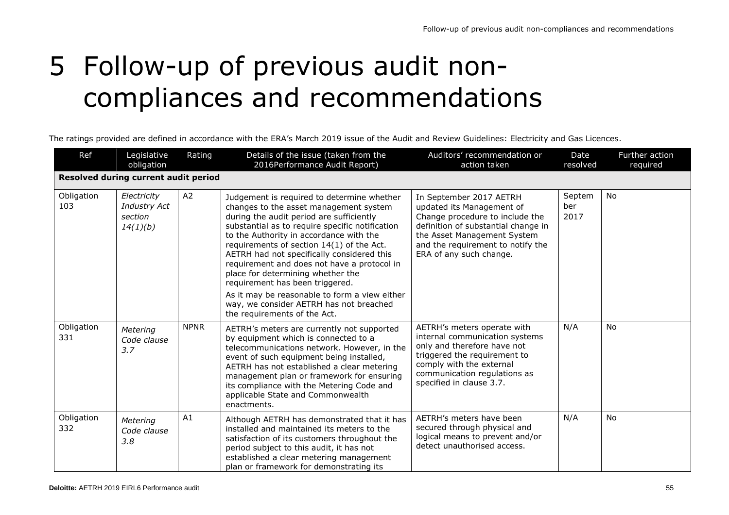# 5 Follow-up of previous audit non-compliances and recommendations

The ratings provided are defined in accordance with the ERA's March 2019 issue of the Audit and Review Guidelines: Electricity and Gas Licences.

| Ref | Legislative obligation | Rating | Details of the issue (taken from the 2016Performance Audit Report) | Auditors' recommendation or action taken | Date resolved | Further action required |
|---|---|---|---|---|---|---|
| **Resolved during current audit period** | | | | | | |
| Obligation 103 | *Electricity Industry Act section 14(1)(b)* | A2 | Judgement is required to determine whether changes to the asset management system during the audit period are sufficiently substantial as to require specific notification to the Authority in accordance with the requirements of section 14(1) of the Act. AETRH had not specifically considered this requirement and does not have a protocol in place for determining whether the requirement has been triggered.<br><br>As it may be reasonable to form a view either way, we consider AETRH has not breached the requirements of the Act. | In September 2017 AETRH updated its Management of Change procedure to include the definition of substantial change in the Asset Management System and the requirement to notify the ERA of any such change. | September 2017 | No |
| Obligation 331 | *Metering Code clause 3.7* | NPNR | AETRH's meters are currently not supported by equipment which is connected to a telecommunications network. However, in the event of such equipment being installed, AETRH has not established a clear metering management plan or framework for ensuring its compliance with the Metering Code and applicable State and Commonwealth enactments. | AETRH's meters operate with internal communication systems only and therefore have not triggered the requirement to comply with the external communication regulations as specified in clause 3.7. | N/A | No |
| Obligation 332 | *Metering Code clause 3.8* | A1 | Although AETRH has demonstrated that it has installed and maintained its meters to the satisfaction of its customers throughout the period subject to this audit, it has not established a clear metering management plan or framework for demonstrating its | AETRH's meters have been secured through physical and logical means to prevent and/or detect unauthorised access. | N/A | No |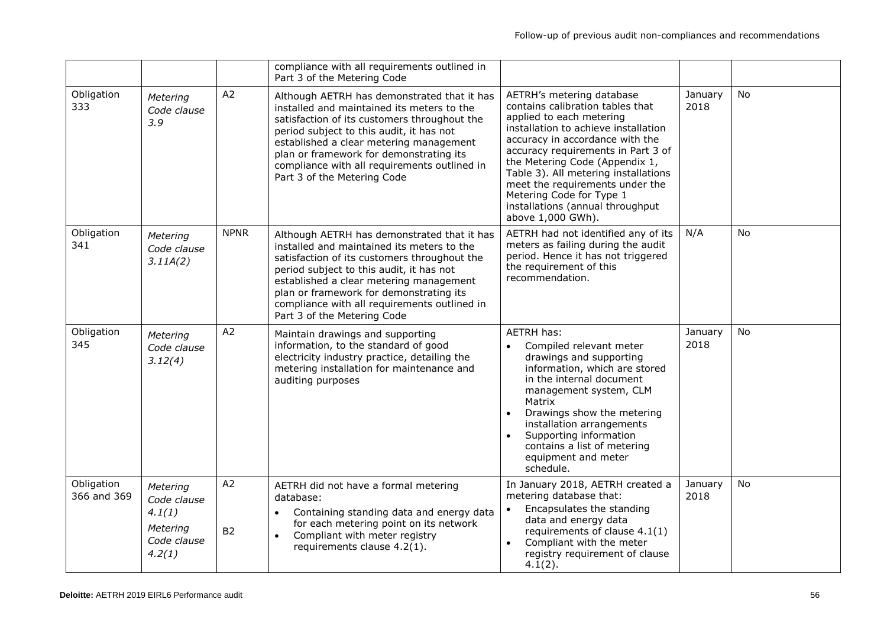| | | | compliance with all requirements outlined in Part 3 of the Metering Code | | | |
|---|---|---|---|---|---|---|
| Obligation 333 | *Metering Code clause 3.9* | A2 | Although AETRH has demonstrated that it has installed and maintained its meters to the satisfaction of its customers throughout the period subject to this audit, it has not established a clear metering management plan or framework for demonstrating its compliance with all requirements outlined in Part 3 of the Metering Code | AETRH's metering database contains calibration tables that applied to each metering installation to achieve installation accuracy in accordance with the accuracy requirements in Part 3 of the Metering Code (Appendix 1, Table 3). All metering installations meet the requirements under the Metering Code for Type 1 installations (annual throughput above 1,000 GWh). | January 2018 | No |
| Obligation 341 | *Metering Code clause 3.11A(2)* | NPNR | Although AETRH has demonstrated that it has installed and maintained its meters to the satisfaction of its customers throughout the period subject to this audit, it has not established a clear metering management plan or framework for demonstrating its compliance with all requirements outlined in Part 3 of the Metering Code | AETRH had not identified any of its meters as failing during the audit period. Hence it has not triggered the requirement of this recommendation. | N/A | No |
| Obligation 345 | *Metering Code clause 3.12(4)* | A2 | Maintain drawings and supporting information, to the standard of good electricity industry practice, detailing the metering installation for maintenance and auditing purposes | AETRH has:<br>• Compiled relevant meter drawings and supporting information, which are stored in the internal document management system, CLM Matrix<br>• Drawings show the metering installation arrangements<br>• Supporting information contains a list of metering equipment and meter schedule. | January 2018 | No |
| Obligation 366 and 369 | *Metering Code clause 4.1(1)*<br>*Metering Code clause 4.2(1)* | A2<br>B2 | AETRH did not have a formal metering database:<br>• Containing standing data and energy data for each metering point on its network<br>• Compliant with meter registry requirements clause 4.2(1). | In January 2018, AETRH created a metering database that:<br>• Encapsulates the standing data and energy data requirements of clause 4.1(1)<br>• Compliant with the meter registry requirement of clause 4.1(2). | January 2018 | No |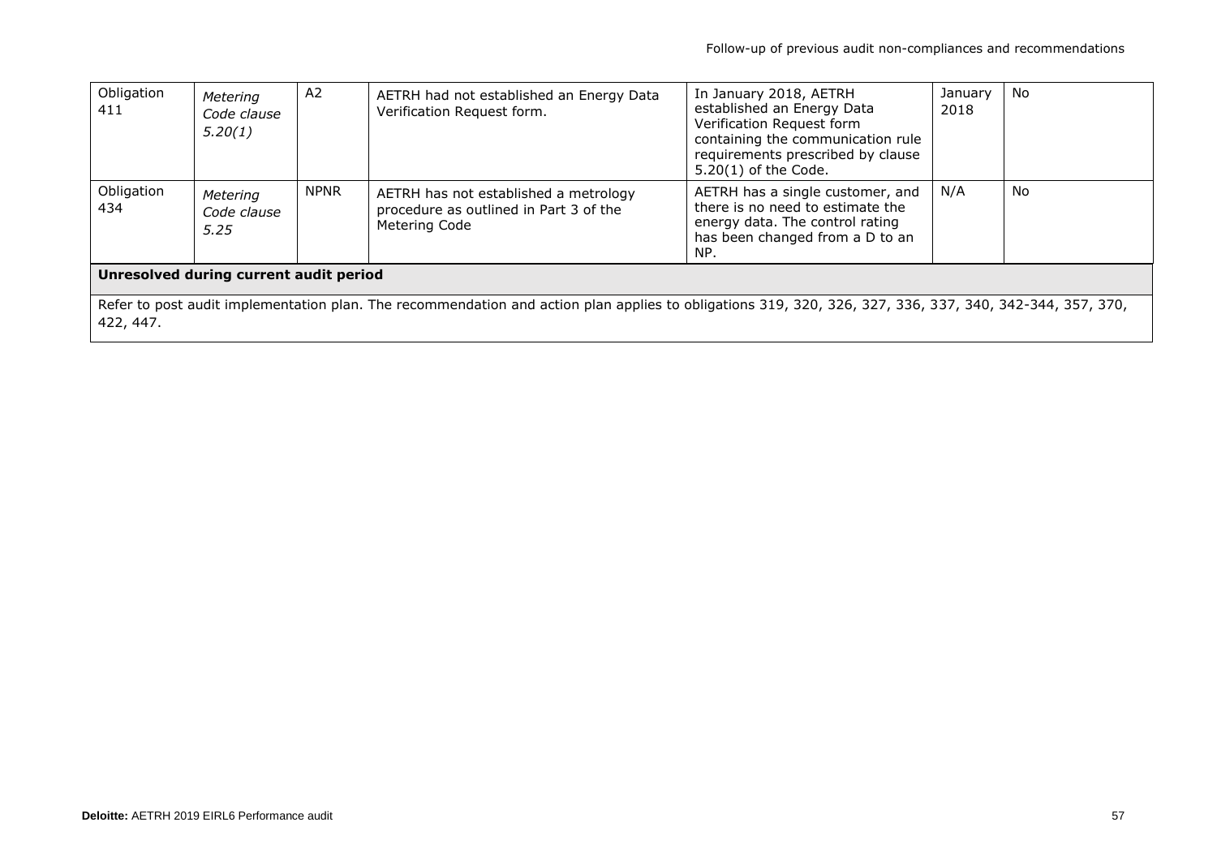| Obligation 411 | *Metering Code clause 5.20(1)* | A2 | AETRH had not established an Energy Data Verification Request form. | In January 2018, AETRH established an Energy Data Verification Request form containing the communication rule requirements prescribed by clause 5.20(1) of the Code. | January 2018 | No |
|---|---|---|---|---|---|---|
| Obligation 434 | *Metering Code clause 5.25* | NPNR | AETRH has not established a metrology procedure as outlined in Part 3 of the Metering Code | AETRH has a single customer, and there is no need to estimate the energy data. The control rating has been changed from a D to an NP. | N/A | No |
| **Unresolved during current audit period** | | | | | | |
| Refer to post audit implementation plan. The recommendation and action plan applies to obligations 319, 320, 326, 327, 336, 337, 340, 342-344, 357, 370, 422, 447. | | | | | | |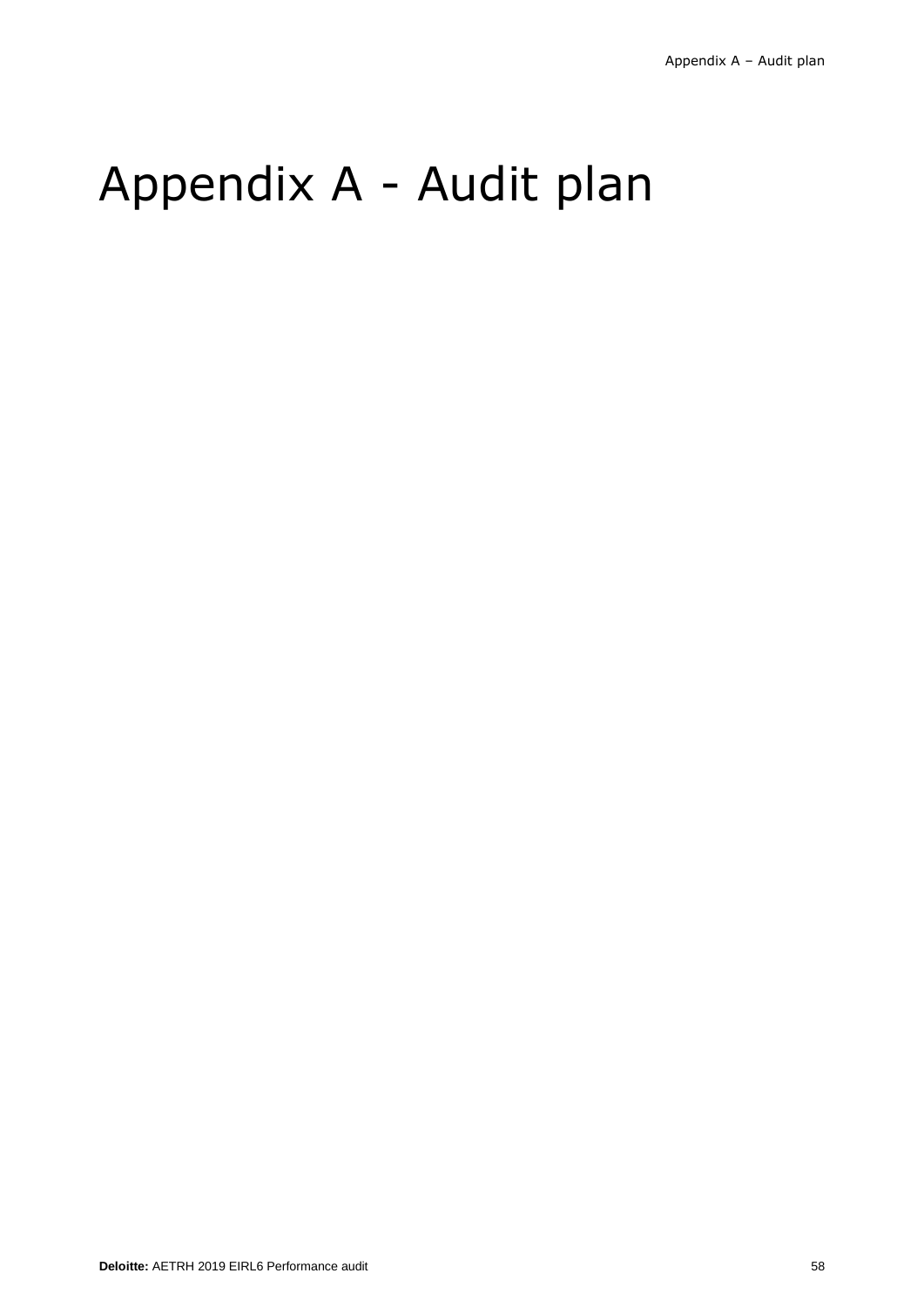# Appendix A - Audit plan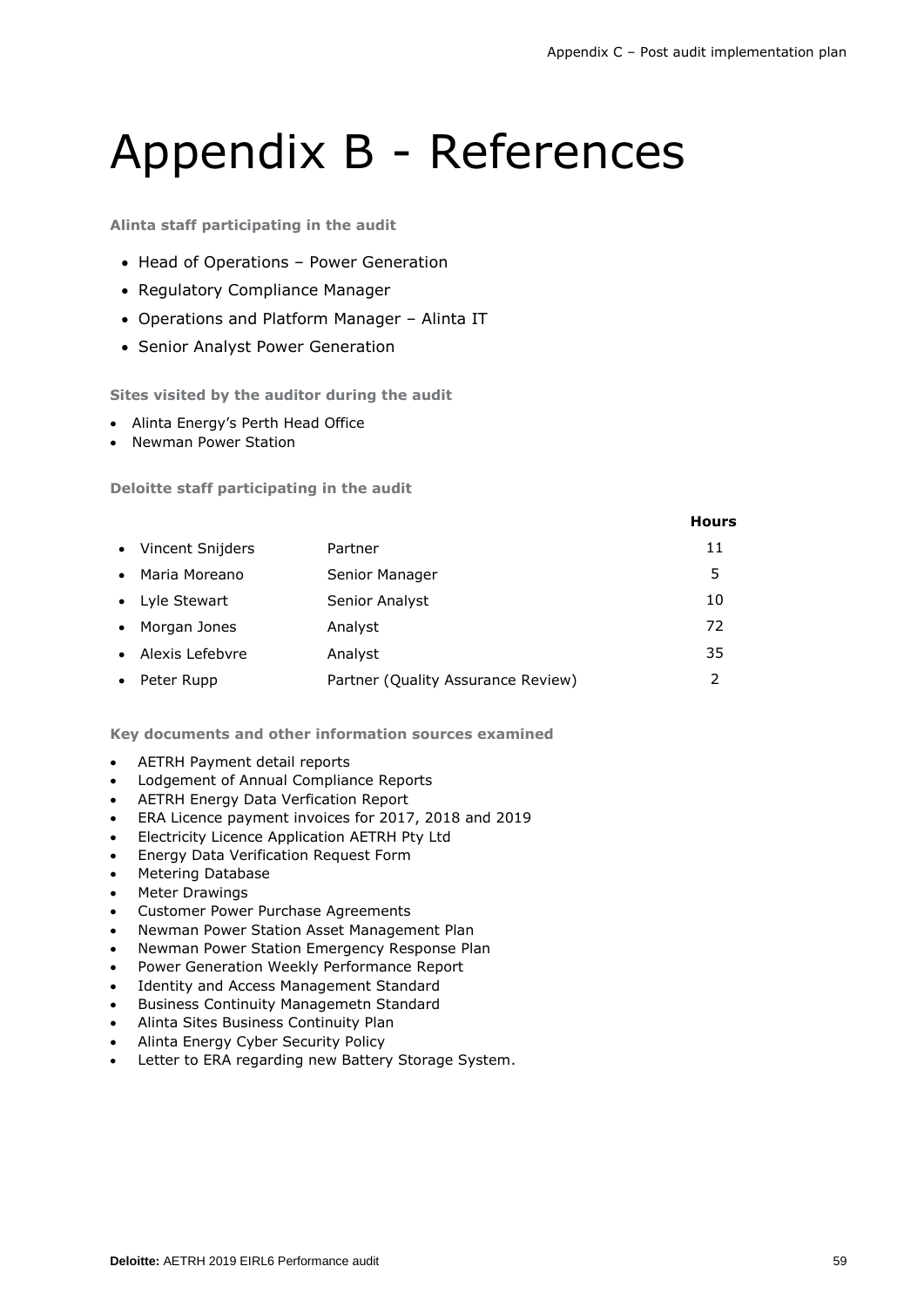# Appendix B - References

**Alinta staff participating in the audit**

- Head of Operations – Power Generation
- Regulatory Compliance Manager
- Operations and Platform Manager – Alinta IT
- Senior Analyst Power Generation

**Sites visited by the auditor during the audit**

- Alinta Energy's Perth Head Office
- Newman Power Station

**Deloitte staff participating in the audit**

| | | Hours |
|---|---|---|
| Vincent Snijders | Partner | 11 |
| Maria Moreano | Senior Manager | 5 |
| Lyle Stewart | Senior Analyst | 10 |
| Morgan Jones | Analyst | 72 |
| Alexis Lefebvre | Analyst | 35 |
| Peter Rupp | Partner (Quality Assurance Review) | 2 |

**Key documents and other information sources examined**

- AETRH Payment detail reports
- Lodgement of Annual Compliance Reports
- AETRH Energy Data Verfication Report
- ERA Licence payment invoices for 2017, 2018 and 2019
- Electricity Licence Application AETRH Pty Ltd
- Energy Data Verification Request Form
- Metering Database
- Meter Drawings
- Customer Power Purchase Agreements
- Newman Power Station Asset Management Plan
- Newman Power Station Emergency Response Plan
- Power Generation Weekly Performance Report
- Identity and Access Management Standard
- Business Continuity Managemetn Standard
- Alinta Sites Business Continuity Plan
- Alinta Energy Cyber Security Policy
- Letter to ERA regarding new Battery Storage System.